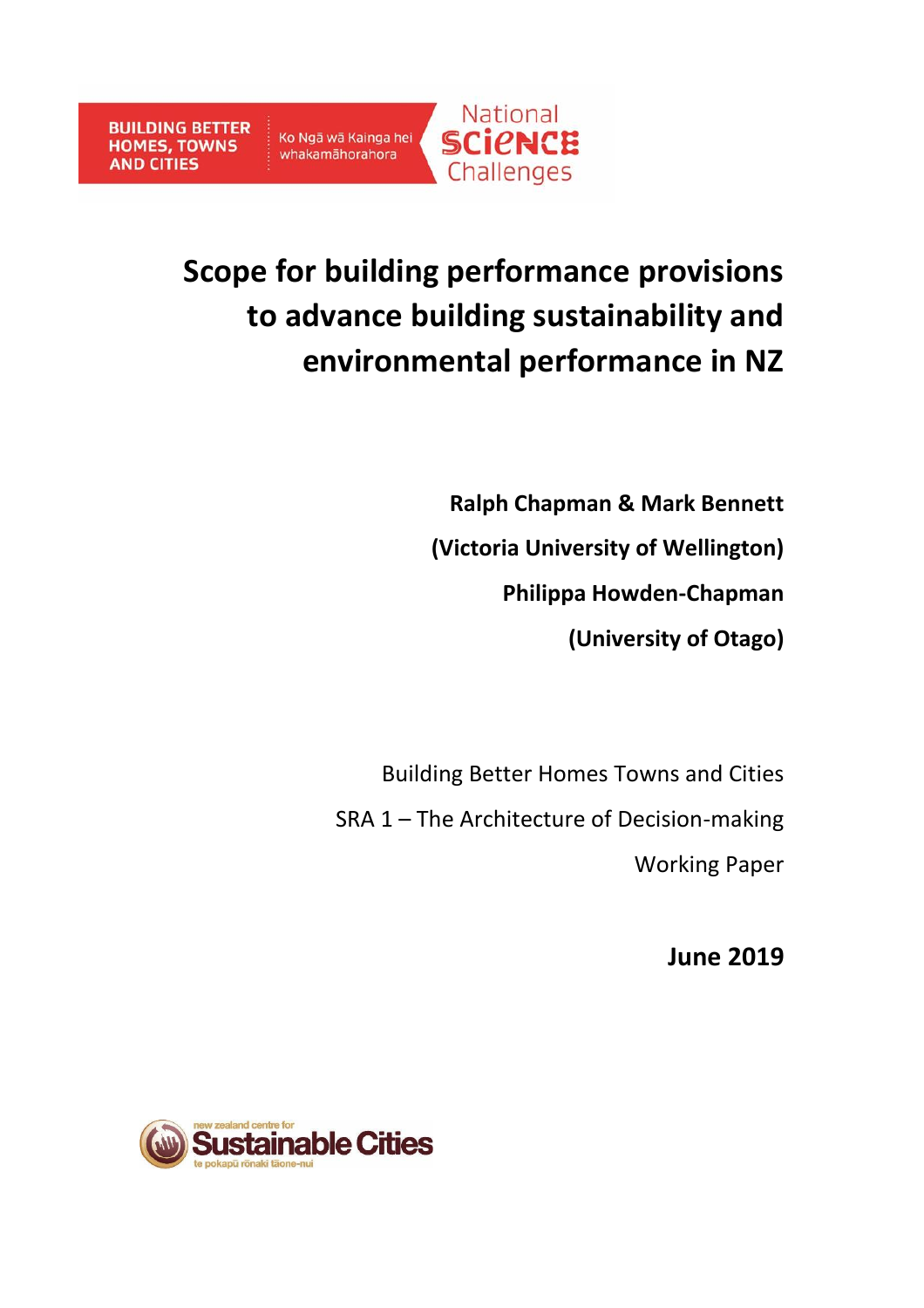BUILDING BETTER HOMES, TOWNS AND CITIES | Ko Ngā wā Kainga hei whakamāhorahora | National Science Challenges

# Scope for building performance provisions to advance building sustainability and environmental performance in NZ

**Ralph Chapman & Mark Bennett**

**(Victoria University of Wellington)**

**Philippa Howden-Chapman**

**(University of Otago)**

Building Better Homes Towns and Cities

SRA 1 – The Architecture of Decision-making

Working Paper

**June 2019**

new zealand centre for Sustainable Cities
te pokapū rōnaki tāone-nui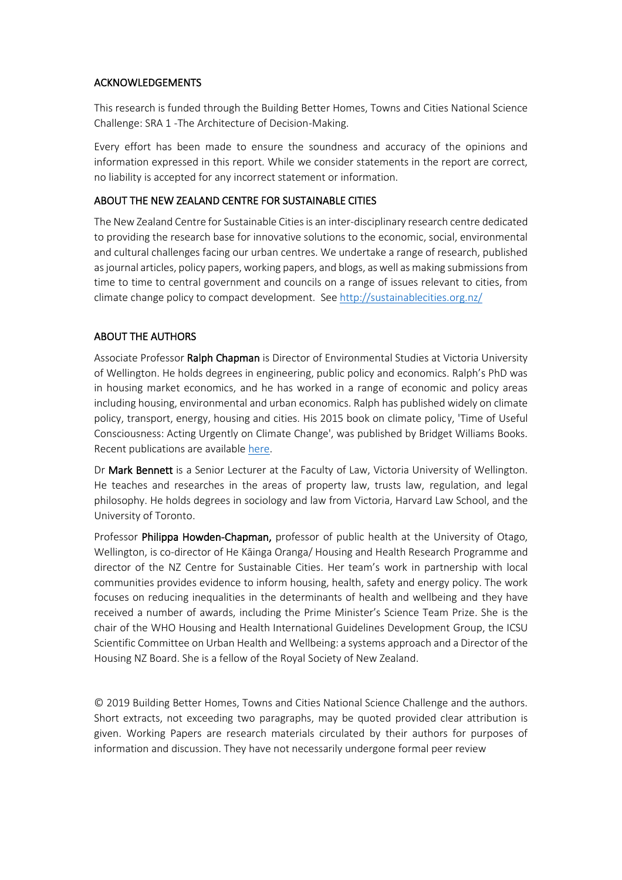## ACKNOWLEDGEMENTS

This research is funded through the Building Better Homes, Towns and Cities National Science Challenge: SRA 1 -The Architecture of Decision-Making.

Every effort has been made to ensure the soundness and accuracy of the opinions and information expressed in this report. While we consider statements in the report are correct, no liability is accepted for any incorrect statement or information.

## ABOUT THE NEW ZEALAND CENTRE FOR SUSTAINABLE CITIES

The New Zealand Centre for Sustainable Cities is an inter-disciplinary research centre dedicated to providing the research base for innovative solutions to the economic, social, environmental and cultural challenges facing our urban centres. We undertake a range of research, published as journal articles, policy papers, working papers, and blogs, as well as making submissions from time to time to central government and councils on a range of issues relevant to cities, from climate change policy to compact development. See [http://sustainablecities.org.nz/](http://sustainablecities.org.nz/)

## ABOUT THE AUTHORS

Associate Professor **Ralph Chapman** is Director of Environmental Studies at Victoria University of Wellington. He holds degrees in engineering, public policy and economics. Ralph's PhD was in housing market economics, and he has worked in a range of economic and policy areas including housing, environmental and urban economics. Ralph has published widely on climate policy, transport, energy, housing and cities. His 2015 book on climate policy, 'Time of Useful Consciousness: Acting Urgently on Climate Change', was published by Bridget Williams Books. Recent publications are available here.

Dr **Mark Bennett** is a Senior Lecturer at the Faculty of Law, Victoria University of Wellington. He teaches and researches in the areas of property law, trusts law, regulation, and legal philosophy. He holds degrees in sociology and law from Victoria, Harvard Law School, and the University of Toronto.

Professor **Philippa Howden-Chapman,** professor of public health at the University of Otago, Wellington, is co-director of He Kāinga Oranga/ Housing and Health Research Programme and director of the NZ Centre for Sustainable Cities. Her team's work in partnership with local communities provides evidence to inform housing, health, safety and energy policy. The work focuses on reducing inequalities in the determinants of health and wellbeing and they have received a number of awards, including the Prime Minister's Science Team Prize. She is the chair of the WHO Housing and Health International Guidelines Development Group, the ICSU Scientific Committee on Urban Health and Wellbeing: a systems approach and a Director of the Housing NZ Board. She is a fellow of the Royal Society of New Zealand.

© 2019 Building Better Homes, Towns and Cities National Science Challenge and the authors. Short extracts, not exceeding two paragraphs, may be quoted provided clear attribution is given. Working Papers are research materials circulated by their authors for purposes of information and discussion. They have not necessarily undergone formal peer review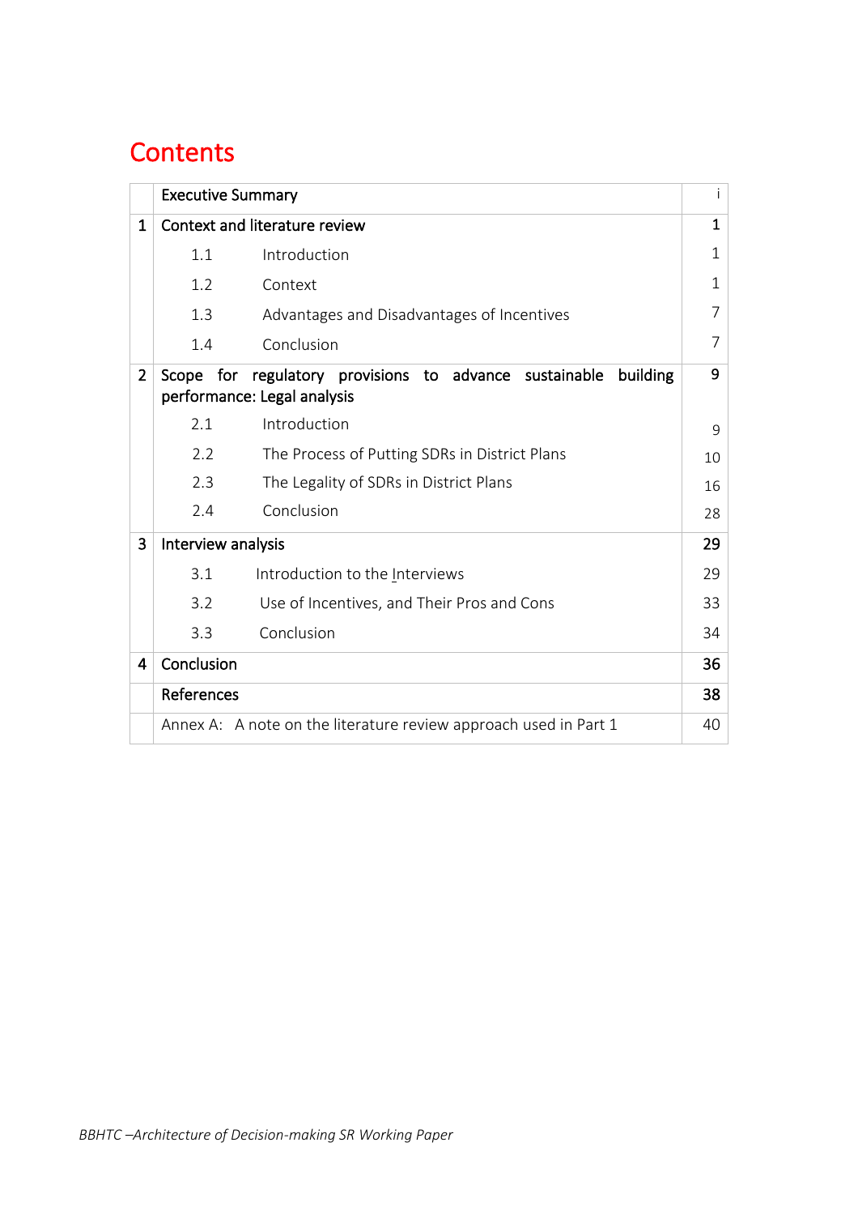# Contents

| | | |
|---|---|---|
| | **Executive Summary** | i |
| **1** | **Context and literature review** | **1** |
| | 1.1 Introduction | 1 |
| | 1.2 Context | 1 |
| | 1.3 Advantages and Disadvantages of Incentives | 7 |
| | 1.4 Conclusion | 7 |
| **2** | **Scope for regulatory provisions to advance sustainable building performance: Legal analysis** | **9** |
| | 2.1 Introduction | 9 |
| | 2.2 The Process of Putting SDRs in District Plans | 10 |
| | 2.3 The Legality of SDRs in District Plans | 16 |
| | 2.4 Conclusion | 28 |
| **3** | **Interview analysis** | **29** |
| | 3.1 Introduction to the Interviews | 29 |
| | 3.2 Use of Incentives, and Their Pros and Cons | 33 |
| | 3.3 Conclusion | 34 |
| **4** | **Conclusion** | **36** |
| | **References** | **38** |
| | Annex A: A note on the literature review approach used in Part 1 | 40 |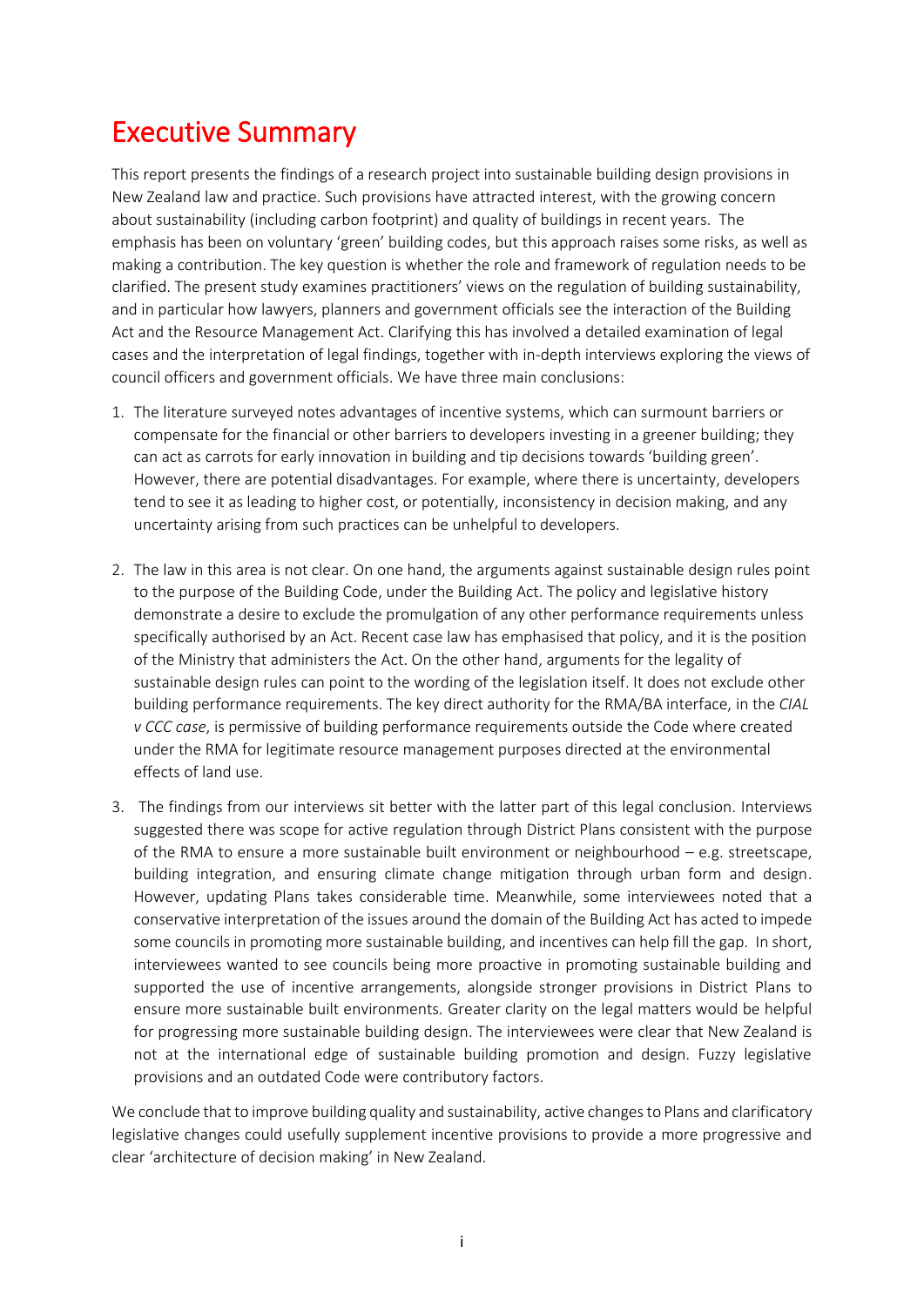# Executive Summary

This report presents the findings of a research project into sustainable building design provisions in New Zealand law and practice. Such provisions have attracted interest, with the growing concern about sustainability (including carbon footprint) and quality of buildings in recent years. The emphasis has been on voluntary 'green' building codes, but this approach raises some risks, as well as making a contribution. The key question is whether the role and framework of regulation needs to be clarified. The present study examines practitioners' views on the regulation of building sustainability, and in particular how lawyers, planners and government officials see the interaction of the Building Act and the Resource Management Act. Clarifying this has involved a detailed examination of legal cases and the interpretation of legal findings, together with in-depth interviews exploring the views of council officers and government officials. We have three main conclusions:

1. The literature surveyed notes advantages of incentive systems, which can surmount barriers or compensate for the financial or other barriers to developers investing in a greener building; they can act as carrots for early innovation in building and tip decisions towards 'building green'. However, there are potential disadvantages. For example, where there is uncertainty, developers tend to see it as leading to higher cost, or potentially, inconsistency in decision making, and any uncertainty arising from such practices can be unhelpful to developers.

2. The law in this area is not clear. On one hand, the arguments against sustainable design rules point to the purpose of the Building Code, under the Building Act. The policy and legislative history demonstrate a desire to exclude the promulgation of any other performance requirements unless specifically authorised by an Act. Recent case law has emphasised that policy, and it is the position of the Ministry that administers the Act. On the other hand, arguments for the legality of sustainable design rules can point to the wording of the legislation itself. It does not exclude other building performance requirements. The key direct authority for the RMA/BA interface, in the *CIAL v CCC case*, is permissive of building performance requirements outside the Code where created under the RMA for legitimate resource management purposes directed at the environmental effects of land use.

3. The findings from our interviews sit better with the latter part of this legal conclusion. Interviews suggested there was scope for active regulation through District Plans consistent with the purpose of the RMA to ensure a more sustainable built environment or neighbourhood – e.g. streetscape, building integration, and ensuring climate change mitigation through urban form and design. However, updating Plans takes considerable time. Meanwhile, some interviewees noted that a conservative interpretation of the issues around the domain of the Building Act has acted to impede some councils in promoting more sustainable building, and incentives can help fill the gap. In short, interviewees wanted to see councils being more proactive in promoting sustainable building and supported the use of incentive arrangements, alongside stronger provisions in District Plans to ensure more sustainable built environments. Greater clarity on the legal matters would be helpful for progressing more sustainable building design. The interviewees were clear that New Zealand is not at the international edge of sustainable building promotion and design. Fuzzy legislative provisions and an outdated Code were contributory factors.

We conclude that to improve building quality and sustainability, active changes to Plans and clarificatory legislative changes could usefully supplement incentive provisions to provide a more progressive and clear 'architecture of decision making' in New Zealand.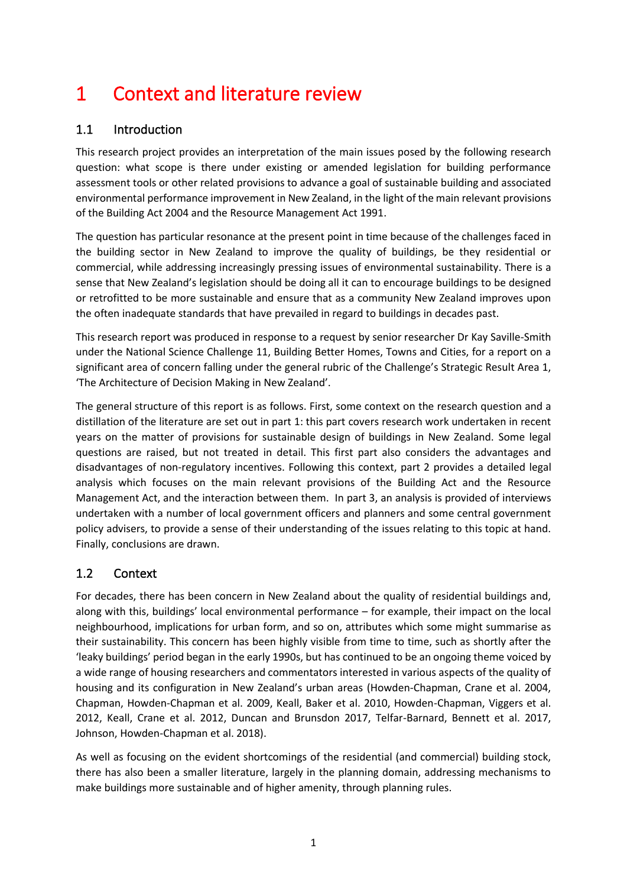# 1 Context and literature review

## 1.1 Introduction

This research project provides an interpretation of the main issues posed by the following research question: what scope is there under existing or amended legislation for building performance assessment tools or other related provisions to advance a goal of sustainable building and associated environmental performance improvement in New Zealand, in the light of the main relevant provisions of the Building Act 2004 and the Resource Management Act 1991.

The question has particular resonance at the present point in time because of the challenges faced in the building sector in New Zealand to improve the quality of buildings, be they residential or commercial, while addressing increasingly pressing issues of environmental sustainability. There is a sense that New Zealand's legislation should be doing all it can to encourage buildings to be designed or retrofitted to be more sustainable and ensure that as a community New Zealand improves upon the often inadequate standards that have prevailed in regard to buildings in decades past.

This research report was produced in response to a request by senior researcher Dr Kay Saville-Smith under the National Science Challenge 11, Building Better Homes, Towns and Cities, for a report on a significant area of concern falling under the general rubric of the Challenge's Strategic Result Area 1, 'The Architecture of Decision Making in New Zealand'.

The general structure of this report is as follows. First, some context on the research question and a distillation of the literature are set out in part 1: this part covers research work undertaken in recent years on the matter of provisions for sustainable design of buildings in New Zealand. Some legal questions are raised, but not treated in detail. This first part also considers the advantages and disadvantages of non-regulatory incentives. Following this context, part 2 provides a detailed legal analysis which focuses on the main relevant provisions of the Building Act and the Resource Management Act, and the interaction between them. In part 3, an analysis is provided of interviews undertaken with a number of local government officers and planners and some central government policy advisers, to provide a sense of their understanding of the issues relating to this topic at hand. Finally, conclusions are drawn.

## 1.2 Context

For decades, there has been concern in New Zealand about the quality of residential buildings and, along with this, buildings' local environmental performance – for example, their impact on the local neighbourhood, implications for urban form, and so on, attributes which some might summarise as their sustainability. This concern has been highly visible from time to time, such as shortly after the 'leaky buildings' period began in the early 1990s, but has continued to be an ongoing theme voiced by a wide range of housing researchers and commentators interested in various aspects of the quality of housing and its configuration in New Zealand's urban areas (Howden-Chapman, Crane et al. 2004, Chapman, Howden-Chapman et al. 2009, Keall, Baker et al. 2010, Howden-Chapman, Viggers et al. 2012, Keall, Crane et al. 2012, Duncan and Brunsdon 2017, Telfar-Barnard, Bennett et al. 2017, Johnson, Howden-Chapman et al. 2018).

As well as focusing on the evident shortcomings of the residential (and commercial) building stock, there has also been a smaller literature, largely in the planning domain, addressing mechanisms to make buildings more sustainable and of higher amenity, through planning rules.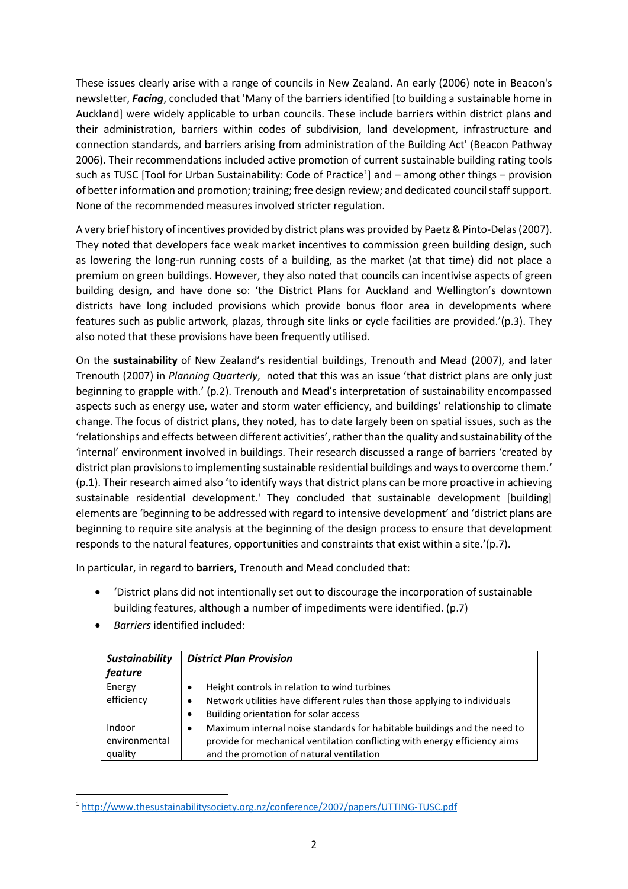These issues clearly arise with a range of councils in New Zealand. An early (2006) note in Beacon's newsletter, ***Facing***, concluded that 'Many of the barriers identified [to building a sustainable home in Auckland] were widely applicable to urban councils. These include barriers within district plans and their administration, barriers within codes of subdivision, land development, infrastructure and connection standards, and barriers arising from administration of the Building Act' (Beacon Pathway 2006). Their recommendations included active promotion of current sustainable building rating tools such as TUSC [Tool for Urban Sustainability: Code of Practice[1]] and – among other things – provision of better information and promotion; training; free design review; and dedicated council staff support. None of the recommended measures involved stricter regulation.

A very brief history of incentives provided by district plans was provided by Paetz & Pinto-Delas (2007). They noted that developers face weak market incentives to commission green building design, such as lowering the long-run running costs of a building, as the market (at that time) did not place a premium on green buildings. However, they also noted that councils can incentivise aspects of green building design, and have done so: 'the District Plans for Auckland and Wellington's downtown districts have long included provisions which provide bonus floor area in developments where features such as public artwork, plazas, through site links or cycle facilities are provided.'(p.3). They also noted that these provisions have been frequently utilised.

On the **sustainability** of New Zealand's residential buildings, Trenouth and Mead (2007), and later Trenouth (2007) in *Planning Quarterly*, noted that this was an issue 'that district plans are only just beginning to grapple with.' (p.2). Trenouth and Mead's interpretation of sustainability encompassed aspects such as energy use, water and storm water efficiency, and buildings' relationship to climate change. The focus of district plans, they noted, has to date largely been on spatial issues, such as the 'relationships and effects between different activities', rather than the quality and sustainability of the 'internal' environment involved in buildings. Their research discussed a range of barriers 'created by district plan provisions to implementing sustainable residential buildings and ways to overcome them.' (p.1). Their research aimed also 'to identify ways that district plans can be more proactive in achieving sustainable residential development.' They concluded that sustainable development [building] elements are 'beginning to be addressed with regard to intensive development' and 'district plans are beginning to require site analysis at the beginning of the design process to ensure that development responds to the natural features, opportunities and constraints that exist within a site.'(p.7).

In particular, in regard to **barriers**, Trenouth and Mead concluded that:

- 'District plans did not intentionally set out to discourage the incorporation of sustainable building features, although a number of impediments were identified. (p.7)
- *Barriers* identified included:

| ***Sustainability feature*** | ***District Plan Provision*** |
|---|---|
| Energy efficiency | • Height controls in relation to wind turbines<br>• Network utilities have different rules than those applying to individuals<br>• Building orientation for solar access |
| Indoor environmental quality | • Maximum internal noise standards for habitable buildings and the need to provide for mechanical ventilation conflicting with energy efficiency aims and the promotion of natural ventilation |

[1] http://www.thesustainabilitysociety.org.nz/conference/2007/papers/UTTING-TUSC.pdf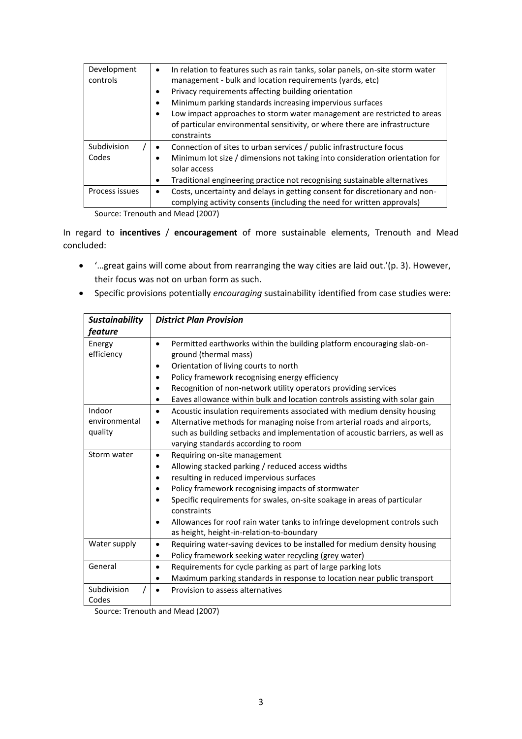| Development controls | • In relation to features such as rain tanks, solar panels, on-site storm water management - bulk and location requirements (yards, etc)<br>• Privacy requirements affecting building orientation<br>• Minimum parking standards increasing impervious surfaces<br>• Low impact approaches to storm water management are restricted to areas of particular environmental sensitivity, or where there are infrastructure constraints |
|---|---|
| Subdivision / Codes | • Connection of sites to urban services / public infrastructure focus<br>• Minimum lot size / dimensions not taking into consideration orientation for solar access<br>• Traditional engineering practice not recognising sustainable alternatives |
| Process issues | • Costs, uncertainty and delays in getting consent for discretionary and non-complying activity consents (including the need for written approvals) |

Source: Trenouth and Mead (2007)

In regard to **incentives** / **encouragement** of more sustainable elements, Trenouth and Mead concluded:

- '…great gains will come about from rearranging the way cities are laid out.'(p. 3). However, their focus was not on urban form as such.
- Specific provisions potentially *encouraging* sustainability identified from case studies were:

| ***Sustainability feature*** | ***District Plan Provision*** |
|---|---|
| Energy efficiency | • Permitted earthworks within the building platform encouraging slab-on-ground (thermal mass)<br>• Orientation of living courts to north<br>• Policy framework recognising energy efficiency<br>• Recognition of non-network utility operators providing services<br>• Eaves allowance within bulk and location controls assisting with solar gain |
| Indoor environmental quality | • Acoustic insulation requirements associated with medium density housing<br>• Alternative methods for managing noise from arterial roads and airports, such as building setbacks and implementation of acoustic barriers, as well as varying standards according to room |
| Storm water | • Requiring on-site management<br>• Allowing stacked parking / reduced access widths<br>• resulting in reduced impervious surfaces<br>• Policy framework recognising impacts of stormwater<br>• Specific requirements for swales, on-site soakage in areas of particular constraints<br>• Allowances for roof rain water tanks to infringe development controls such as height, height-in-relation-to-boundary |
| Water supply | • Requiring water-saving devices to be installed for medium density housing<br>• Policy framework seeking water recycling (grey water) |
| General | • Requirements for cycle parking as part of large parking lots<br>• Maximum parking standards in response to location near public transport |
| Subdivision / Codes | • Provision to assess alternatives |

Source: Trenouth and Mead (2007)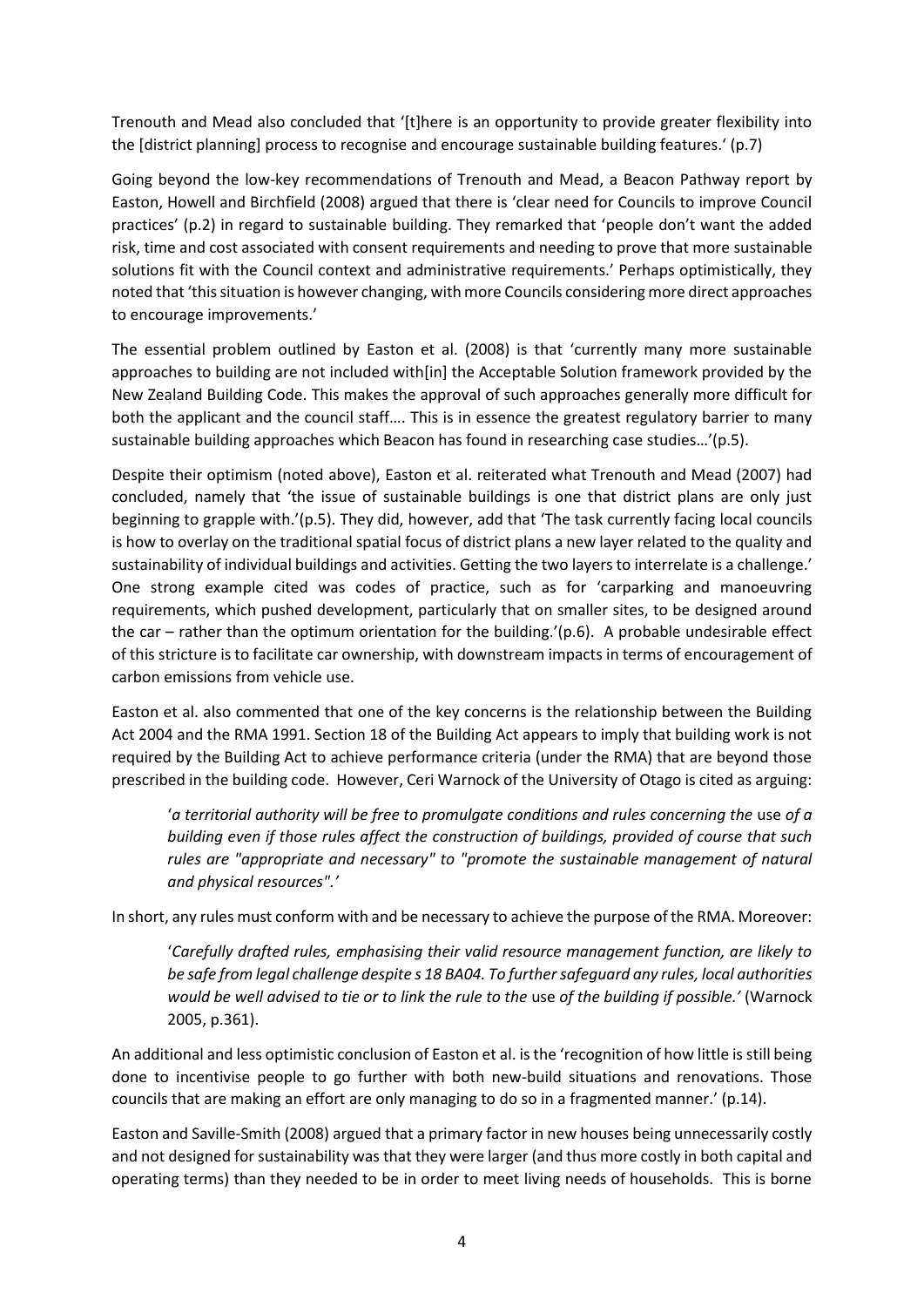Trenouth and Mead also concluded that '[t]here is an opportunity to provide greater flexibility into the [district planning] process to recognise and encourage sustainable building features.' (p.7)

Going beyond the low-key recommendations of Trenouth and Mead, a Beacon Pathway report by Easton, Howell and Birchfield (2008) argued that there is 'clear need for Councils to improve Council practices' (p.2) in regard to sustainable building. They remarked that 'people don't want the added risk, time and cost associated with consent requirements and needing to prove that more sustainable solutions fit with the Council context and administrative requirements.' Perhaps optimistically, they noted that 'this situation is however changing, with more Councils considering more direct approaches to encourage improvements.'

The essential problem outlined by Easton et al. (2008) is that 'currently many more sustainable approaches to building are not included with[in] the Acceptable Solution framework provided by the New Zealand Building Code. This makes the approval of such approaches generally more difficult for both the applicant and the council staff…. This is in essence the greatest regulatory barrier to many sustainable building approaches which Beacon has found in researching case studies…'(p.5).

Despite their optimism (noted above), Easton et al. reiterated what Trenouth and Mead (2007) had concluded, namely that 'the issue of sustainable buildings is one that district plans are only just beginning to grapple with.'(p.5). They did, however, add that 'The task currently facing local councils is how to overlay on the traditional spatial focus of district plans a new layer related to the quality and sustainability of individual buildings and activities. Getting the two layers to interrelate is a challenge.' One strong example cited was codes of practice, such as for 'carparking and manoeuvring requirements, which pushed development, particularly that on smaller sites, to be designed around the car – rather than the optimum orientation for the building.'(p.6). A probable undesirable effect of this stricture is to facilitate car ownership, with downstream impacts in terms of encouragement of carbon emissions from vehicle use.

Easton et al. also commented that one of the key concerns is the relationship between the Building Act 2004 and the RMA 1991. Section 18 of the Building Act appears to imply that building work is not required by the Building Act to achieve performance criteria (under the RMA) that are beyond those prescribed in the building code. However, Ceri Warnock of the University of Otago is cited as arguing:

> '*a territorial authority will be free to promulgate conditions and rules concerning the* use *of a building even if those rules affect the construction of buildings, provided of course that such rules are "appropriate and necessary" to "promote the sustainable management of natural and physical resources".'*

In short, any rules must conform with and be necessary to achieve the purpose of the RMA. Moreover:

> '*Carefully drafted rules, emphasising their valid resource management function, are likely to be safe from legal challenge despite s 18 BA04. To further safeguard any rules, local authorities would be well advised to tie or to link the rule to the* use *of the building if possible.'* (Warnock 2005, p.361).

An additional and less optimistic conclusion of Easton et al. is the 'recognition of how little is still being done to incentivise people to go further with both new-build situations and renovations. Those councils that are making an effort are only managing to do so in a fragmented manner.' (p.14).

Easton and Saville-Smith (2008) argued that a primary factor in new houses being unnecessarily costly and not designed for sustainability was that they were larger (and thus more costly in both capital and operating terms) than they needed to be in order to meet living needs of households. This is borne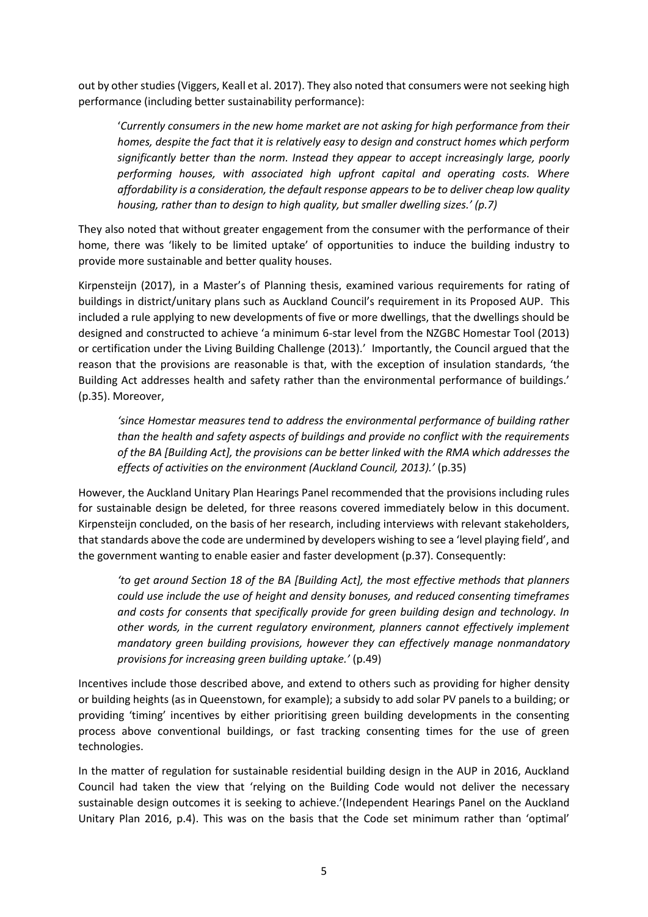out by other studies (Viggers, Keall et al. 2017). They also noted that consumers were not seeking high performance (including better sustainability performance):

> '*Currently consumers in the new home market are not asking for high performance from their homes, despite the fact that it is relatively easy to design and construct homes which perform significantly better than the norm. Instead they appear to accept increasingly large, poorly performing houses, with associated high upfront capital and operating costs. Where affordability is a consideration, the default response appears to be to deliver cheap low quality housing, rather than to design to high quality, but smaller dwelling sizes.' (p.7)*

They also noted that without greater engagement from the consumer with the performance of their home, there was 'likely to be limited uptake' of opportunities to induce the building industry to provide more sustainable and better quality houses.

Kirpensteijn (2017), in a Master's of Planning thesis, examined various requirements for rating of buildings in district/unitary plans such as Auckland Council's requirement in its Proposed AUP. This included a rule applying to new developments of five or more dwellings, that the dwellings should be designed and constructed to achieve 'a minimum 6-star level from the NZGBC Homestar Tool (2013) or certification under the Living Building Challenge (2013).' Importantly, the Council argued that the reason that the provisions are reasonable is that, with the exception of insulation standards, 'the Building Act addresses health and safety rather than the environmental performance of buildings.' (p.35). Moreover,

> *'since Homestar measures tend to address the environmental performance of building rather than the health and safety aspects of buildings and provide no conflict with the requirements of the BA [Building Act], the provisions can be better linked with the RMA which addresses the effects of activities on the environment (Auckland Council, 2013).'* (p.35)

However, the Auckland Unitary Plan Hearings Panel recommended that the provisions including rules for sustainable design be deleted, for three reasons covered immediately below in this document. Kirpensteijn concluded, on the basis of her research, including interviews with relevant stakeholders, that standards above the code are undermined by developers wishing to see a 'level playing field', and the government wanting to enable easier and faster development (p.37). Consequently:

> *'to get around Section 18 of the BA [Building Act], the most effective methods that planners could use include the use of height and density bonuses, and reduced consenting timeframes and costs for consents that specifically provide for green building design and technology. In other words, in the current regulatory environment, planners cannot effectively implement mandatory green building provisions, however they can effectively manage nonmandatory provisions for increasing green building uptake.'* (p.49)

Incentives include those described above, and extend to others such as providing for higher density or building heights (as in Queenstown, for example); a subsidy to add solar PV panels to a building; or providing 'timing' incentives by either prioritising green building developments in the consenting process above conventional buildings, or fast tracking consenting times for the use of green technologies.

In the matter of regulation for sustainable residential building design in the AUP in 2016, Auckland Council had taken the view that 'relying on the Building Code would not deliver the necessary sustainable design outcomes it is seeking to achieve.'(Independent Hearings Panel on the Auckland Unitary Plan 2016, p.4). This was on the basis that the Code set minimum rather than 'optimal'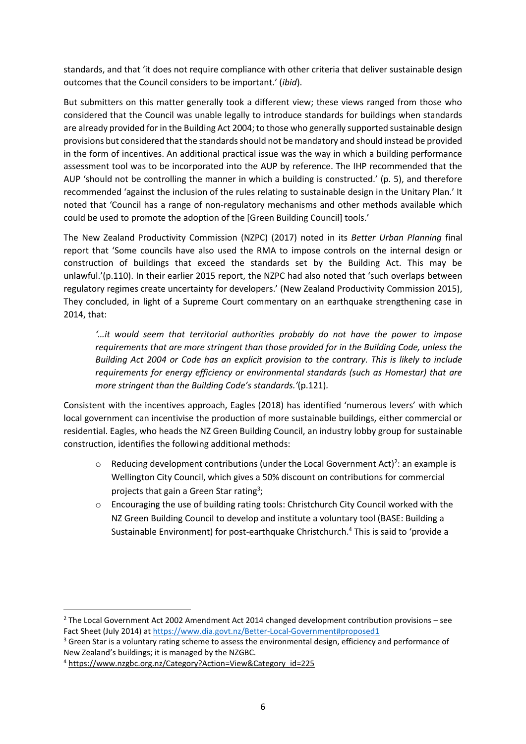standards, and that 'it does not require compliance with other criteria that deliver sustainable design outcomes that the Council considers to be important.' (*ibid*).

But submitters on this matter generally took a different view; these views ranged from those who considered that the Council was unable legally to introduce standards for buildings when standards are already provided for in the Building Act 2004; to those who generally supported sustainable design provisions but considered that the standards should not be mandatory and should instead be provided in the form of incentives. An additional practical issue was the way in which a building performance assessment tool was to be incorporated into the AUP by reference. The IHP recommended that the AUP 'should not be controlling the manner in which a building is constructed.' (p. 5), and therefore recommended 'against the inclusion of the rules relating to sustainable design in the Unitary Plan.' It noted that 'Council has a range of non-regulatory mechanisms and other methods available which could be used to promote the adoption of the [Green Building Council] tools.'

The New Zealand Productivity Commission (NZPC) (2017) noted in its *Better Urban Planning* final report that 'Some councils have also used the RMA to impose controls on the internal design or construction of buildings that exceed the standards set by the Building Act. This may be unlawful.'(p.110). In their earlier 2015 report, the NZPC had also noted that 'such overlaps between regulatory regimes create uncertainty for developers.' (New Zealand Productivity Commission 2015), They concluded, in light of a Supreme Court commentary on an earthquake strengthening case in 2014, that:

> *'…it would seem that territorial authorities probably do not have the power to impose requirements that are more stringent than those provided for in the Building Code, unless the Building Act 2004 or Code has an explicit provision to the contrary. This is likely to include requirements for energy efficiency or environmental standards (such as Homestar) that are more stringent than the Building Code's standards.'*(p.121).

Consistent with the incentives approach, Eagles (2018) has identified 'numerous levers' with which local government can incentivise the production of more sustainable buildings, either commercial or residential. Eagles, who heads the NZ Green Building Council, an industry lobby group for sustainable construction, identifies the following additional methods:

- Reducing development contributions (under the Local Government Act)[2]: an example is Wellington City Council, which gives a 50% discount on contributions for commercial projects that gain a Green Star rating[3];
- Encouraging the use of building rating tools: Christchurch City Council worked with the NZ Green Building Council to develop and institute a voluntary tool (BASE: Building a Sustainable Environment) for post-earthquake Christchurch.[4] This is said to 'provide a

---

[2] The Local Government Act 2002 Amendment Act 2014 changed development contribution provisions – see Fact Sheet (July 2014) at https://www.dia.govt.nz/Better-Local-Government#proposed1

[3] Green Star is a voluntary rating scheme to assess the environmental design, efficiency and performance of New Zealand's buildings; it is managed by the NZGBC.

[4] https://www.nzgbc.org.nz/Category?Action=View&Category_id=225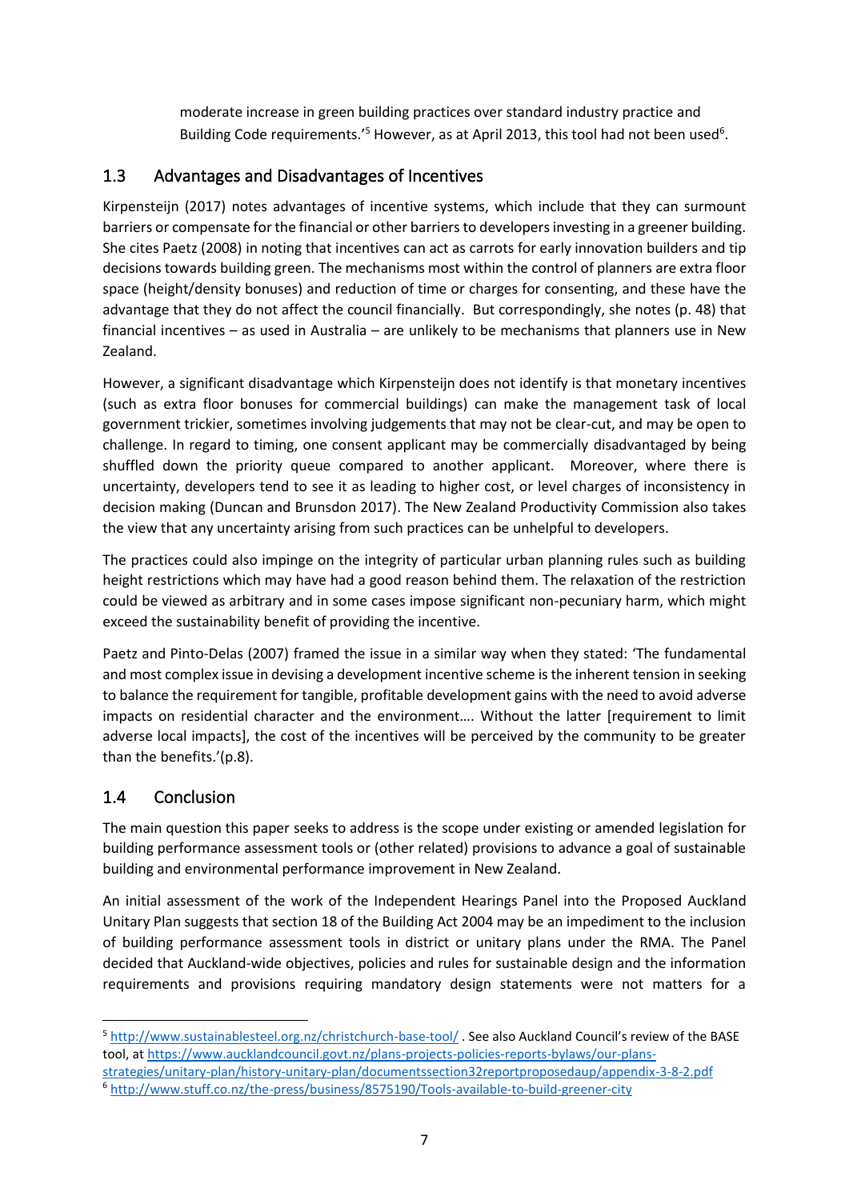moderate increase in green building practices over standard industry practice and Building Code requirements.'[5] However, as at April 2013, this tool had not been used[6].

## 1.3 Advantages and Disadvantages of Incentives

Kirpensteijn (2017) notes advantages of incentive systems, which include that they can surmount barriers or compensate for the financial or other barriers to developers investing in a greener building. She cites Paetz (2008) in noting that incentives can act as carrots for early innovation builders and tip decisions towards building green. The mechanisms most within the control of planners are extra floor space (height/density bonuses) and reduction of time or charges for consenting, and these have the advantage that they do not affect the council financially. But correspondingly, she notes (p. 48) that financial incentives – as used in Australia – are unlikely to be mechanisms that planners use in New Zealand.

However, a significant disadvantage which Kirpensteijn does not identify is that monetary incentives (such as extra floor bonuses for commercial buildings) can make the management task of local government trickier, sometimes involving judgements that may not be clear-cut, and may be open to challenge. In regard to timing, one consent applicant may be commercially disadvantaged by being shuffled down the priority queue compared to another applicant. Moreover, where there is uncertainty, developers tend to see it as leading to higher cost, or level charges of inconsistency in decision making (Duncan and Brunsdon 2017). The New Zealand Productivity Commission also takes the view that any uncertainty arising from such practices can be unhelpful to developers.

The practices could also impinge on the integrity of particular urban planning rules such as building height restrictions which may have had a good reason behind them. The relaxation of the restriction could be viewed as arbitrary and in some cases impose significant non-pecuniary harm, which might exceed the sustainability benefit of providing the incentive.

Paetz and Pinto-Delas (2007) framed the issue in a similar way when they stated: 'The fundamental and most complex issue in devising a development incentive scheme is the inherent tension in seeking to balance the requirement for tangible, profitable development gains with the need to avoid adverse impacts on residential character and the environment…. Without the latter [requirement to limit adverse local impacts], the cost of the incentives will be perceived by the community to be greater than the benefits.'(p.8).

## 1.4 Conclusion

The main question this paper seeks to address is the scope under existing or amended legislation for building performance assessment tools or (other related) provisions to advance a goal of sustainable building and environmental performance improvement in New Zealand.

An initial assessment of the work of the Independent Hearings Panel into the Proposed Auckland Unitary Plan suggests that section 18 of the Building Act 2004 may be an impediment to the inclusion of building performance assessment tools in district or unitary plans under the RMA. The Panel decided that Auckland-wide objectives, policies and rules for sustainable design and the information requirements and provisions requiring mandatory design statements were not matters for a

---

[5] http://www.sustainablesteel.org.nz/christchurch-base-tool/ . See also Auckland Council's review of the BASE tool, at https://www.aucklandcouncil.govt.nz/plans-projects-policies-reports-bylaws/our-plans-strategies/unitary-plan/history-unitary-plan/documentssection32reportproposedaup/appendix-3-8-2.pdf

[6] http://www.stuff.co.nz/the-press/business/8575190/Tools-available-to-build-greener-city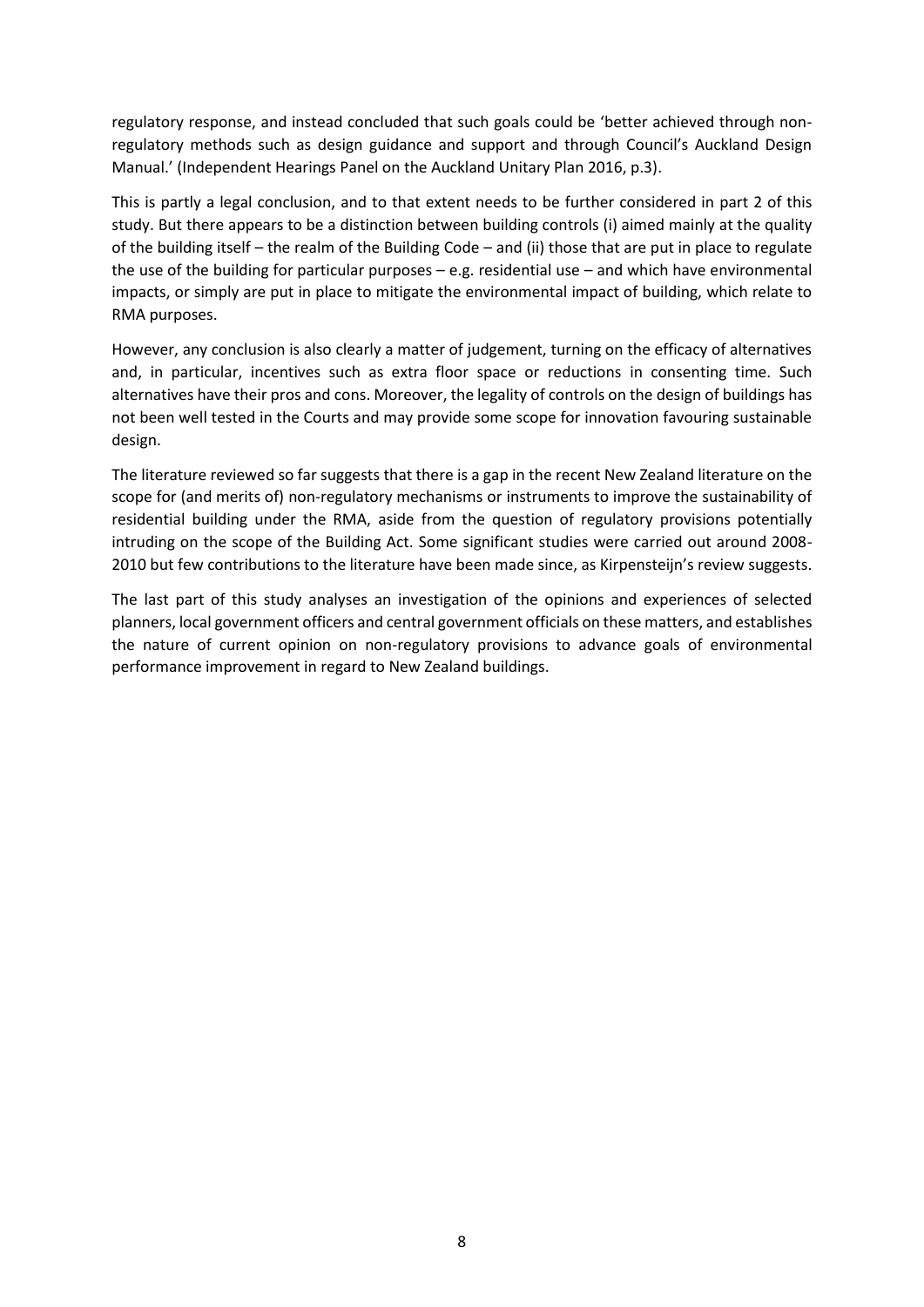regulatory response, and instead concluded that such goals could be 'better achieved through non-regulatory methods such as design guidance and support and through Council's Auckland Design Manual.' (Independent Hearings Panel on the Auckland Unitary Plan 2016, p.3).

This is partly a legal conclusion, and to that extent needs to be further considered in part 2 of this study. But there appears to be a distinction between building controls (i) aimed mainly at the quality of the building itself – the realm of the Building Code – and (ii) those that are put in place to regulate the use of the building for particular purposes – e.g. residential use – and which have environmental impacts, or simply are put in place to mitigate the environmental impact of building, which relate to RMA purposes.

However, any conclusion is also clearly a matter of judgement, turning on the efficacy of alternatives and, in particular, incentives such as extra floor space or reductions in consenting time. Such alternatives have their pros and cons. Moreover, the legality of controls on the design of buildings has not been well tested in the Courts and may provide some scope for innovation favouring sustainable design.

The literature reviewed so far suggests that there is a gap in the recent New Zealand literature on the scope for (and merits of) non-regulatory mechanisms or instruments to improve the sustainability of residential building under the RMA, aside from the question of regulatory provisions potentially intruding on the scope of the Building Act. Some significant studies were carried out around 2008-2010 but few contributions to the literature have been made since, as Kirpensteijn's review suggests.

The last part of this study analyses an investigation of the opinions and experiences of selected planners, local government officers and central government officials on these matters, and establishes the nature of current opinion on non-regulatory provisions to advance goals of environmental performance improvement in regard to New Zealand buildings.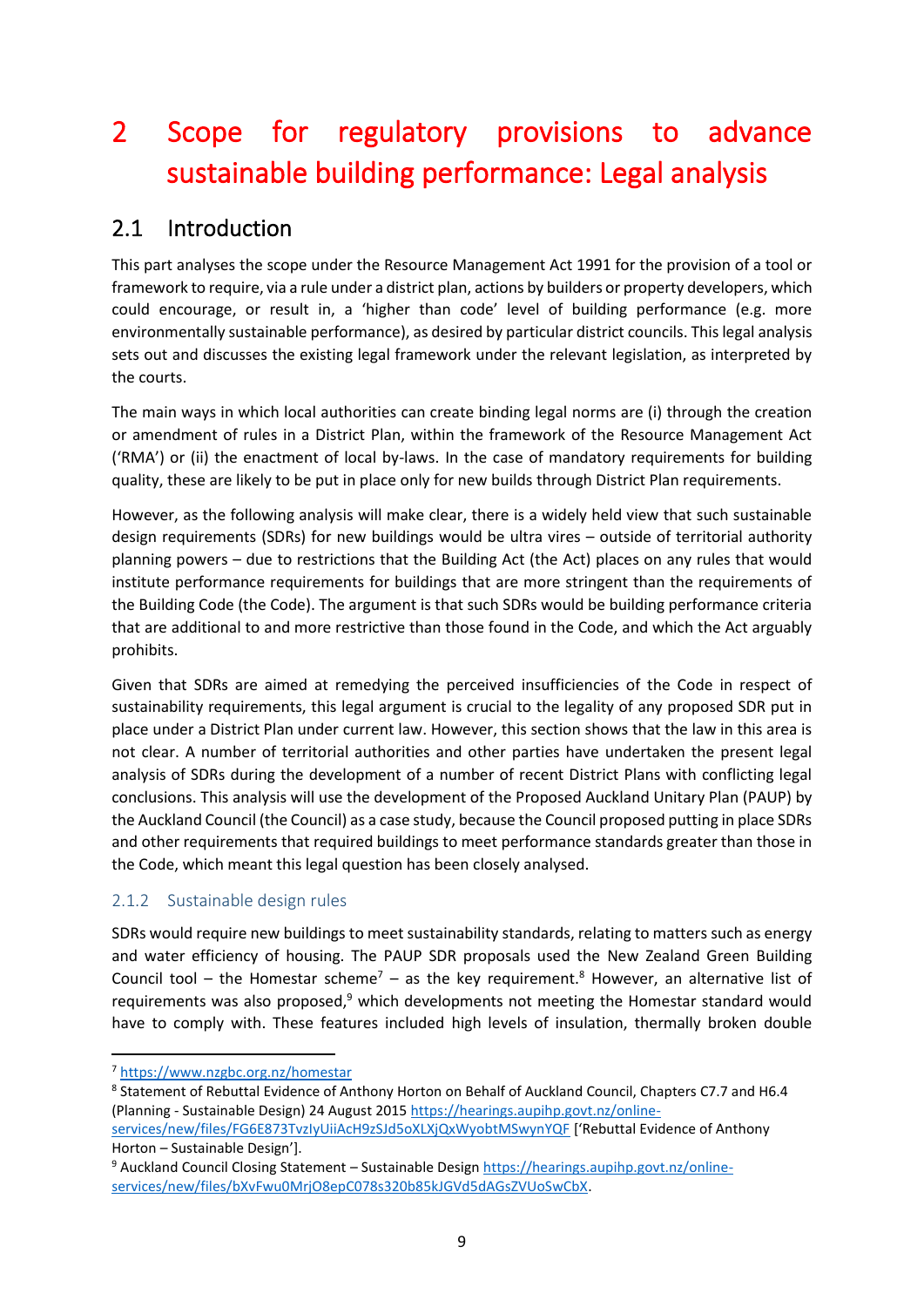# 2 Scope for regulatory provisions to advance sustainable building performance: Legal analysis

## 2.1 Introduction

This part analyses the scope under the Resource Management Act 1991 for the provision of a tool or framework to require, via a rule under a district plan, actions by builders or property developers, which could encourage, or result in, a 'higher than code' level of building performance (e.g. more environmentally sustainable performance), as desired by particular district councils. This legal analysis sets out and discusses the existing legal framework under the relevant legislation, as interpreted by the courts.

The main ways in which local authorities can create binding legal norms are (i) through the creation or amendment of rules in a District Plan, within the framework of the Resource Management Act ('RMA') or (ii) the enactment of local by-laws. In the case of mandatory requirements for building quality, these are likely to be put in place only for new builds through District Plan requirements.

However, as the following analysis will make clear, there is a widely held view that such sustainable design requirements (SDRs) for new buildings would be ultra vires – outside of territorial authority planning powers – due to restrictions that the Building Act (the Act) places on any rules that would institute performance requirements for buildings that are more stringent than the requirements of the Building Code (the Code). The argument is that such SDRs would be building performance criteria that are additional to and more restrictive than those found in the Code, and which the Act arguably prohibits.

Given that SDRs are aimed at remedying the perceived insufficiencies of the Code in respect of sustainability requirements, this legal argument is crucial to the legality of any proposed SDR put in place under a District Plan under current law. However, this section shows that the law in this area is not clear. A number of territorial authorities and other parties have undertaken the present legal analysis of SDRs during the development of a number of recent District Plans with conflicting legal conclusions. This analysis will use the development of the Proposed Auckland Unitary Plan (PAUP) by the Auckland Council (the Council) as a case study, because the Council proposed putting in place SDRs and other requirements that required buildings to meet performance standards greater than those in the Code, which meant this legal question has been closely analysed.

### 2.1.2 Sustainable design rules

SDRs would require new buildings to meet sustainability standards, relating to matters such as energy and water efficiency of housing. The PAUP SDR proposals used the New Zealand Green Building Council tool – the Homestar scheme[7] – as the key requirement.[8] However, an alternative list of requirements was also proposed,[9] which developments not meeting the Homestar standard would have to comply with. These features included high levels of insulation, thermally broken double

---

[7] https://www.nzgbc.org.nz/homestar

[8] Statement of Rebuttal Evidence of Anthony Horton on Behalf of Auckland Council, Chapters C7.7 and H6.4 (Planning - Sustainable Design) 24 August 2015 https://hearings.aupihp.govt.nz/online-services/new/files/FG6E873TvzIyUiiAcH9zSJd5oXLXjQxWyobtMSwynYQF ['Rebuttal Evidence of Anthony Horton – Sustainable Design'].

[9] Auckland Council Closing Statement – Sustainable Design https://hearings.aupihp.govt.nz/online-services/new/files/bXvFwu0MrjO8epC078s320b85kJGVd5dAGsZVUoSwCbX.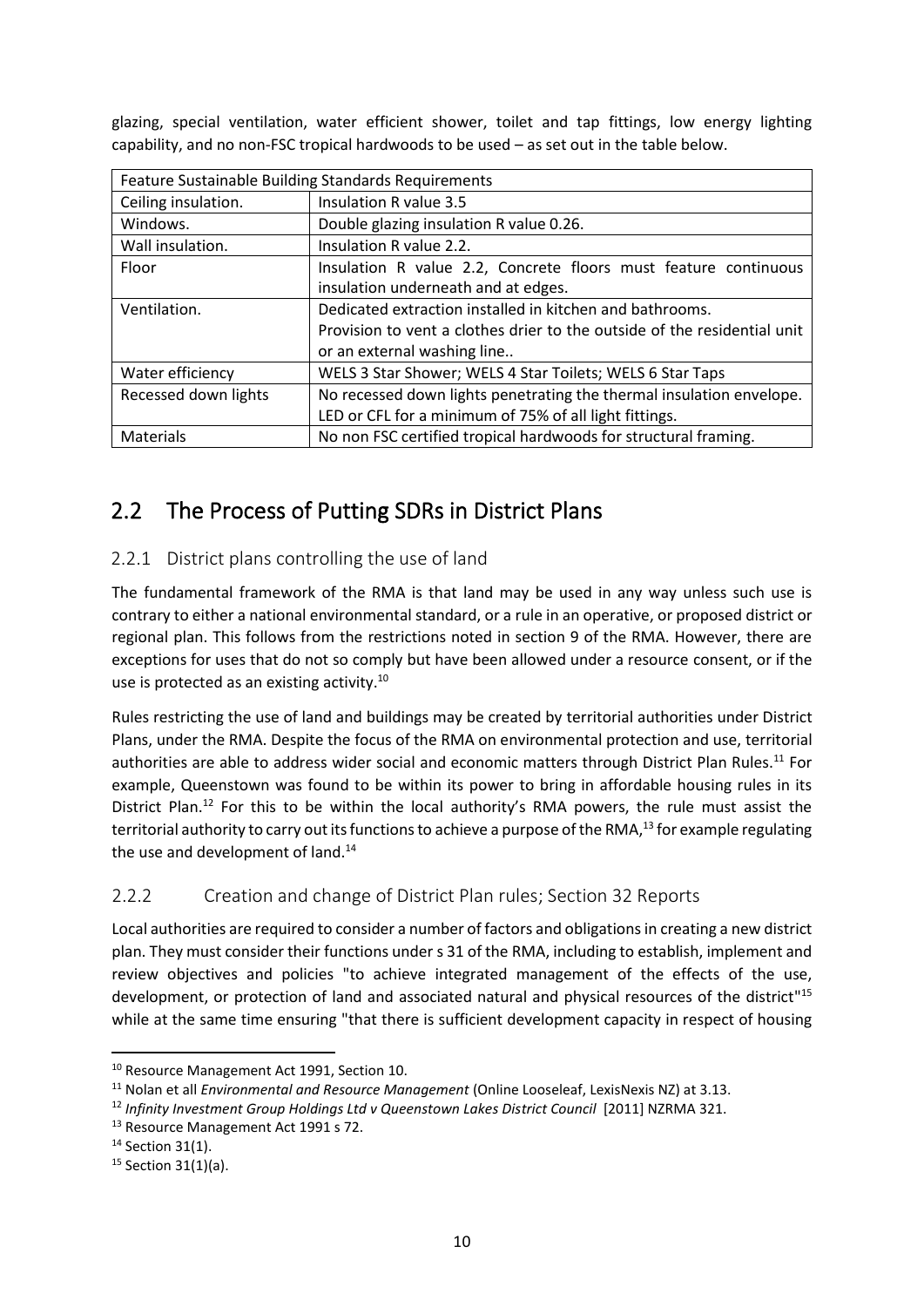glazing, special ventilation, water efficient shower, toilet and tap fittings, low energy lighting capability, and no non-FSC tropical hardwoods to be used – as set out in the table below.

| Feature Sustainable Building Standards Requirements | |
|---|---|
| Ceiling insulation. | Insulation R value 3.5 |
| Windows. | Double glazing insulation R value 0.26. |
| Wall insulation. | Insulation R value 2.2. |
| Floor | Insulation R value 2.2, Concrete floors must feature continuous insulation underneath and at edges. |
| Ventilation. | Dedicated extraction installed in kitchen and bathrooms. Provision to vent a clothes drier to the outside of the residential unit or an external washing line.. |
| Water efficiency | WELS 3 Star Shower; WELS 4 Star Toilets; WELS 6 Star Taps |
| Recessed down lights | No recessed down lights penetrating the thermal insulation envelope. LED or CFL for a minimum of 75% of all light fittings. |
| Materials | No non FSC certified tropical hardwoods for structural framing. |

## 2.2 The Process of Putting SDRs in District Plans

### 2.2.1 District plans controlling the use of land

The fundamental framework of the RMA is that land may be used in any way unless such use is contrary to either a national environmental standard, or a rule in an operative, or proposed district or regional plan. This follows from the restrictions noted in section 9 of the RMA. However, there are exceptions for uses that do not so comply but have been allowed under a resource consent, or if the use is protected as an existing activity.[10]

Rules restricting the use of land and buildings may be created by territorial authorities under District Plans, under the RMA. Despite the focus of the RMA on environmental protection and use, territorial authorities are able to address wider social and economic matters through District Plan Rules.[11] For example, Queenstown was found to be within its power to bring in affordable housing rules in its District Plan.[12] For this to be within the local authority's RMA powers, the rule must assist the territorial authority to carry out its functions to achieve a purpose of the RMA,[13] for example regulating the use and development of land.[14]

### 2.2.2 Creation and change of District Plan rules; Section 32 Reports

Local authorities are required to consider a number of factors and obligations in creating a new district plan. They must consider their functions under s 31 of the RMA, including to establish, implement and review objectives and policies "to achieve integrated management of the effects of the use, development, or protection of land and associated natural and physical resources of the district"[15] while at the same time ensuring "that there is sufficient development capacity in respect of housing

---

[10] Resource Management Act 1991, Section 10.

[11] Nolan et all *Environmental and Resource Management* (Online Looseleaf, LexisNexis NZ) at 3.13.

[12] *Infinity Investment Group Holdings Ltd v Queenstown Lakes District Council* [2011] NZRMA 321.

[13] Resource Management Act 1991 s 72.

[14] Section 31(1).

[15] Section 31(1)(a).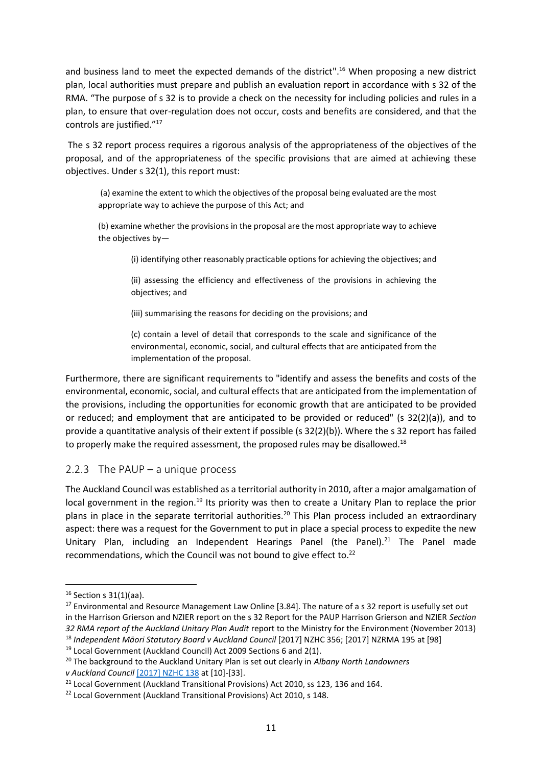and business land to meet the expected demands of the district".[16] When proposing a new district plan, local authorities must prepare and publish an evaluation report in accordance with s 32 of the RMA. "The purpose of s 32 is to provide a check on the necessity for including policies and rules in a plan, to ensure that over-regulation does not occur, costs and benefits are considered, and that the controls are justified."[17]

The s 32 report process requires a rigorous analysis of the appropriateness of the objectives of the proposal, and of the appropriateness of the specific provisions that are aimed at achieving these objectives. Under s 32(1), this report must:

> (a) examine the extent to which the objectives of the proposal being evaluated are the most appropriate way to achieve the purpose of this Act; and
>
> (b) examine whether the provisions in the proposal are the most appropriate way to achieve the objectives by—
>
> > (i) identifying other reasonably practicable options for achieving the objectives; and
> >
> > (ii) assessing the efficiency and effectiveness of the provisions in achieving the objectives; and
> >
> > (iii) summarising the reasons for deciding on the provisions; and
> >
> > (c) contain a level of detail that corresponds to the scale and significance of the environmental, economic, social, and cultural effects that are anticipated from the implementation of the proposal.

Furthermore, there are significant requirements to "identify and assess the benefits and costs of the environmental, economic, social, and cultural effects that are anticipated from the implementation of the provisions, including the opportunities for economic growth that are anticipated to be provided or reduced; and employment that are anticipated to be provided or reduced" (s 32(2)(a)), and to provide a quantitative analysis of their extent if possible (s 32(2)(b)). Where the s 32 report has failed to properly make the required assessment, the proposed rules may be disallowed.[18]

### 2.2.3 The PAUP – a unique process

The Auckland Council was established as a territorial authority in 2010, after a major amalgamation of local government in the region.[19] Its priority was then to create a Unitary Plan to replace the prior plans in place in the separate territorial authorities.[20] This Plan process included an extraordinary aspect: there was a request for the Government to put in place a special process to expedite the new Unitary Plan, including an Independent Hearings Panel (the Panel).[21] The Panel made recommendations, which the Council was not bound to give effect to.[22]

---

[16] Section s 31(1)(aa).

[17] Environmental and Resource Management Law Online [3.84]. The nature of a s 32 report is usefully set out in the Harrison Grierson and NZIER report on the s 32 Report for the PAUP Harrison Grierson and NZIER *Section 32 RMA report of the Auckland Unitary Plan Audit* report to the Ministry for the Environment (November 2013)

[18] *Independent Māori Statutory Board v Auckland Council* [2017] NZHC 356; [2017] NZRMA 195 at [98]

[19] Local Government (Auckland Council) Act 2009 Sections 6 and 2(1).

[20] The background to the Auckland Unitary Plan is set out clearly in *Albany North Landowners v Auckland Council* [2017] NZHC 138 at [10]-[33].

[21] Local Government (Auckland Transitional Provisions) Act 2010, ss 123, 136 and 164.

[22] Local Government (Auckland Transitional Provisions) Act 2010, s 148.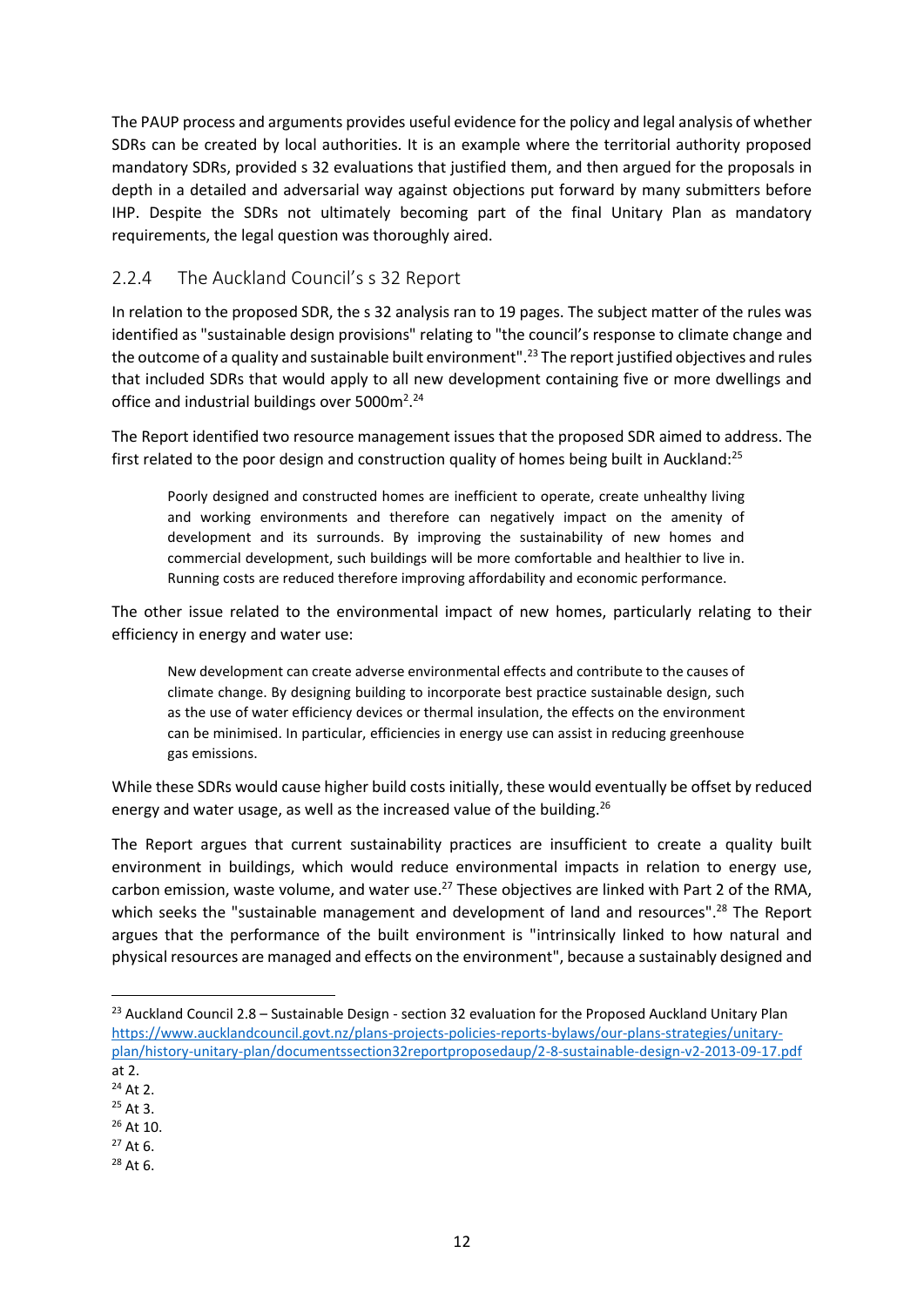The PAUP process and arguments provides useful evidence for the policy and legal analysis of whether SDRs can be created by local authorities. It is an example where the territorial authority proposed mandatory SDRs, provided s 32 evaluations that justified them, and then argued for the proposals in depth in a detailed and adversarial way against objections put forward by many submitters before IHP. Despite the SDRs not ultimately becoming part of the final Unitary Plan as mandatory requirements, the legal question was thoroughly aired.

### 2.2.4 The Auckland Council's s 32 Report

In relation to the proposed SDR, the s 32 analysis ran to 19 pages. The subject matter of the rules was identified as "sustainable design provisions" relating to "the council's response to climate change and the outcome of a quality and sustainable built environment".[23] The report justified objectives and rules that included SDRs that would apply to all new development containing five or more dwellings and office and industrial buildings over 5000m$^2$.[24]

The Report identified two resource management issues that the proposed SDR aimed to address. The first related to the poor design and construction quality of homes being built in Auckland:[25]

> Poorly designed and constructed homes are inefficient to operate, create unhealthy living and working environments and therefore can negatively impact on the amenity of development and its surrounds. By improving the sustainability of new homes and commercial development, such buildings will be more comfortable and healthier to live in. Running costs are reduced therefore improving affordability and economic performance.

The other issue related to the environmental impact of new homes, particularly relating to their efficiency in energy and water use:

> New development can create adverse environmental effects and contribute to the causes of climate change. By designing building to incorporate best practice sustainable design, such as the use of water efficiency devices or thermal insulation, the effects on the environment can be minimised. In particular, efficiencies in energy use can assist in reducing greenhouse gas emissions.

While these SDRs would cause higher build costs initially, these would eventually be offset by reduced energy and water usage, as well as the increased value of the building.[26]

The Report argues that current sustainability practices are insufficient to create a quality built environment in buildings, which would reduce environmental impacts in relation to energy use, carbon emission, waste volume, and water use.[27] These objectives are linked with Part 2 of the RMA, which seeks the "sustainable management and development of land and resources".[28] The Report argues that the performance of the built environment is "intrinsically linked to how natural and physical resources are managed and effects on the environment", because a sustainably designed and

---

[23] Auckland Council 2.8 – Sustainable Design - section 32 evaluation for the Proposed Auckland Unitary Plan https://www.aucklandcouncil.govt.nz/plans-projects-policies-reports-bylaws/our-plans-strategies/unitary-plan/history-unitary-plan/documentssection32reportproposedaup/2-8-sustainable-design-v2-2013-09-17.pdf at 2.

[24] At 2.

[25] At 3.

[26] At 10.

[27] At 6.

[28] At 6.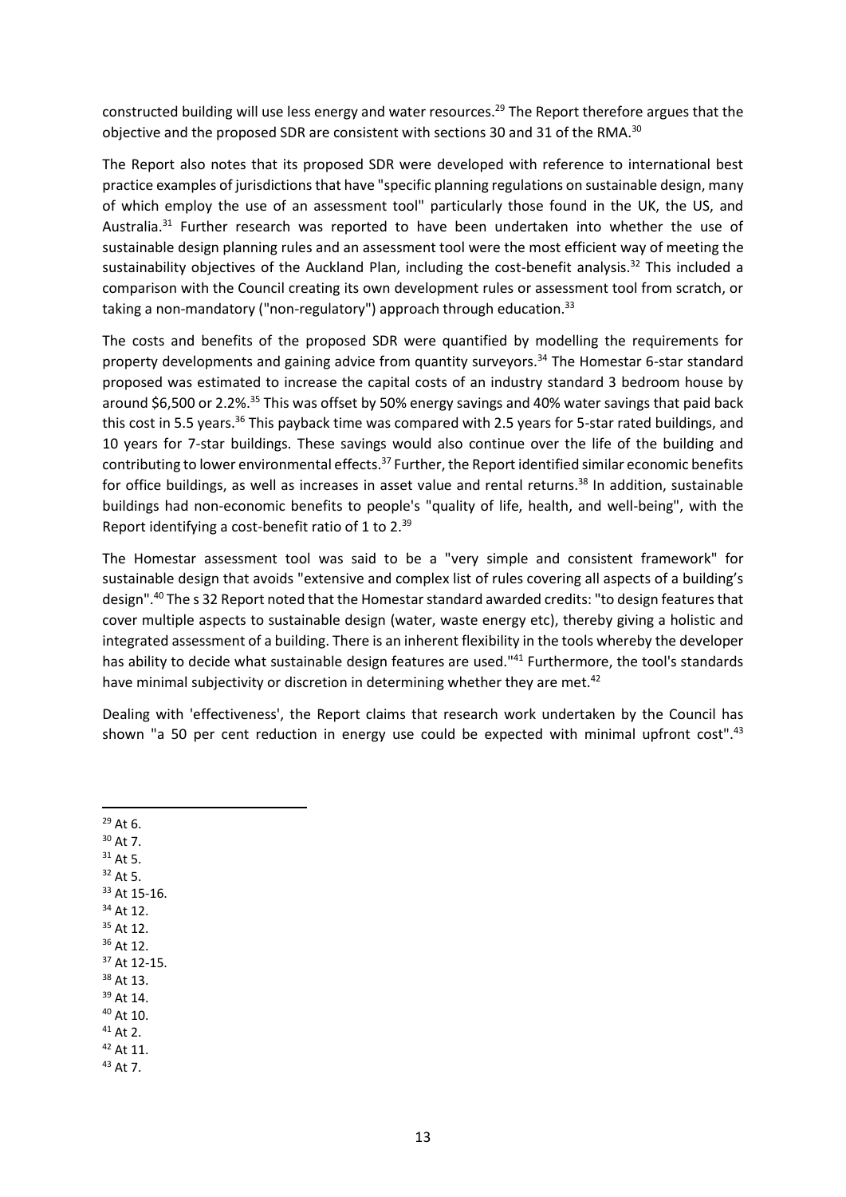constructed building will use less energy and water resources.[29] The Report therefore argues that the objective and the proposed SDR are consistent with sections 30 and 31 of the RMA.[30]

The Report also notes that its proposed SDR were developed with reference to international best practice examples of jurisdictions that have "specific planning regulations on sustainable design, many of which employ the use of an assessment tool" particularly those found in the UK, the US, and Australia.[31] Further research was reported to have been undertaken into whether the use of sustainable design planning rules and an assessment tool were the most efficient way of meeting the sustainability objectives of the Auckland Plan, including the cost-benefit analysis.[32] This included a comparison with the Council creating its own development rules or assessment tool from scratch, or taking a non-mandatory ("non-regulatory") approach through education.[33]

The costs and benefits of the proposed SDR were quantified by modelling the requirements for property developments and gaining advice from quantity surveyors.[34] The Homestar 6-star standard proposed was estimated to increase the capital costs of an industry standard 3 bedroom house by around $6,500 or 2.2%.[35] This was offset by 50% energy savings and 40% water savings that paid back this cost in 5.5 years.[36] This payback time was compared with 2.5 years for 5-star rated buildings, and 10 years for 7-star buildings. These savings would also continue over the life of the building and contributing to lower environmental effects.[37] Further, the Report identified similar economic benefits for office buildings, as well as increases in asset value and rental returns.[38] In addition, sustainable buildings had non-economic benefits to people's "quality of life, health, and well-being", with the Report identifying a cost-benefit ratio of 1 to 2.[39]

The Homestar assessment tool was said to be a "very simple and consistent framework" for sustainable design that avoids "extensive and complex list of rules covering all aspects of a building's design".[40] The s 32 Report noted that the Homestar standard awarded credits: "to design features that cover multiple aspects to sustainable design (water, waste energy etc), thereby giving a holistic and integrated assessment of a building. There is an inherent flexibility in the tools whereby the developer has ability to decide what sustainable design features are used."[41] Furthermore, the tool's standards have minimal subjectivity or discretion in determining whether they are met.[42]

Dealing with 'effectiveness', the Report claims that research work undertaken by the Council has shown "a 50 per cent reduction in energy use could be expected with minimal upfront cost".[43]

---

[29] At 6.
[30] At 7.
[31] At 5.
[32] At 5.
[33] At 15-16.
[34] At 12.
[35] At 12.
[36] At 12.
[37] At 12-15.
[38] At 13.
[39] At 14.
[40] At 10.
[41] At 2.
[42] At 11.
[43] At 7.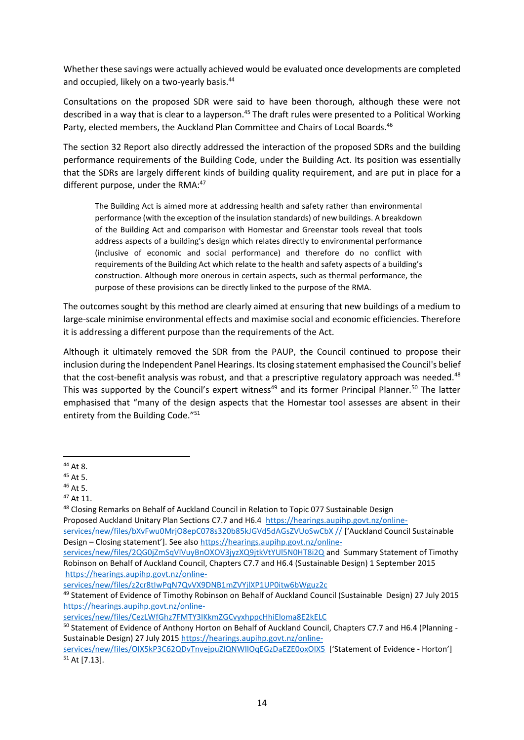Whether these savings were actually achieved would be evaluated once developments are completed and occupied, likely on a two-yearly basis.[44]

Consultations on the proposed SDR were said to have been thorough, although these were not described in a way that is clear to a layperson.[45] The draft rules were presented to a Political Working Party, elected members, the Auckland Plan Committee and Chairs of Local Boards.[46]

The section 32 Report also directly addressed the interaction of the proposed SDRs and the building performance requirements of the Building Code, under the Building Act. Its position was essentially that the SDRs are largely different kinds of building quality requirement, and are put in place for a different purpose, under the RMA:[47]

> The Building Act is aimed more at addressing health and safety rather than environmental performance (with the exception of the insulation standards) of new buildings. A breakdown of the Building Act and comparison with Homestar and Greenstar tools reveal that tools address aspects of a building's design which relates directly to environmental performance (inclusive of economic and social performance) and therefore do no conflict with requirements of the Building Act which relate to the health and safety aspects of a building's construction. Although more onerous in certain aspects, such as thermal performance, the purpose of these provisions can be directly linked to the purpose of the RMA.

The outcomes sought by this method are clearly aimed at ensuring that new buildings of a medium to large-scale minimise environmental effects and maximise social and economic efficiencies. Therefore it is addressing a different purpose than the requirements of the Act.

Although it ultimately removed the SDR from the PAUP, the Council continued to propose their inclusion during the Independent Panel Hearings. Its closing statement emphasised the Council's belief that the cost-benefit analysis was robust, and that a prescriptive regulatory approach was needed.[48] This was supported by the Council's expert witness[49] and its former Principal Planner.[50] The latter emphasised that "many of the design aspects that the Homestar tool assesses are absent in their entirety from the Building Code."[51]

---

[44] At 8.

[45] At 5.

[46] At 5.

[47] At 11.

[48] Closing Remarks on Behalf of Auckland Council in Relation to Topic 077 Sustainable Design Proposed Auckland Unitary Plan Sections C7.7 and H6.4 https://hearings.aupihp.govt.nz/online-services/new/files/bXvFwu0MrjO8epC078s320b85kJGVd5dAGsZVUoSwCbX // ['Auckland Council Sustainable Design – Closing statement']. See also https://hearings.aupihp.govt.nz/online-services/new/files/2QG0jZmSqVlVuyBnOXOV3jyzXQ9jtkVtYUl5N0HT8i2Q and Summary Statement of Timothy Robinson on Behalf of Auckland Council, Chapters C7.7 and H6.4 (Sustainable Design) 1 September 2015 https://hearings.aupihp.govt.nz/online-services/new/files/z2cr8tIwPqN7QvVX9DNB1mZVYjlXP1UP0itw6bWguz2c

[49] Statement of Evidence of Timothy Robinson on Behalf of Auckland Council (Sustainable Design) 27 July 2015 https://hearings.aupihp.govt.nz/online-services/new/files/CezLWfGhz7FMTY3lKkmZGCvyxhppcHhiEloma8E2kELC

[50] Statement of Evidence of Anthony Horton on Behalf of Auckland Council, Chapters C7.7 and H6.4 (Planning - Sustainable Design) 27 July 2015 https://hearings.aupihp.govt.nz/online-services/new/files/OIX5kP3C62QDvTnvejpuZlQNWlIOqEGzDaEZE0oxOIX5 ['Statement of Evidence - Horton']

[51] At [7.13].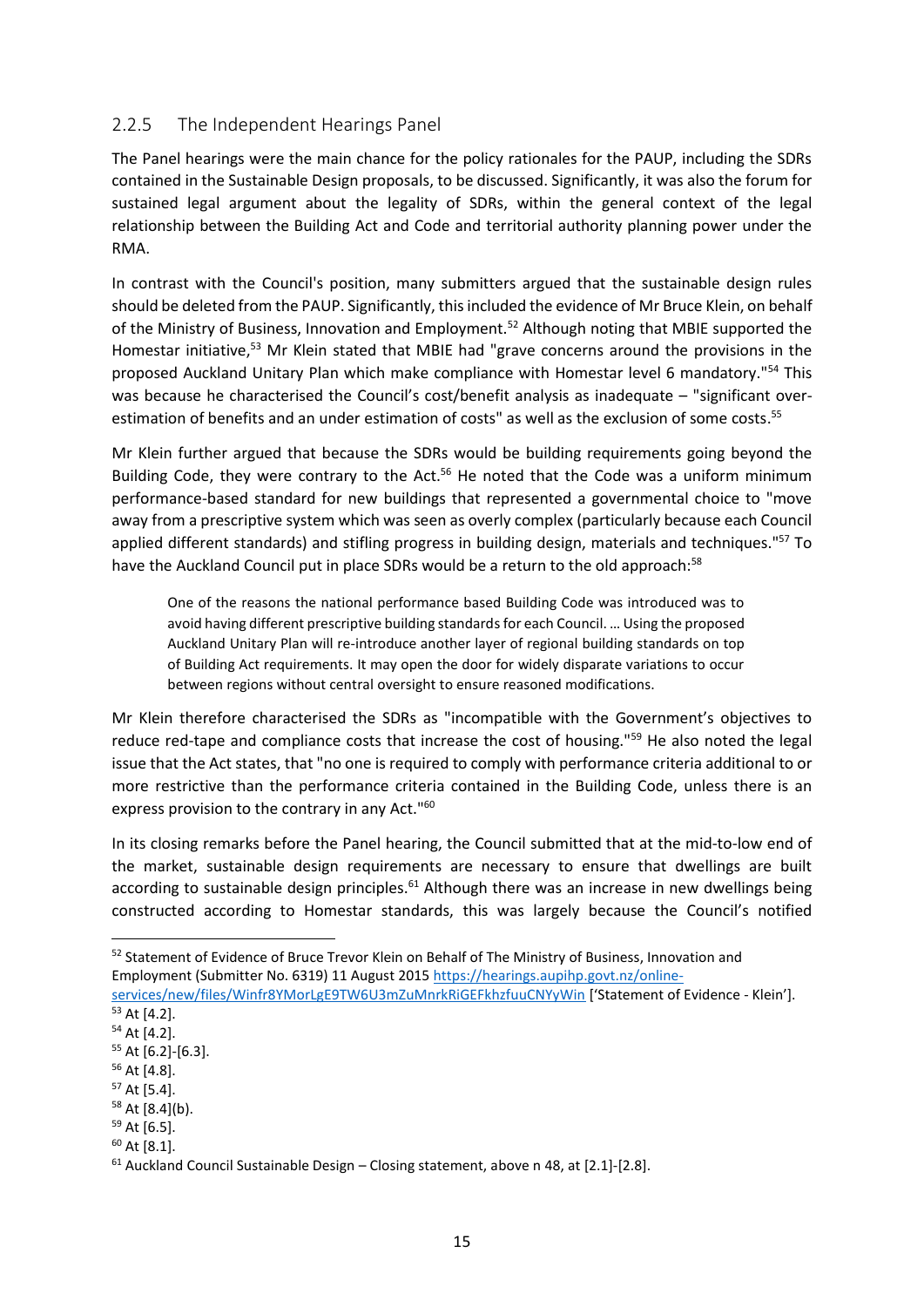### 2.2.5 The Independent Hearings Panel

The Panel hearings were the main chance for the policy rationales for the PAUP, including the SDRs contained in the Sustainable Design proposals, to be discussed. Significantly, it was also the forum for sustained legal argument about the legality of SDRs, within the general context of the legal relationship between the Building Act and Code and territorial authority planning power under the RMA.

In contrast with the Council's position, many submitters argued that the sustainable design rules should be deleted from the PAUP. Significantly, this included the evidence of Mr Bruce Klein, on behalf of the Ministry of Business, Innovation and Employment.[52] Although noting that MBIE supported the Homestar initiative,[53] Mr Klein stated that MBIE had "grave concerns around the provisions in the proposed Auckland Unitary Plan which make compliance with Homestar level 6 mandatory."[54] This was because he characterised the Council's cost/benefit analysis as inadequate – "significant over-estimation of benefits and an under estimation of costs" as well as the exclusion of some costs.[55]

Mr Klein further argued that because the SDRs would be building requirements going beyond the Building Code, they were contrary to the Act.[56] He noted that the Code was a uniform minimum performance-based standard for new buildings that represented a governmental choice to "move away from a prescriptive system which was seen as overly complex (particularly because each Council applied different standards) and stifling progress in building design, materials and techniques."[57] To have the Auckland Council put in place SDRs would be a return to the old approach:[58]

> One of the reasons the national performance based Building Code was introduced was to avoid having different prescriptive building standards for each Council. … Using the proposed Auckland Unitary Plan will re-introduce another layer of regional building standards on top of Building Act requirements. It may open the door for widely disparate variations to occur between regions without central oversight to ensure reasoned modifications.

Mr Klein therefore characterised the SDRs as "incompatible with the Government's objectives to reduce red-tape and compliance costs that increase the cost of housing."[59] He also noted the legal issue that the Act states, that "no one is required to comply with performance criteria additional to or more restrictive than the performance criteria contained in the Building Code, unless there is an express provision to the contrary in any Act."[60]

In its closing remarks before the Panel hearing, the Council submitted that at the mid-to-low end of the market, sustainable design requirements are necessary to ensure that dwellings are built according to sustainable design principles.[61] Although there was an increase in new dwellings being constructed according to Homestar standards, this was largely because the Council's notified

---

[52] Statement of Evidence of Bruce Trevor Klein on Behalf of The Ministry of Business, Innovation and Employment (Submitter No. 6319) 11 August 2015 https://hearings.aupihp.govt.nz/online-services/new/files/Winfr8YMorLgE9TW6U3mZuMnrkRiGEFkhzfuuCNYyWin ['Statement of Evidence - Klein'].

[53] At [4.2].

[54] At [4.2].

[55] At [6.2]-[6.3].

[56] At [4.8].

[57] At [5.4].

[58] At [8.4](b).

[59] At [6.5].

[60] At [8.1].

[61] Auckland Council Sustainable Design – Closing statement, above n 48, at [2.1]-[2.8].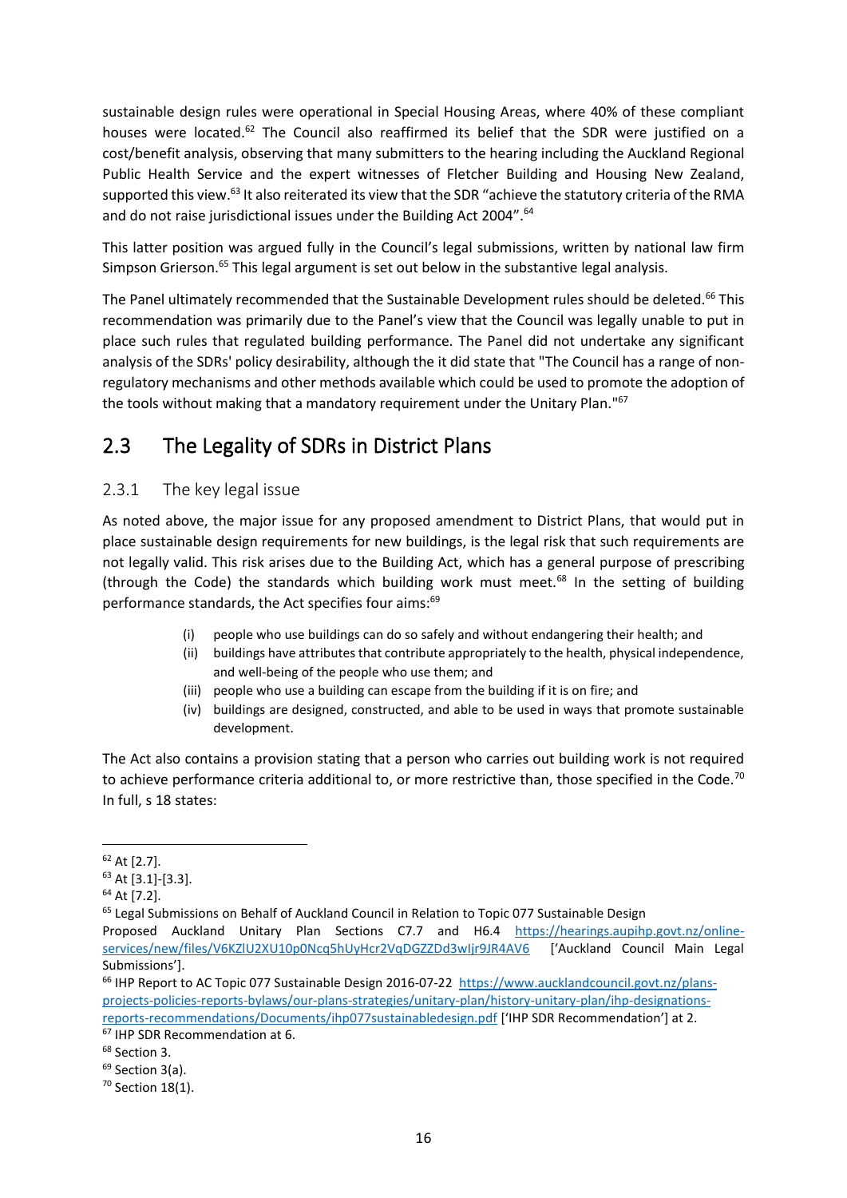sustainable design rules were operational in Special Housing Areas, where 40% of these compliant houses were located.[62] The Council also reaffirmed its belief that the SDR were justified on a cost/benefit analysis, observing that many submitters to the hearing including the Auckland Regional Public Health Service and the expert witnesses of Fletcher Building and Housing New Zealand, supported this view.[63] It also reiterated its view that the SDR "achieve the statutory criteria of the RMA and do not raise jurisdictional issues under the Building Act 2004".[64]

This latter position was argued fully in the Council's legal submissions, written by national law firm Simpson Grierson.[65] This legal argument is set out below in the substantive legal analysis.

The Panel ultimately recommended that the Sustainable Development rules should be deleted.[66] This recommendation was primarily due to the Panel's view that the Council was legally unable to put in place such rules that regulated building performance. The Panel did not undertake any significant analysis of the SDRs' policy desirability, although the it did state that "The Council has a range of non-regulatory mechanisms and other methods available which could be used to promote the adoption of the tools without making that a mandatory requirement under the Unitary Plan."[67]

## 2.3 The Legality of SDRs in District Plans

### 2.3.1 The key legal issue

As noted above, the major issue for any proposed amendment to District Plans, that would put in place sustainable design requirements for new buildings, is the legal risk that such requirements are not legally valid. This risk arises due to the Building Act, which has a general purpose of prescribing (through the Code) the standards which building work must meet.[68] In the setting of building performance standards, the Act specifies four aims:[69]

> (i) people who use buildings can do so safely and without endangering their health; and
> (ii) buildings have attributes that contribute appropriately to the health, physical independence, and well-being of the people who use them; and
> (iii) people who use a building can escape from the building if it is on fire; and
> (iv) buildings are designed, constructed, and able to be used in ways that promote sustainable development.

The Act also contains a provision stating that a person who carries out building work is not required to achieve performance criteria additional to, or more restrictive than, those specified in the Code.[70] In full, s 18 states:

---

[62] At [2.7].
[63] At [3.1]-[3.3].
[64] At [7.2].
[65] Legal Submissions on Behalf of Auckland Council in Relation to Topic 077 Sustainable Design Proposed Auckland Unitary Plan Sections C7.7 and H6.4 https://hearings.aupihp.govt.nz/online-services/new/files/V6KZlU2XU10p0Ncq5hUyHcr2VqDGZZDd3wIjr9JR4AV6 ['Auckland Council Main Legal Submissions'].
[66] IHP Report to AC Topic 077 Sustainable Design 2016-07-22 https://www.aucklandcouncil.govt.nz/plans-projects-policies-reports-bylaws/our-plans-strategies/unitary-plan/history-unitary-plan/ihp-designations-reports-recommendations/Documents/ihp077sustainabledesign.pdf ['IHP SDR Recommendation'] at 2.
[67] IHP SDR Recommendation at 6.
[68] Section 3.
[69] Section 3(a).
[70] Section 18(1).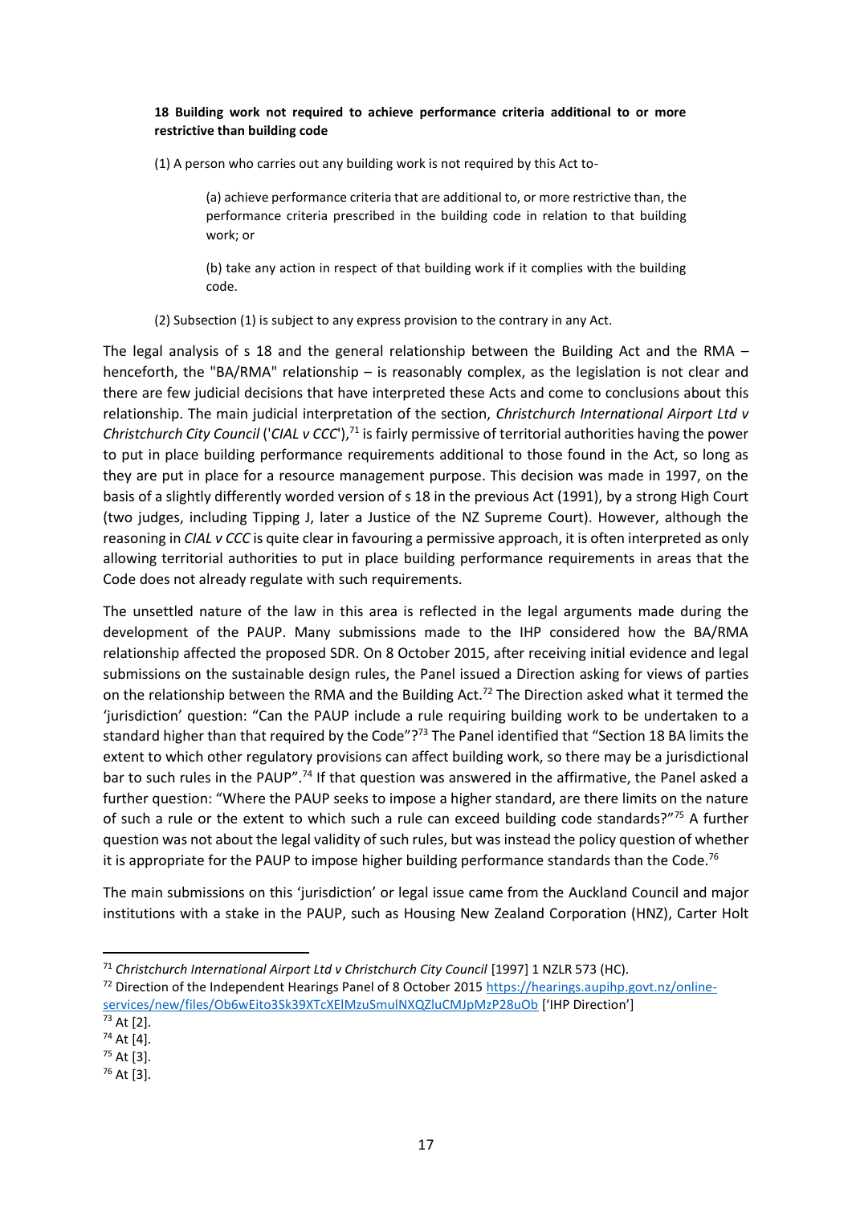**18 Building work not required to achieve performance criteria additional to or more restrictive than building code**

(1) A person who carries out any building work is not required by this Act to-

> (a) achieve performance criteria that are additional to, or more restrictive than, the performance criteria prescribed in the building code in relation to that building work; or
>
> (b) take any action in respect of that building work if it complies with the building code.

(2) Subsection (1) is subject to any express provision to the contrary in any Act.

The legal analysis of s 18 and the general relationship between the Building Act and the RMA – henceforth, the "BA/RMA" relationship – is reasonably complex, as the legislation is not clear and there are few judicial decisions that have interpreted these Acts and come to conclusions about this relationship. The main judicial interpretation of the section, *Christchurch International Airport Ltd v Christchurch City Council* ('*CIAL v CCC*'),[71] is fairly permissive of territorial authorities having the power to put in place building performance requirements additional to those found in the Act, so long as they are put in place for a resource management purpose. This decision was made in 1997, on the basis of a slightly differently worded version of s 18 in the previous Act (1991), by a strong High Court (two judges, including Tipping J, later a Justice of the NZ Supreme Court). However, although the reasoning in *CIAL v CCC* is quite clear in favouring a permissive approach, it is often interpreted as only allowing territorial authorities to put in place building performance requirements in areas that the Code does not already regulate with such requirements.

The unsettled nature of the law in this area is reflected in the legal arguments made during the development of the PAUP. Many submissions made to the IHP considered how the BA/RMA relationship affected the proposed SDR. On 8 October 2015, after receiving initial evidence and legal submissions on the sustainable design rules, the Panel issued a Direction asking for views of parties on the relationship between the RMA and the Building Act.[72] The Direction asked what it termed the 'jurisdiction' question: "Can the PAUP include a rule requiring building work to be undertaken to a standard higher than that required by the Code"?[73] The Panel identified that "Section 18 BA limits the extent to which other regulatory provisions can affect building work, so there may be a jurisdictional bar to such rules in the PAUP".[74] If that question was answered in the affirmative, the Panel asked a further question: "Where the PAUP seeks to impose a higher standard, are there limits on the nature of such a rule or the extent to which such a rule can exceed building code standards?"[75] A further question was not about the legal validity of such rules, but was instead the policy question of whether it is appropriate for the PAUP to impose higher building performance standards than the Code.[76]

The main submissions on this 'jurisdiction' or legal issue came from the Auckland Council and major institutions with a stake in the PAUP, such as Housing New Zealand Corporation (HNZ), Carter Holt

---

[71] *Christchurch International Airport Ltd v Christchurch City Council* [1997] 1 NZLR 573 (HC).

[72] Direction of the Independent Hearings Panel of 8 October 2015 https://hearings.aupihp.govt.nz/online-services/new/files/Ob6wEito3Sk39XTcXElMzuSmulNXQZluCMJpMzP28uOb ['IHP Direction']

[73] At [2].

[74] At [4].

[75] At [3].

[76] At [3].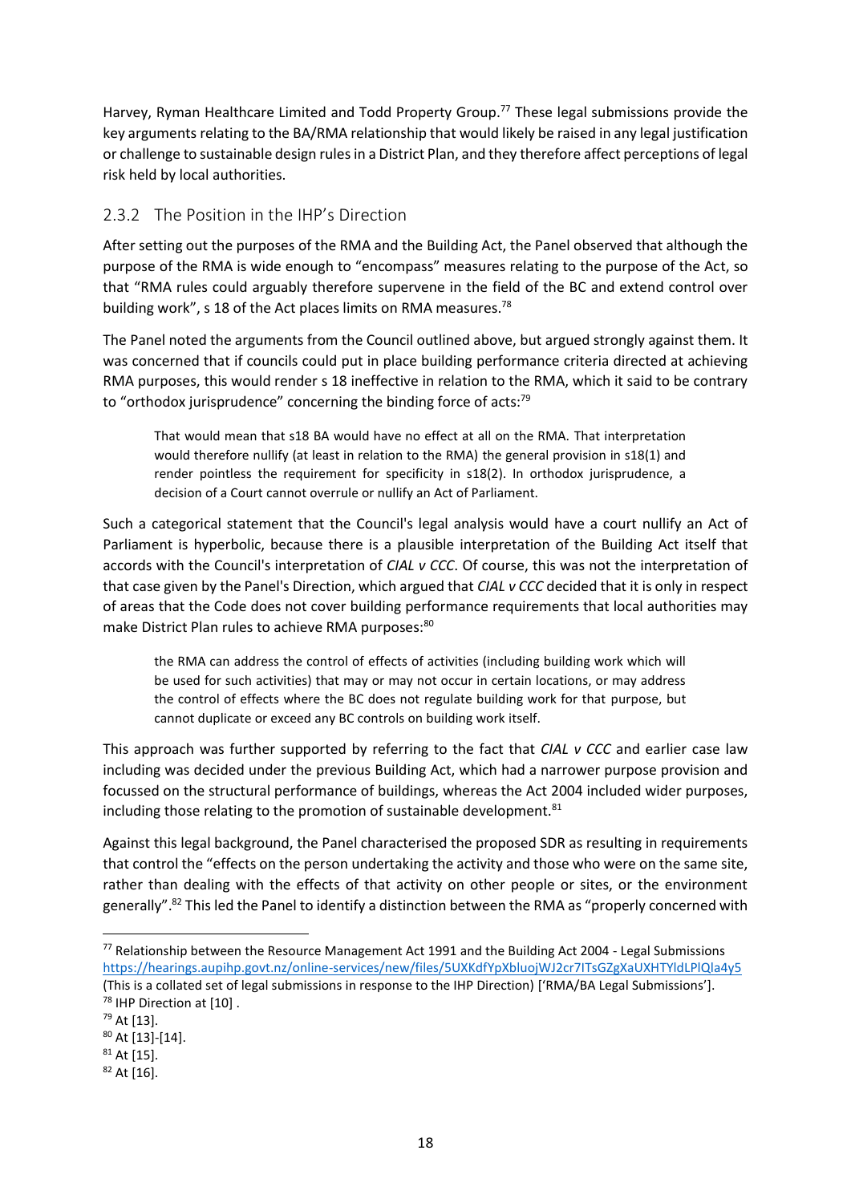Harvey, Ryman Healthcare Limited and Todd Property Group.[77] These legal submissions provide the key arguments relating to the BA/RMA relationship that would likely be raised in any legal justification or challenge to sustainable design rules in a District Plan, and they therefore affect perceptions of legal risk held by local authorities.

### 2.3.2 The Position in the IHP's Direction

After setting out the purposes of the RMA and the Building Act, the Panel observed that although the purpose of the RMA is wide enough to "encompass" measures relating to the purpose of the Act, so that "RMA rules could arguably therefore supervene in the field of the BC and extend control over building work", s 18 of the Act places limits on RMA measures.[78]

The Panel noted the arguments from the Council outlined above, but argued strongly against them. It was concerned that if councils could put in place building performance criteria directed at achieving RMA purposes, this would render s 18 ineffective in relation to the RMA, which it said to be contrary to "orthodox jurisprudence" concerning the binding force of acts:[79]

> That would mean that s18 BA would have no effect at all on the RMA. That interpretation would therefore nullify (at least in relation to the RMA) the general provision in s18(1) and render pointless the requirement for specificity in s18(2). In orthodox jurisprudence, a decision of a Court cannot overrule or nullify an Act of Parliament.

Such a categorical statement that the Council's legal analysis would have a court nullify an Act of Parliament is hyperbolic, because there is a plausible interpretation of the Building Act itself that accords with the Council's interpretation of *CIAL v CCC*. Of course, this was not the interpretation of that case given by the Panel's Direction, which argued that *CIAL v CCC* decided that it is only in respect of areas that the Code does not cover building performance requirements that local authorities may make District Plan rules to achieve RMA purposes:[80]

> the RMA can address the control of effects of activities (including building work which will be used for such activities) that may or may not occur in certain locations, or may address the control of effects where the BC does not regulate building work for that purpose, but cannot duplicate or exceed any BC controls on building work itself.

This approach was further supported by referring to the fact that *CIAL v CCC* and earlier case law including was decided under the previous Building Act, which had a narrower purpose provision and focussed on the structural performance of buildings, whereas the Act 2004 included wider purposes, including those relating to the promotion of sustainable development.[81]

Against this legal background, the Panel characterised the proposed SDR as resulting in requirements that control the "effects on the person undertaking the activity and those who were on the same site, rather than dealing with the effects of that activity on other people or sites, or the environment generally".[82] This led the Panel to identify a distinction between the RMA as "properly concerned with

---

[77] Relationship between the Resource Management Act 1991 and the Building Act 2004 - Legal Submissions https://hearings.aupihp.govt.nz/online-services/new/files/5UXKdfYpXbluojWJ2cr7ITsGZgXaUXHTYldLPlQla4y5 (This is a collated set of legal submissions in response to the IHP Direction) ['RMA/BA Legal Submissions'].

[78] IHP Direction at [10] .

[79] At [13].

[80] At [13]-[14].

[81] At [15].

[82] At [16].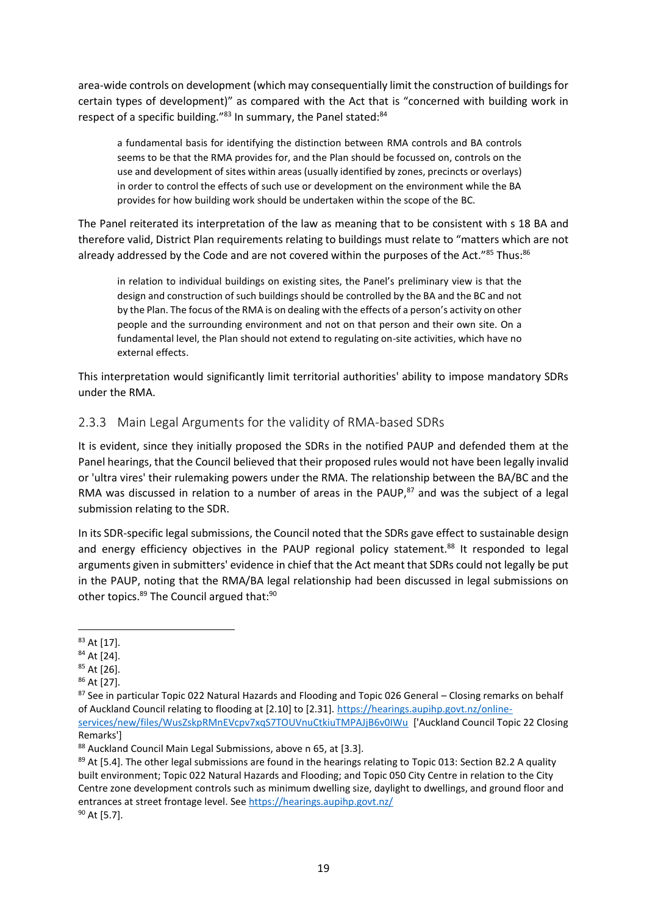area-wide controls on development (which may consequentially limit the construction of buildings for certain types of development)" as compared with the Act that is "concerned with building work in respect of a specific building."[83] In summary, the Panel stated:[84]

> a fundamental basis for identifying the distinction between RMA controls and BA controls seems to be that the RMA provides for, and the Plan should be focussed on, controls on the use and development of sites within areas (usually identified by zones, precincts or overlays) in order to control the effects of such use or development on the environment while the BA provides for how building work should be undertaken within the scope of the BC.

The Panel reiterated its interpretation of the law as meaning that to be consistent with s 18 BA and therefore valid, District Plan requirements relating to buildings must relate to "matters which are not already addressed by the Code and are not covered within the purposes of the Act."[85] Thus:[86]

> in relation to individual buildings on existing sites, the Panel's preliminary view is that the design and construction of such buildings should be controlled by the BA and the BC and not by the Plan. The focus of the RMA is on dealing with the effects of a person's activity on other people and the surrounding environment and not on that person and their own site. On a fundamental level, the Plan should not extend to regulating on-site activities, which have no external effects.

This interpretation would significantly limit territorial authorities' ability to impose mandatory SDRs under the RMA.

### 2.3.3 Main Legal Arguments for the validity of RMA-based SDRs

It is evident, since they initially proposed the SDRs in the notified PAUP and defended them at the Panel hearings, that the Council believed that their proposed rules would not have been legally invalid or 'ultra vires' their rulemaking powers under the RMA. The relationship between the BA/BC and the RMA was discussed in relation to a number of areas in the PAUP,[87] and was the subject of a legal submission relating to the SDR.

In its SDR-specific legal submissions, the Council noted that the SDRs gave effect to sustainable design and energy efficiency objectives in the PAUP regional policy statement.[88] It responded to legal arguments given in submitters' evidence in chief that the Act meant that SDRs could not legally be put in the PAUP, noting that the RMA/BA legal relationship had been discussed in legal submissions on other topics.[89] The Council argued that:[90]

---

[83] At [17].

[84] At [24].

[85] At [26].

[86] At [27].

[87] See in particular Topic 022 Natural Hazards and Flooding and Topic 026 General – Closing remarks on behalf of Auckland Council relating to flooding at [2.10] to [2.31]. https://hearings.aupihp.govt.nz/online-services/new/files/WusZskpRMnEVcpv7xqS7TOUVnuCtkiuTMPAJjB6v0IWu ['Auckland Council Topic 22 Closing Remarks']

[88] Auckland Council Main Legal Submissions, above n 65, at [3.3].

[89] At [5.4]. The other legal submissions are found in the hearings relating to Topic 013: Section B2.2 A quality built environment; Topic 022 Natural Hazards and Flooding; and Topic 050 City Centre in relation to the City Centre zone development controls such as minimum dwelling size, daylight to dwellings, and ground floor and entrances at street frontage level. See https://hearings.aupihp.govt.nz/

[90] At [5.7].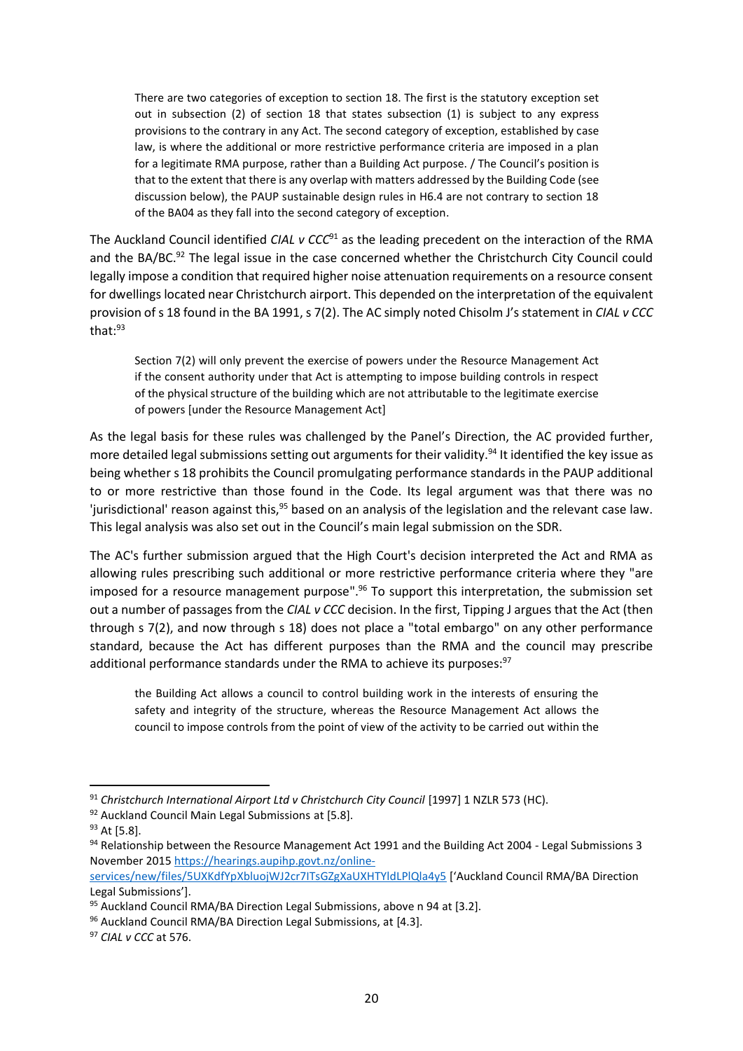> There are two categories of exception to section 18. The first is the statutory exception set out in subsection (2) of section 18 that states subsection (1) is subject to any express provisions to the contrary in any Act. The second category of exception, established by case law, is where the additional or more restrictive performance criteria are imposed in a plan for a legitimate RMA purpose, rather than a Building Act purpose. / The Council's position is that to the extent that there is any overlap with matters addressed by the Building Code (see discussion below), the PAUP sustainable design rules in H6.4 are not contrary to section 18 of the BA04 as they fall into the second category of exception.

The Auckland Council identified *CIAL v CCC*[91] as the leading precedent on the interaction of the RMA and the BA/BC.[92] The legal issue in the case concerned whether the Christchurch City Council could legally impose a condition that required higher noise attenuation requirements on a resource consent for dwellings located near Christchurch airport. This depended on the interpretation of the equivalent provision of s 18 found in the BA 1991, s 7(2). The AC simply noted Chisolm J's statement in *CIAL v CCC* that:[93]

> Section 7(2) will only prevent the exercise of powers under the Resource Management Act if the consent authority under that Act is attempting to impose building controls in respect of the physical structure of the building which are not attributable to the legitimate exercise of powers [under the Resource Management Act]

As the legal basis for these rules was challenged by the Panel's Direction, the AC provided further, more detailed legal submissions setting out arguments for their validity.[94] It identified the key issue as being whether s 18 prohibits the Council promulgating performance standards in the PAUP additional to or more restrictive than those found in the Code. Its legal argument was that there was no 'jurisdictional' reason against this,[95] based on an analysis of the legislation and the relevant case law. This legal analysis was also set out in the Council's main legal submission on the SDR.

The AC's further submission argued that the High Court's decision interpreted the Act and RMA as allowing rules prescribing such additional or more restrictive performance criteria where they "are imposed for a resource management purpose".[96] To support this interpretation, the submission set out a number of passages from the *CIAL v CCC* decision. In the first, Tipping J argues that the Act (then through s 7(2), and now through s 18) does not place a "total embargo" on any other performance standard, because the Act has different purposes than the RMA and the council may prescribe additional performance standards under the RMA to achieve its purposes:[97]

> the Building Act allows a council to control building work in the interests of ensuring the safety and integrity of the structure, whereas the Resource Management Act allows the council to impose controls from the point of view of the activity to be carried out within the

---

[91] *Christchurch International Airport Ltd v Christchurch City Council* [1997] 1 NZLR 573 (HC).

[92] Auckland Council Main Legal Submissions at [5.8].

[93] At [5.8].

[94] Relationship between the Resource Management Act 1991 and the Building Act 2004 - Legal Submissions 3 November 2015 https://hearings.aupihp.govt.nz/online-services/new/files/5UXKdfYpXbluojWJ2cr7ITsGZgXaUXHTYldLPlQla4y5 ['Auckland Council RMA/BA Direction Legal Submissions'].

[95] Auckland Council RMA/BA Direction Legal Submissions, above n 94 at [3.2].

[96] Auckland Council RMA/BA Direction Legal Submissions, at [4.3].

[97] *CIAL v CCC* at 576.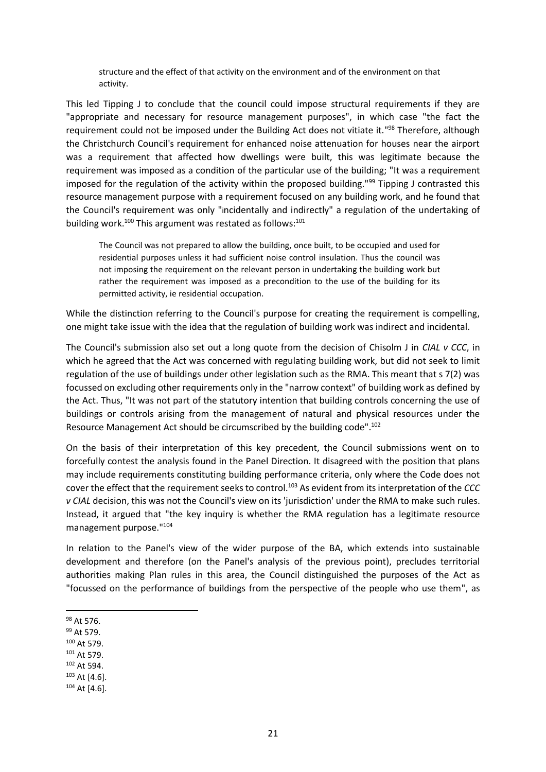> structure and the effect of that activity on the environment and of the environment on that activity.

This led Tipping J to conclude that the council could impose structural requirements if they are "appropriate and necessary for resource management purposes", in which case "the fact the requirement could not be imposed under the Building Act does not vitiate it."[98] Therefore, although the Christchurch Council's requirement for enhanced noise attenuation for houses near the airport was a requirement that affected how dwellings were built, this was legitimate because the requirement was imposed as a condition of the particular use of the building; "It was a requirement imposed for the regulation of the activity within the proposed building."[99] Tipping J contrasted this resource management purpose with a requirement focused on any building work, and he found that the Council's requirement was only "incidentally and indirectly" a regulation of the undertaking of building work.[100] This argument was restated as follows:[101]

> The Council was not prepared to allow the building, once built, to be occupied and used for residential purposes unless it had sufficient noise control insulation. Thus the council was not imposing the requirement on the relevant person in undertaking the building work but rather the requirement was imposed as a precondition to the use of the building for its permitted activity, ie residential occupation.

While the distinction referring to the Council's purpose for creating the requirement is compelling, one might take issue with the idea that the regulation of building work was indirect and incidental.

The Council's submission also set out a long quote from the decision of Chisolm J in *CIAL v CCC*, in which he agreed that the Act was concerned with regulating building work, but did not seek to limit regulation of the use of buildings under other legislation such as the RMA. This meant that s 7(2) was focussed on excluding other requirements only in the "narrow context" of building work as defined by the Act. Thus, "It was not part of the statutory intention that building controls concerning the use of buildings or controls arising from the management of natural and physical resources under the Resource Management Act should be circumscribed by the building code".[102]

On the basis of their interpretation of this key precedent, the Council submissions went on to forcefully contest the analysis found in the Panel Direction. It disagreed with the position that plans may include requirements constituting building performance criteria, only where the Code does not cover the effect that the requirement seeks to control.[103] As evident from its interpretation of the *CCC v CIAL* decision, this was not the Council's view on its 'jurisdiction' under the RMA to make such rules. Instead, it argued that "the key inquiry is whether the RMA regulation has a legitimate resource management purpose."[104]

In relation to the Panel's view of the wider purpose of the BA, which extends into sustainable development and therefore (on the Panel's analysis of the previous point), precludes territorial authorities making Plan rules in this area, the Council distinguished the purposes of the Act as "focussed on the performance of buildings from the perspective of the people who use them", as

[98] At 576.
[99] At 579.
[100] At 579.
[101] At 579.
[102] At 594.
[103] At [4.6].
[104] At [4.6].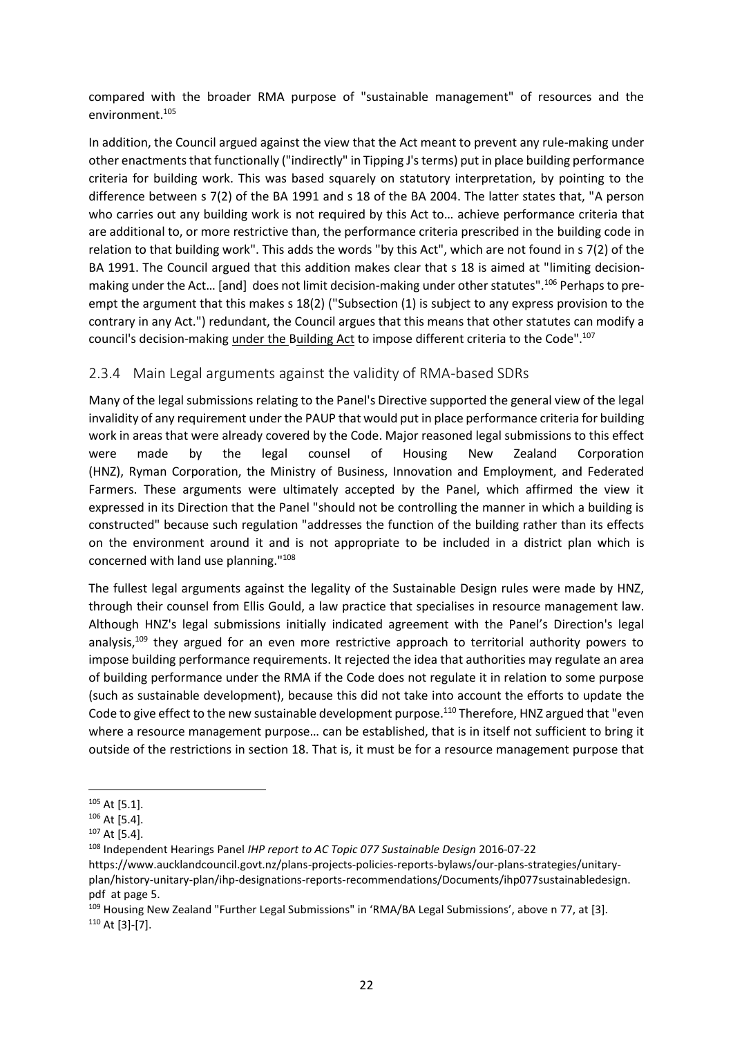compared with the broader RMA purpose of "sustainable management" of resources and the environment.[105]

In addition, the Council argued against the view that the Act meant to prevent any rule-making under other enactments that functionally ("indirectly" in Tipping J's terms) put in place building performance criteria for building work. This was based squarely on statutory interpretation, by pointing to the difference between s 7(2) of the BA 1991 and s 18 of the BA 2004. The latter states that, "A person who carries out any building work is not required by this Act to… achieve performance criteria that are additional to, or more restrictive than, the performance criteria prescribed in the building code in relation to that building work". This adds the words "by this Act", which are not found in s 7(2) of the BA 1991. The Council argued that this addition makes clear that s 18 is aimed at "limiting decision-making under the Act… [and] does not limit decision-making under other statutes".[106] Perhaps to pre-empt the argument that this makes s 18(2) ("Subsection (1) is subject to any express provision to the contrary in any Act.") redundant, the Council argues that this means that other statutes can modify a council's decision-making under the Building Act to impose different criteria to the Code".[107]

## 2.3.4 Main Legal arguments against the validity of RMA-based SDRs

Many of the legal submissions relating to the Panel's Directive supported the general view of the legal invalidity of any requirement under the PAUP that would put in place performance criteria for building work in areas that were already covered by the Code. Major reasoned legal submissions to this effect were made by the legal counsel of Housing New Zealand Corporation (HNZ), Ryman Corporation, the Ministry of Business, Innovation and Employment, and Federated Farmers. These arguments were ultimately accepted by the Panel, which affirmed the view it expressed in its Direction that the Panel "should not be controlling the manner in which a building is constructed" because such regulation "addresses the function of the building rather than its effects on the environment around it and is not appropriate to be included in a district plan which is concerned with land use planning."[108]

The fullest legal arguments against the legality of the Sustainable Design rules were made by HNZ, through their counsel from Ellis Gould, a law practice that specialises in resource management law. Although HNZ's legal submissions initially indicated agreement with the Panel's Direction's legal analysis,[109] they argued for an even more restrictive approach to territorial authority powers to impose building performance requirements. It rejected the idea that authorities may regulate an area of building performance under the RMA if the Code does not regulate it in relation to some purpose (such as sustainable development), because this did not take into account the efforts to update the Code to give effect to the new sustainable development purpose.[110] Therefore, HNZ argued that "even where a resource management purpose… can be established, that is in itself not sufficient to bring it outside of the restrictions in section 18. That is, it must be for a resource management purpose that

---

[105] At [5.1].

[106] At [5.4].

[107] At [5.4].

[108] Independent Hearings Panel *IHP report to AC Topic 077 Sustainable Design* 2016-07-22 https://www.aucklandcouncil.govt.nz/plans-projects-policies-reports-bylaws/our-plans-strategies/unitary-plan/history-unitary-plan/ihp-designations-reports-recommendations/Documents/ihp077sustainabledesign.pdf at page 5.

[109] Housing New Zealand "Further Legal Submissions" in 'RMA/BA Legal Submissions', above n 77, at [3].

[110] At [3]-[7].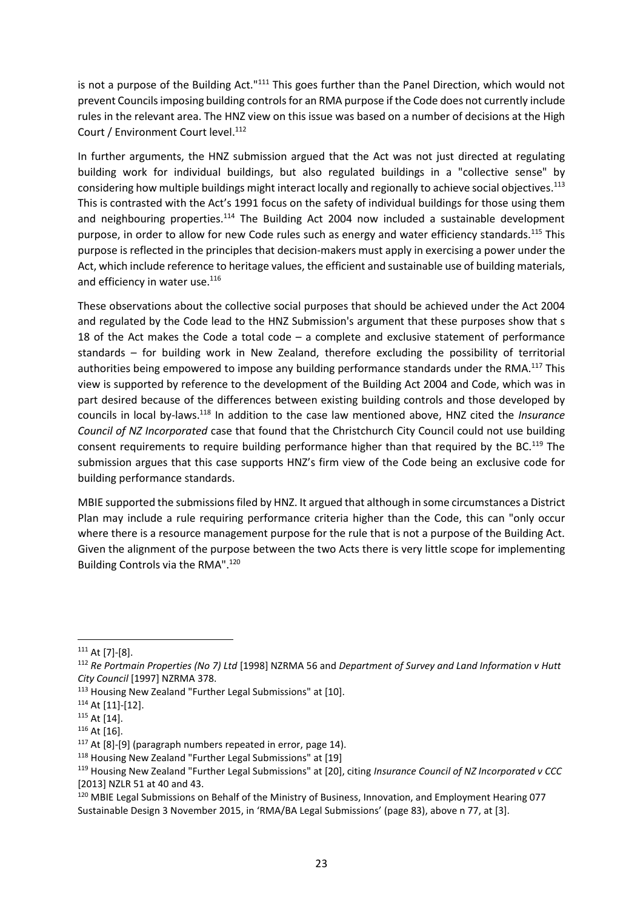is not a purpose of the Building Act."[111] This goes further than the Panel Direction, which would not prevent Councils imposing building controls for an RMA purpose if the Code does not currently include rules in the relevant area. The HNZ view on this issue was based on a number of decisions at the High Court / Environment Court level.[112]

In further arguments, the HNZ submission argued that the Act was not just directed at regulating building work for individual buildings, but also regulated buildings in a "collective sense" by considering how multiple buildings might interact locally and regionally to achieve social objectives.[113] This is contrasted with the Act's 1991 focus on the safety of individual buildings for those using them and neighbouring properties.[114] The Building Act 2004 now included a sustainable development purpose, in order to allow for new Code rules such as energy and water efficiency standards.[115] This purpose is reflected in the principles that decision-makers must apply in exercising a power under the Act, which include reference to heritage values, the efficient and sustainable use of building materials, and efficiency in water use.[116]

These observations about the collective social purposes that should be achieved under the Act 2004 and regulated by the Code lead to the HNZ Submission's argument that these purposes show that s 18 of the Act makes the Code a total code – a complete and exclusive statement of performance standards – for building work in New Zealand, therefore excluding the possibility of territorial authorities being empowered to impose any building performance standards under the RMA.[117] This view is supported by reference to the development of the Building Act 2004 and Code, which was in part desired because of the differences between existing building controls and those developed by councils in local by-laws.[118] In addition to the case law mentioned above, HNZ cited the *Insurance Council of NZ Incorporated* case that found that the Christchurch City Council could not use building consent requirements to require building performance higher than that required by the BC.[119] The submission argues that this case supports HNZ's firm view of the Code being an exclusive code for building performance standards.

MBIE supported the submissions filed by HNZ. It argued that although in some circumstances a District Plan may include a rule requiring performance criteria higher than the Code, this can "only occur where there is a resource management purpose for the rule that is not a purpose of the Building Act. Given the alignment of the purpose between the two Acts there is very little scope for implementing Building Controls via the RMA".[120]

---

[111] At [7]-[8].

[112] *Re Portmain Properties (No 7) Ltd* [1998] NZRMA 56 and *Department of Survey and Land Information v Hutt City Council* [1997] NZRMA 378.

[113] Housing New Zealand "Further Legal Submissions" at [10].

[114] At [11]-[12].

[115] At [14].

[116] At [16].

[117] At [8]-[9] (paragraph numbers repeated in error, page 14).

[118] Housing New Zealand "Further Legal Submissions" at [19]

[119] Housing New Zealand "Further Legal Submissions" at [20], citing *Insurance Council of NZ Incorporated v CCC* [2013] NZLR 51 at 40 and 43.

[120] MBIE Legal Submissions on Behalf of the Ministry of Business, Innovation, and Employment Hearing 077 Sustainable Design 3 November 2015, in 'RMA/BA Legal Submissions' (page 83), above n 77, at [3].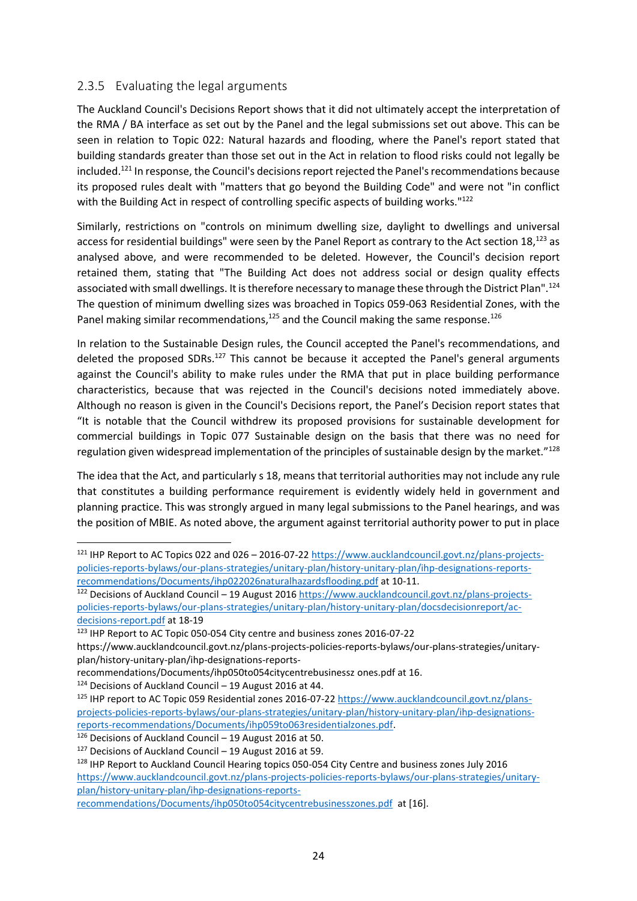### 2.3.5 Evaluating the legal arguments

The Auckland Council's Decisions Report shows that it did not ultimately accept the interpretation of the RMA / BA interface as set out by the Panel and the legal submissions set out above. This can be seen in relation to Topic 022: Natural hazards and flooding, where the Panel's report stated that building standards greater than those set out in the Act in relation to flood risks could not legally be included.[121] In response, the Council's decisions report rejected the Panel's recommendations because its proposed rules dealt with "matters that go beyond the Building Code" and were not "in conflict with the Building Act in respect of controlling specific aspects of building works."[122]

Similarly, restrictions on "controls on minimum dwelling size, daylight to dwellings and universal access for residential buildings" were seen by the Panel Report as contrary to the Act section 18,[123] as analysed above, and were recommended to be deleted. However, the Council's decision report retained them, stating that "The Building Act does not address social or design quality effects associated with small dwellings. It is therefore necessary to manage these through the District Plan".[124] The question of minimum dwelling sizes was broached in Topics 059-063 Residential Zones, with the Panel making similar recommendations,[125] and the Council making the same response.[126]

In relation to the Sustainable Design rules, the Council accepted the Panel's recommendations, and deleted the proposed SDRs.[127] This cannot be because it accepted the Panel's general arguments against the Council's ability to make rules under the RMA that put in place building performance characteristics, because that was rejected in the Council's decisions noted immediately above. Although no reason is given in the Council's Decisions report, the Panel's Decision report states that "It is notable that the Council withdrew its proposed provisions for sustainable development for commercial buildings in Topic 077 Sustainable design on the basis that there was no need for regulation given widespread implementation of the principles of sustainable design by the market."[128]

The idea that the Act, and particularly s 18, means that territorial authorities may not include any rule that constitutes a building performance requirement is evidently widely held in government and planning practice. This was strongly argued in many legal submissions to the Panel hearings, and was the position of MBIE. As noted above, the argument against territorial authority power to put in place

---

[121] IHP Report to AC Topics 022 and 026 – 2016-07-22 https://www.aucklandcouncil.govt.nz/plans-projects-policies-reports-bylaws/our-plans-strategies/unitary-plan/history-unitary-plan/ihp-designations-reports-recommendations/Documents/ihp022026naturalhazardsflooding.pdf at 10-11.

[122] Decisions of Auckland Council – 19 August 2016 https://www.aucklandcouncil.govt.nz/plans-projects-policies-reports-bylaws/our-plans-strategies/unitary-plan/history-unitary-plan/docsdecisionreport/ac-decisions-report.pdf at 18-19

[123] IHP Report to AC Topic 050-054 City centre and business zones 2016-07-22 https://www.aucklandcouncil.govt.nz/plans-projects-policies-reports-bylaws/our-plans-strategies/unitary-plan/history-unitary-plan/ihp-designations-reports-recommendations/Documents/ihp050to054citycentrebusinessz ones.pdf at 16.

[124] Decisions of Auckland Council – 19 August 2016 at 44.

[125] IHP report to AC Topic 059 Residential zones 2016-07-22 https://www.aucklandcouncil.govt.nz/plans-projects-policies-reports-bylaws/our-plans-strategies/unitary-plan/history-unitary-plan/ihp-designations-reports-recommendations/Documents/ihp059to063residentialzones.pdf.

[126] Decisions of Auckland Council – 19 August 2016 at 50.

[127] Decisions of Auckland Council – 19 August 2016 at 59.

[128] IHP Report to Auckland Council Hearing topics 050-054 City Centre and business zones July 2016 https://www.aucklandcouncil.govt.nz/plans-projects-policies-reports-bylaws/our-plans-strategies/unitary-plan/history-unitary-plan/ihp-designations-reports-recommendations/Documents/ihp050to054citycentrebusinesszones.pdf at [16].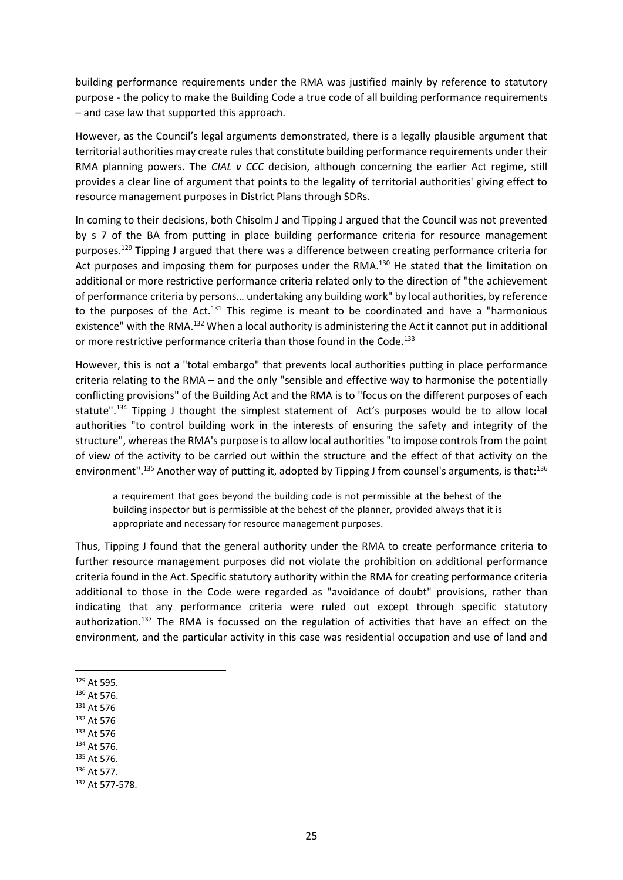building performance requirements under the RMA was justified mainly by reference to statutory purpose - the policy to make the Building Code a true code of all building performance requirements – and case law that supported this approach.

However, as the Council's legal arguments demonstrated, there is a legally plausible argument that territorial authorities may create rules that constitute building performance requirements under their RMA planning powers. The *CIAL v CCC* decision, although concerning the earlier Act regime, still provides a clear line of argument that points to the legality of territorial authorities' giving effect to resource management purposes in District Plans through SDRs.

In coming to their decisions, both Chisolm J and Tipping J argued that the Council was not prevented by s 7 of the BA from putting in place building performance criteria for resource management purposes.[129] Tipping J argued that there was a difference between creating performance criteria for Act purposes and imposing them for purposes under the RMA.[130] He stated that the limitation on additional or more restrictive performance criteria related only to the direction of "the achievement of performance criteria by persons… undertaking any building work" by local authorities, by reference to the purposes of the Act.[131] This regime is meant to be coordinated and have a "harmonious existence" with the RMA.[132] When a local authority is administering the Act it cannot put in additional or more restrictive performance criteria than those found in the Code.[133]

However, this is not a "total embargo" that prevents local authorities putting in place performance criteria relating to the RMA – and the only "sensible and effective way to harmonise the potentially conflicting provisions" of the Building Act and the RMA is to "focus on the different purposes of each statute".[134] Tipping J thought the simplest statement of Act's purposes would be to allow local authorities "to control building work in the interests of ensuring the safety and integrity of the structure", whereas the RMA's purpose is to allow local authorities "to impose controls from the point of view of the activity to be carried out within the structure and the effect of that activity on the environment".[135] Another way of putting it, adopted by Tipping J from counsel's arguments, is that:[136]

> a requirement that goes beyond the building code is not permissible at the behest of the building inspector but is permissible at the behest of the planner, provided always that it is appropriate and necessary for resource management purposes.

Thus, Tipping J found that the general authority under the RMA to create performance criteria to further resource management purposes did not violate the prohibition on additional performance criteria found in the Act. Specific statutory authority within the RMA for creating performance criteria additional to those in the Code were regarded as "avoidance of doubt" provisions, rather than indicating that any performance criteria were ruled out except through specific statutory authorization.[137] The RMA is focussed on the regulation of activities that have an effect on the environment, and the particular activity in this case was residential occupation and use of land and

---

[129] At 595.
[130] At 576.
[131] At 576
[132] At 576
[133] At 576
[134] At 576.
[135] At 576.
[136] At 577.
[137] At 577-578.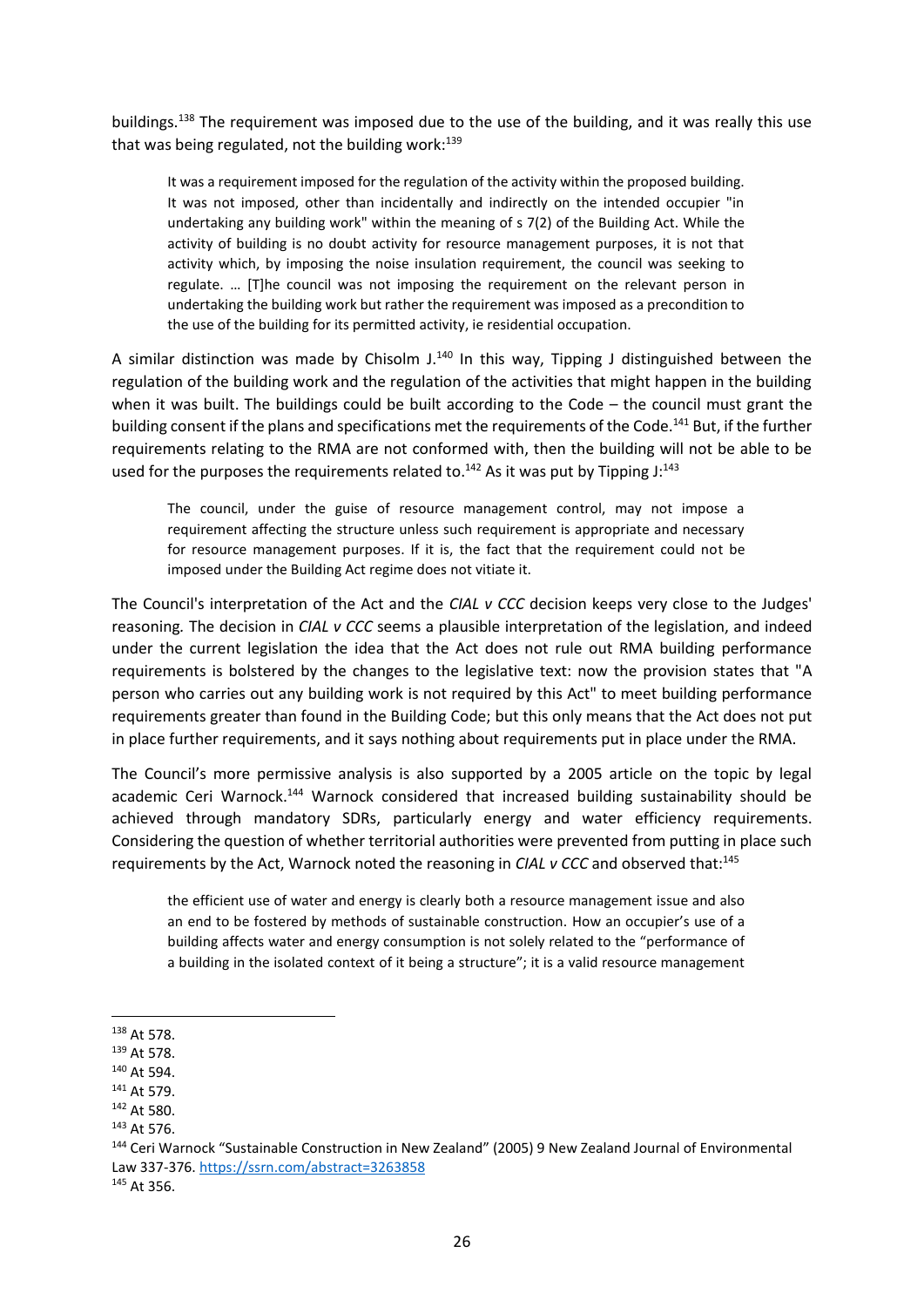buildings.[138] The requirement was imposed due to the use of the building, and it was really this use that was being regulated, not the building work:[139]

> It was a requirement imposed for the regulation of the activity within the proposed building. It was not imposed, other than incidentally and indirectly on the intended occupier "in undertaking any building work" within the meaning of s 7(2) of the Building Act. While the activity of building is no doubt activity for resource management purposes, it is not that activity which, by imposing the noise insulation requirement, the council was seeking to regulate. … [T]he council was not imposing the requirement on the relevant person in undertaking the building work but rather the requirement was imposed as a precondition to the use of the building for its permitted activity, ie residential occupation.

A similar distinction was made by Chisolm J.[140] In this way, Tipping J distinguished between the regulation of the building work and the regulation of the activities that might happen in the building when it was built. The buildings could be built according to the Code – the council must grant the building consent if the plans and specifications met the requirements of the Code.[141] But, if the further requirements relating to the RMA are not conformed with, then the building will not be able to be used for the purposes the requirements related to.[142] As it was put by Tipping J:[143]

> The council, under the guise of resource management control, may not impose a requirement affecting the structure unless such requirement is appropriate and necessary for resource management purposes. If it is, the fact that the requirement could not be imposed under the Building Act regime does not vitiate it.

The Council's interpretation of the Act and the *CIAL v CCC* decision keeps very close to the Judges' reasoning. The decision in *CIAL v CCC* seems a plausible interpretation of the legislation, and indeed under the current legislation the idea that the Act does not rule out RMA building performance requirements is bolstered by the changes to the legislative text: now the provision states that "A person who carries out any building work is not required by this Act" to meet building performance requirements greater than found in the Building Code; but this only means that the Act does not put in place further requirements, and it says nothing about requirements put in place under the RMA.

The Council's more permissive analysis is also supported by a 2005 article on the topic by legal academic Ceri Warnock.[144] Warnock considered that increased building sustainability should be achieved through mandatory SDRs, particularly energy and water efficiency requirements. Considering the question of whether territorial authorities were prevented from putting in place such requirements by the Act, Warnock noted the reasoning in *CIAL v CCC* and observed that:[145]

> the efficient use of water and energy is clearly both a resource management issue and also an end to be fostered by methods of sustainable construction. How an occupier's use of a building affects water and energy consumption is not solely related to the "performance of a building in the isolated context of it being a structure"; it is a valid resource management

---

[138] At 578.
[139] At 578.
[140] At 594.
[141] At 579.
[142] At 580.
[143] At 576.
[144] Ceri Warnock "Sustainable Construction in New Zealand" (2005) 9 New Zealand Journal of Environmental Law 337-376. https://ssrn.com/abstract=3263858
[145] At 356.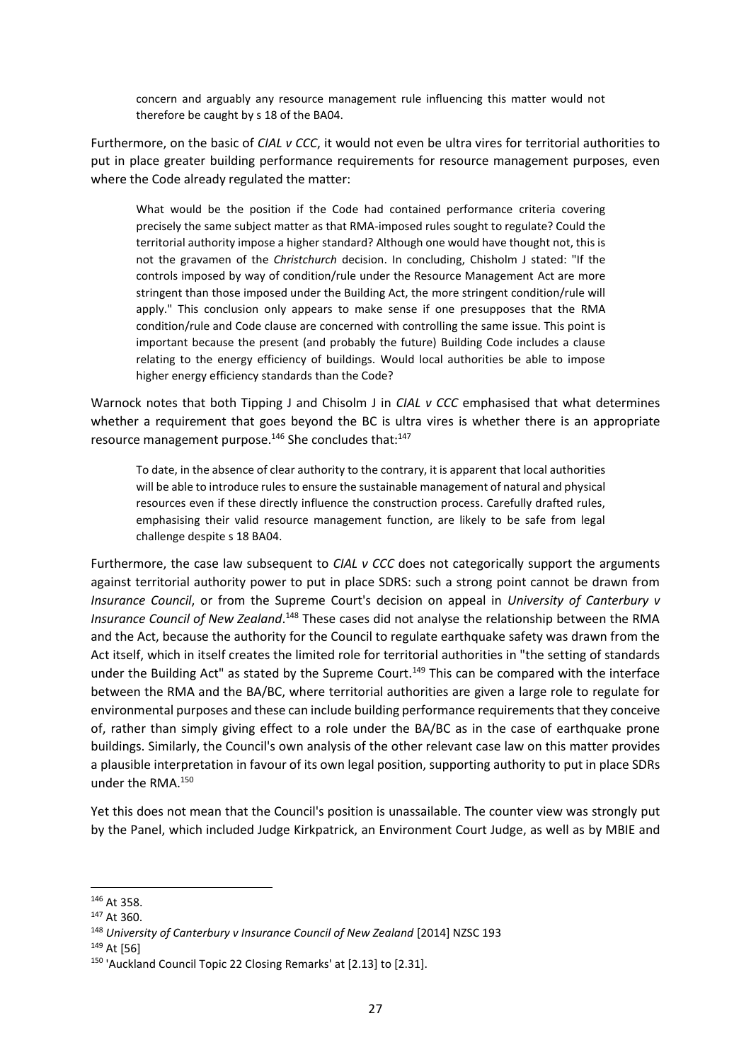> concern and arguably any resource management rule influencing this matter would not therefore be caught by s 18 of the BA04.

Furthermore, on the basic of *CIAL v CCC*, it would not even be ultra vires for territorial authorities to put in place greater building performance requirements for resource management purposes, even where the Code already regulated the matter:

> What would be the position if the Code had contained performance criteria covering precisely the same subject matter as that RMA-imposed rules sought to regulate? Could the territorial authority impose a higher standard? Although one would have thought not, this is not the gravamen of the *Christchurch* decision. In concluding, Chisholm J stated: "If the controls imposed by way of condition/rule under the Resource Management Act are more stringent than those imposed under the Building Act, the more stringent condition/rule will apply." This conclusion only appears to make sense if one presupposes that the RMA condition/rule and Code clause are concerned with controlling the same issue. This point is important because the present (and probably the future) Building Code includes a clause relating to the energy efficiency of buildings. Would local authorities be able to impose higher energy efficiency standards than the Code?

Warnock notes that both Tipping J and Chisolm J in *CIAL v CCC* emphasised that what determines whether a requirement that goes beyond the BC is ultra vires is whether there is an appropriate resource management purpose.[146] She concludes that:[147]

> To date, in the absence of clear authority to the contrary, it is apparent that local authorities will be able to introduce rules to ensure the sustainable management of natural and physical resources even if these directly influence the construction process. Carefully drafted rules, emphasising their valid resource management function, are likely to be safe from legal challenge despite s 18 BA04.

Furthermore, the case law subsequent to *CIAL v CCC* does not categorically support the arguments against territorial authority power to put in place SDRS: such a strong point cannot be drawn from *Insurance Council*, or from the Supreme Court's decision on appeal in *University of Canterbury v Insurance Council of New Zealand*.[148] These cases did not analyse the relationship between the RMA and the Act, because the authority for the Council to regulate earthquake safety was drawn from the Act itself, which in itself creates the limited role for territorial authorities in "the setting of standards under the Building Act" as stated by the Supreme Court.[149] This can be compared with the interface between the RMA and the BA/BC, where territorial authorities are given a large role to regulate for environmental purposes and these can include building performance requirements that they conceive of, rather than simply giving effect to a role under the BA/BC as in the case of earthquake prone buildings. Similarly, the Council's own analysis of the other relevant case law on this matter provides a plausible interpretation in favour of its own legal position, supporting authority to put in place SDRs under the RMA.[150]

Yet this does not mean that the Council's position is unassailable. The counter view was strongly put by the Panel, which included Judge Kirkpatrick, an Environment Court Judge, as well as by MBIE and

---

[146] At 358.

[147] At 360.

[148] *University of Canterbury v Insurance Council of New Zealand* [2014] NZSC 193

[149] At [56]

[150] 'Auckland Council Topic 22 Closing Remarks' at [2.13] to [2.31].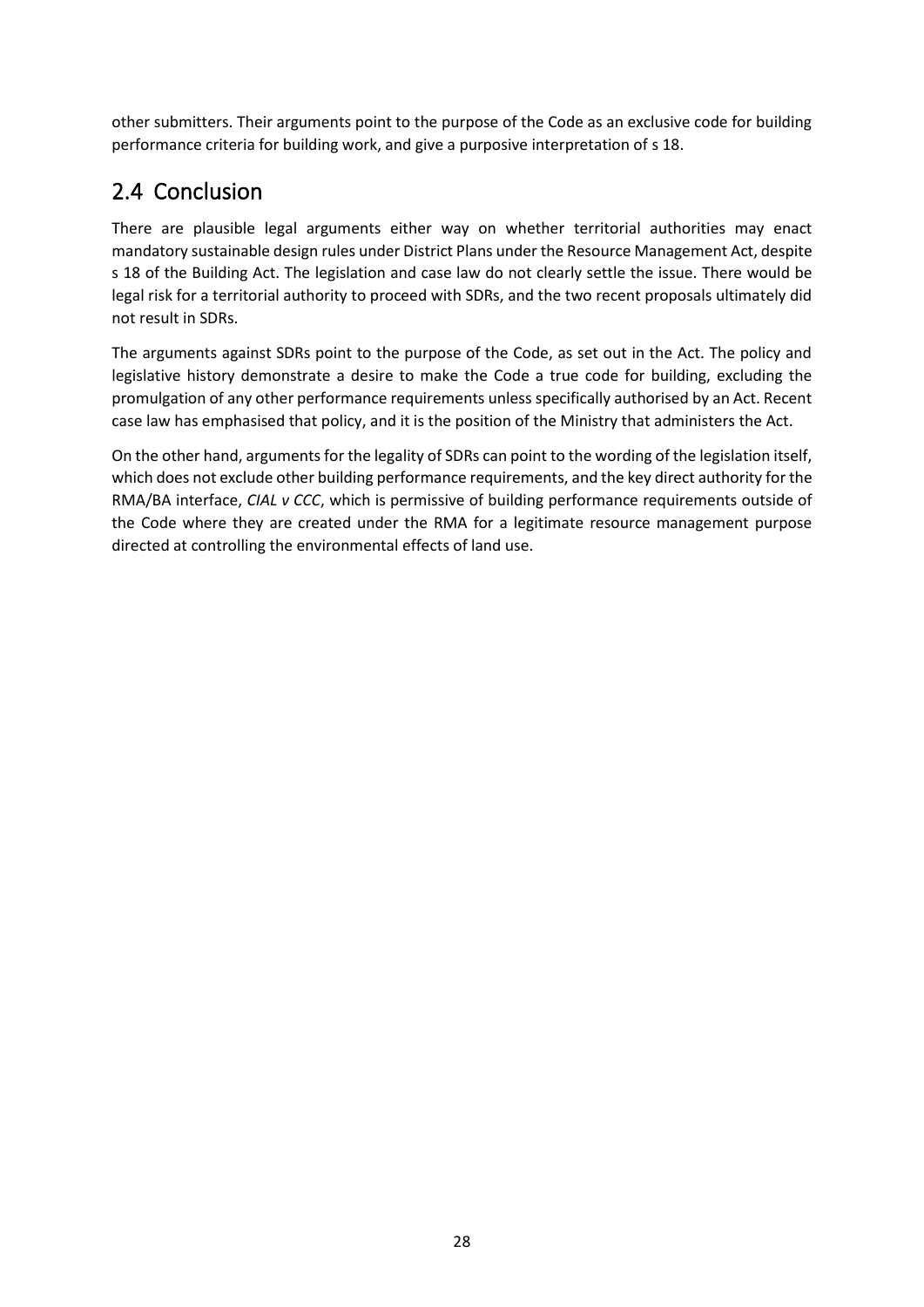other submitters. Their arguments point to the purpose of the Code as an exclusive code for building performance criteria for building work, and give a purposive interpretation of s 18.

## 2.4 Conclusion

There are plausible legal arguments either way on whether territorial authorities may enact mandatory sustainable design rules under District Plans under the Resource Management Act, despite s 18 of the Building Act. The legislation and case law do not clearly settle the issue. There would be legal risk for a territorial authority to proceed with SDRs, and the two recent proposals ultimately did not result in SDRs.

The arguments against SDRs point to the purpose of the Code, as set out in the Act. The policy and legislative history demonstrate a desire to make the Code a true code for building, excluding the promulgation of any other performance requirements unless specifically authorised by an Act. Recent case law has emphasised that policy, and it is the position of the Ministry that administers the Act.

On the other hand, arguments for the legality of SDRs can point to the wording of the legislation itself, which does not exclude other building performance requirements, and the key direct authority for the RMA/BA interface, *CIAL v CCC*, which is permissive of building performance requirements outside of the Code where they are created under the RMA for a legitimate resource management purpose directed at controlling the environmental effects of land use.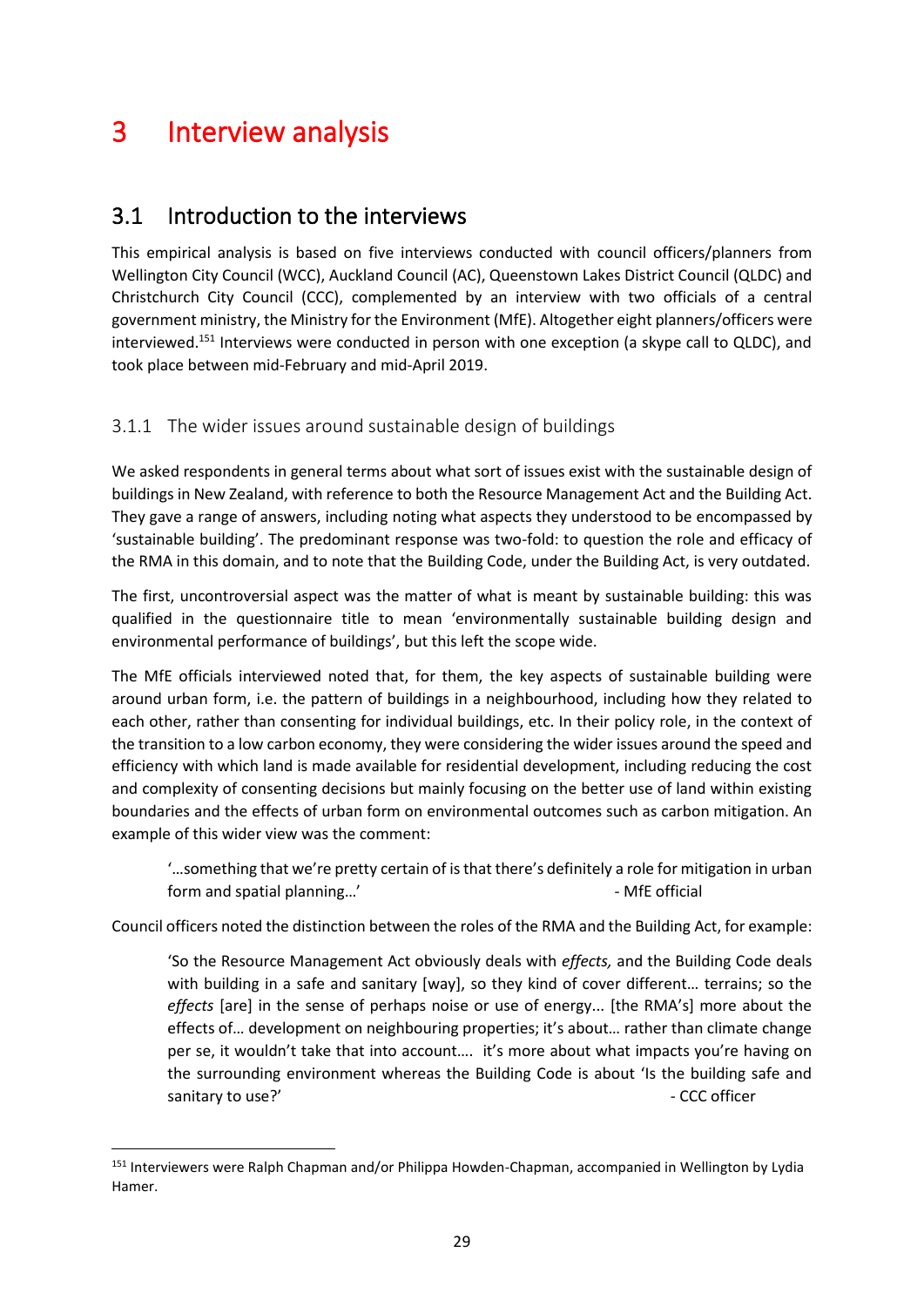# 3 Interview analysis

## 3.1 Introduction to the interviews

This empirical analysis is based on five interviews conducted with council officers/planners from Wellington City Council (WCC), Auckland Council (AC), Queenstown Lakes District Council (QLDC) and Christchurch City Council (CCC), complemented by an interview with two officials of a central government ministry, the Ministry for the Environment (MfE). Altogether eight planners/officers were interviewed.[151] Interviews were conducted in person with one exception (a skype call to QLDC), and took place between mid-February and mid-April 2019.

### 3.1.1 The wider issues around sustainable design of buildings

We asked respondents in general terms about what sort of issues exist with the sustainable design of buildings in New Zealand, with reference to both the Resource Management Act and the Building Act. They gave a range of answers, including noting what aspects they understood to be encompassed by 'sustainable building'. The predominant response was two-fold: to question the role and efficacy of the RMA in this domain, and to note that the Building Code, under the Building Act, is very outdated.

The first, uncontroversial aspect was the matter of what is meant by sustainable building: this was qualified in the questionnaire title to mean 'environmentally sustainable building design and environmental performance of buildings', but this left the scope wide.

The MfE officials interviewed noted that, for them, the key aspects of sustainable building were around urban form, i.e. the pattern of buildings in a neighbourhood, including how they related to each other, rather than consenting for individual buildings, etc. In their policy role, in the context of the transition to a low carbon economy, they were considering the wider issues around the speed and efficiency with which land is made available for residential development, including reducing the cost and complexity of consenting decisions but mainly focusing on the better use of land within existing boundaries and the effects of urban form on environmental outcomes such as carbon mitigation. An example of this wider view was the comment:

> '…something that we're pretty certain of is that there's definitely a role for mitigation in urban form and spatial planning…' - MfE official

Council officers noted the distinction between the roles of the RMA and the Building Act, for example:

> 'So the Resource Management Act obviously deals with *effects,* and the Building Code deals with building in a safe and sanitary [way], so they kind of cover different… terrains; so the *effects* [are] in the sense of perhaps noise or use of energy... [the RMA's] more about the effects of… development on neighbouring properties; it's about… rather than climate change per se, it wouldn't take that into account…. it's more about what impacts you're having on the surrounding environment whereas the Building Code is about 'Is the building safe and sanitary to use?' - CCC officer

[151] Interviewers were Ralph Chapman and/or Philippa Howden-Chapman, accompanied in Wellington by Lydia Hamer.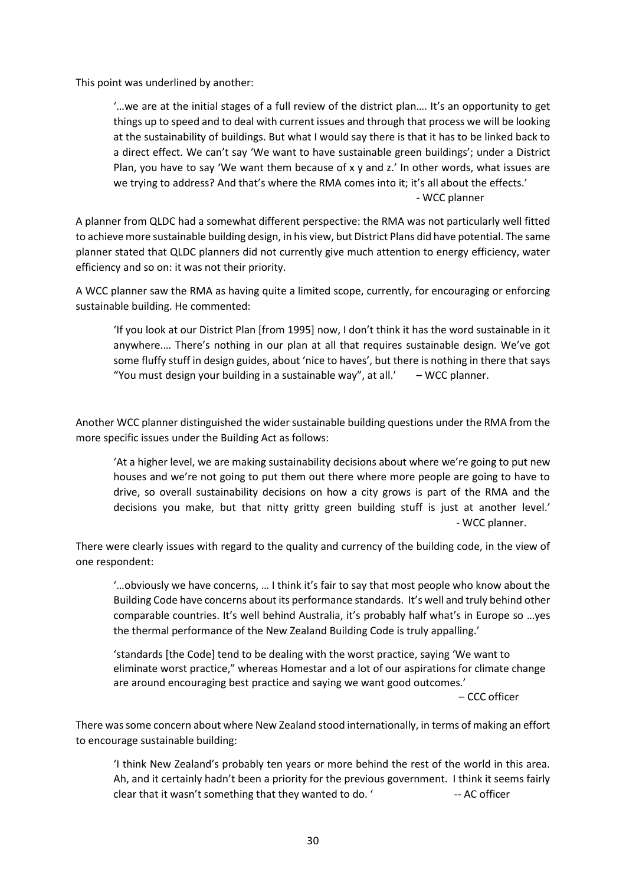This point was underlined by another:

> '…we are at the initial stages of a full review of the district plan…. It's an opportunity to get things up to speed and to deal with current issues and through that process we will be looking at the sustainability of buildings. But what I would say there is that it has to be linked back to a direct effect. We can't say 'We want to have sustainable green buildings'; under a District Plan, you have to say 'We want them because of x y and z.' In other words, what issues are we trying to address? And that's where the RMA comes into it; it's all about the effects.'
>
> \- WCC planner

A planner from QLDC had a somewhat different perspective: the RMA was not particularly well fitted to achieve more sustainable building design, in his view, but District Plans did have potential. The same planner stated that QLDC planners did not currently give much attention to energy efficiency, water efficiency and so on: it was not their priority.

A WCC planner saw the RMA as having quite a limited scope, currently, for encouraging or enforcing sustainable building. He commented:

> 'If you look at our District Plan [from 1995] now, I don't think it has the word sustainable in it anywhere.… There's nothing in our plan at all that requires sustainable design. We've got some fluffy stuff in design guides, about 'nice to haves', but there is nothing in there that says "You must design your building in a sustainable way", at all.' – WCC planner.

Another WCC planner distinguished the wider sustainable building questions under the RMA from the more specific issues under the Building Act as follows:

> 'At a higher level, we are making sustainability decisions about where we're going to put new houses and we're not going to put them out there where more people are going to have to drive, so overall sustainability decisions on how a city grows is part of the RMA and the decisions you make, but that nitty gritty green building stuff is just at another level.'
>
> \- WCC planner.

There were clearly issues with regard to the quality and currency of the building code, in the view of one respondent:

> '…obviously we have concerns, … I think it's fair to say that most people who know about the Building Code have concerns about its performance standards. It's well and truly behind other comparable countries. It's well behind Australia, it's probably half what's in Europe so …yes the thermal performance of the New Zealand Building Code is truly appalling.'
>
> 'standards [the Code] tend to be dealing with the worst practice, saying 'We want to eliminate worst practice," whereas Homestar and a lot of our aspirations for climate change are around encouraging best practice and saying we want good outcomes.'
>
> – CCC officer

There was some concern about where New Zealand stood internationally, in terms of making an effort to encourage sustainable building:

> 'I think New Zealand's probably ten years or more behind the rest of the world in this area. Ah, and it certainly hadn't been a priority for the previous government. I think it seems fairly clear that it wasn't something that they wanted to do. ' -- AC officer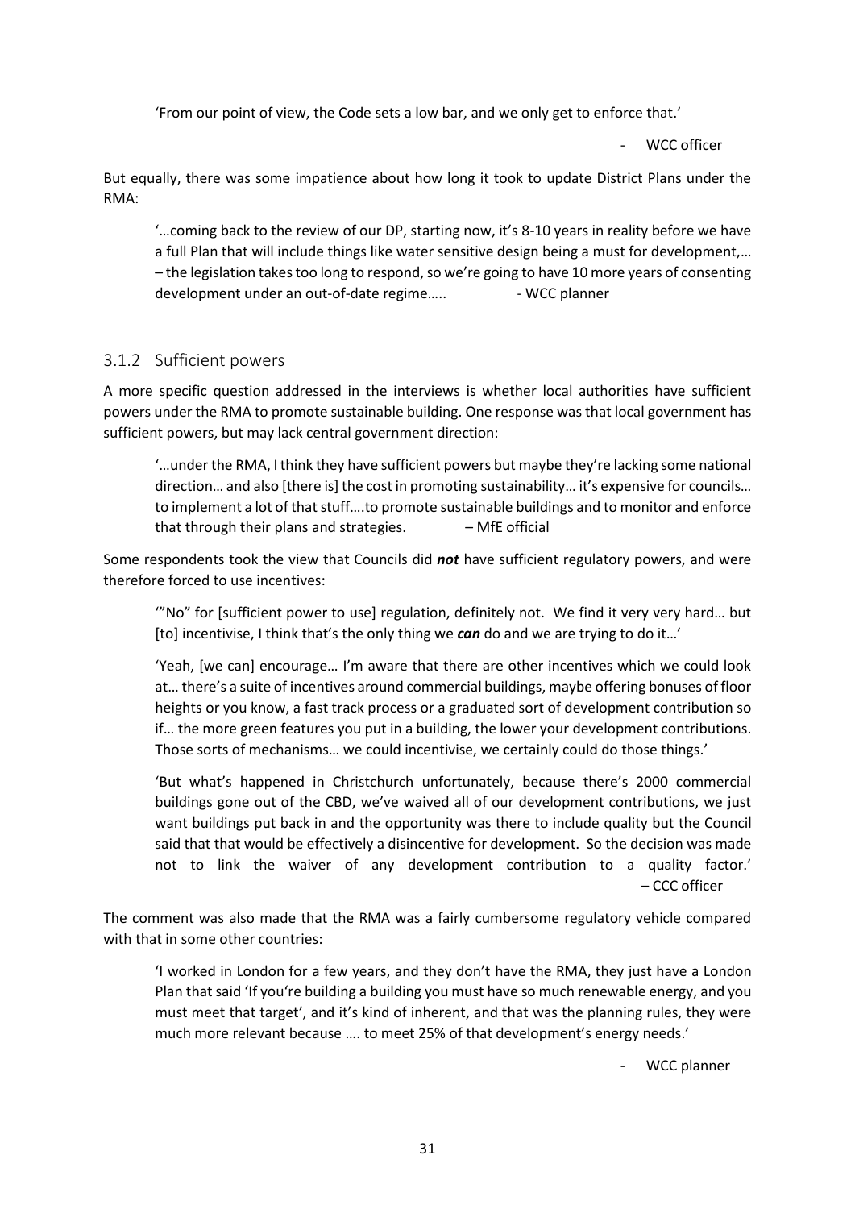'From our point of view, the Code sets a low bar, and we only get to enforce that.'

- WCC officer

But equally, there was some impatience about how long it took to update District Plans under the RMA:

'…coming back to the review of our DP, starting now, it's 8-10 years in reality before we have a full Plan that will include things like water sensitive design being a must for development,… – the legislation takes too long to respond, so we're going to have 10 more years of consenting development under an out-of-date regime….. - WCC planner

### 3.1.2 Sufficient powers

A more specific question addressed in the interviews is whether local authorities have sufficient powers under the RMA to promote sustainable building. One response was that local government has sufficient powers, but may lack central government direction:

'…under the RMA, I think they have sufficient powers but maybe they're lacking some national direction… and also [there is] the cost in promoting sustainability… it's expensive for councils… to implement a lot of that stuff….to promote sustainable buildings and to monitor and enforce that through their plans and strategies. – MfE official

Some respondents took the view that Councils did ***not*** have sufficient regulatory powers, and were therefore forced to use incentives:

'"No" for [sufficient power to use] regulation, definitely not. We find it very very hard… but [to] incentivise, I think that's the only thing we ***can*** do and we are trying to do it…'

'Yeah, [we can] encourage… I'm aware that there are other incentives which we could look at… there's a suite of incentives around commercial buildings, maybe offering bonuses of floor heights or you know, a fast track process or a graduated sort of development contribution so if… the more green features you put in a building, the lower your development contributions. Those sorts of mechanisms… we could incentivise, we certainly could do those things.'

'But what's happened in Christchurch unfortunately, because there's 2000 commercial buildings gone out of the CBD, we've waived all of our development contributions, we just want buildings put back in and the opportunity was there to include quality but the Council said that that would be effectively a disincentive for development. So the decision was made not to link the waiver of any development contribution to a quality factor.' – CCC officer

The comment was also made that the RMA was a fairly cumbersome regulatory vehicle compared with that in some other countries:

'I worked in London for a few years, and they don't have the RMA, they just have a London Plan that said 'If you're building a building you must have so much renewable energy, and you must meet that target', and it's kind of inherent, and that was the planning rules, they were much more relevant because …. to meet 25% of that development's energy needs.'

- WCC planner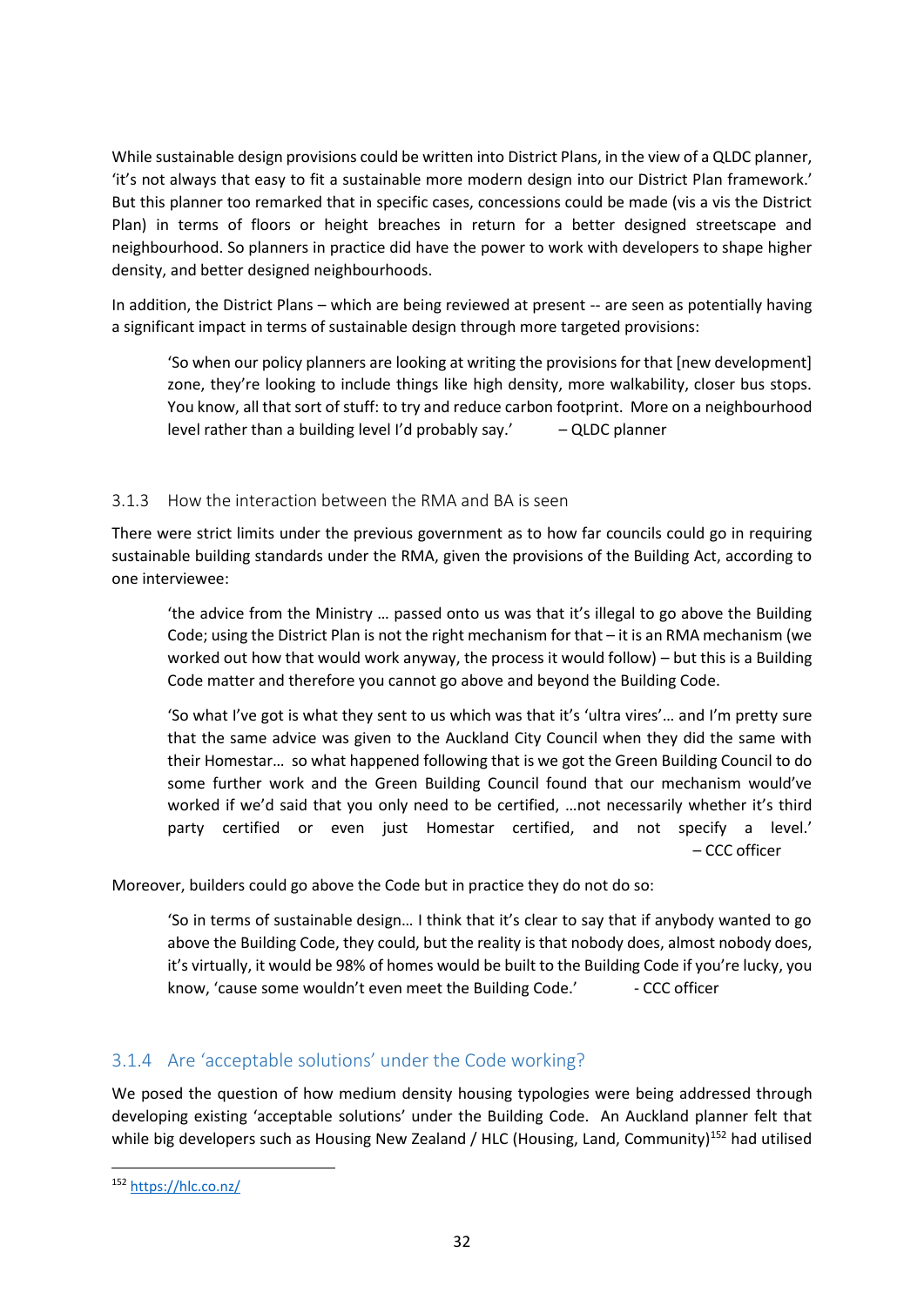While sustainable design provisions could be written into District Plans, in the view of a QLDC planner, 'it's not always that easy to fit a sustainable more modern design into our District Plan framework.' But this planner too remarked that in specific cases, concessions could be made (vis a vis the District Plan) in terms of floors or height breaches in return for a better designed streetscape and neighbourhood. So planners in practice did have the power to work with developers to shape higher density, and better designed neighbourhoods.

In addition, the District Plans – which are being reviewed at present -- are seen as potentially having a significant impact in terms of sustainable design through more targeted provisions:

> 'So when our policy planners are looking at writing the provisions for that [new development] zone, they're looking to include things like high density, more walkability, closer bus stops. You know, all that sort of stuff: to try and reduce carbon footprint. More on a neighbourhood level rather than a building level I'd probably say.' – QLDC planner

### 3.1.3 How the interaction between the RMA and BA is seen

There were strict limits under the previous government as to how far councils could go in requiring sustainable building standards under the RMA, given the provisions of the Building Act, according to one interviewee:

> 'the advice from the Ministry … passed onto us was that it's illegal to go above the Building Code; using the District Plan is not the right mechanism for that – it is an RMA mechanism (we worked out how that would work anyway, the process it would follow) – but this is a Building Code matter and therefore you cannot go above and beyond the Building Code.
>
> 'So what I've got is what they sent to us which was that it's 'ultra vires'… and I'm pretty sure that the same advice was given to the Auckland City Council when they did the same with their Homestar… so what happened following that is we got the Green Building Council to do some further work and the Green Building Council found that our mechanism would've worked if we'd said that you only need to be certified, …not necessarily whether it's third party certified or even just Homestar certified, and not specify a level.' – CCC officer

Moreover, builders could go above the Code but in practice they do not do so:

> 'So in terms of sustainable design… I think that it's clear to say that if anybody wanted to go above the Building Code, they could, but the reality is that nobody does, almost nobody does, it's virtually, it would be 98% of homes would be built to the Building Code if you're lucky, you know, 'cause some wouldn't even meet the Building Code.' - CCC officer

### 3.1.4 Are 'acceptable solutions' under the Code working?

We posed the question of how medium density housing typologies were being addressed through developing existing 'acceptable solutions' under the Building Code. An Auckland planner felt that while big developers such as Housing New Zealand / HLC (Housing, Land, Community)[152] had utilised

[152] https://hlc.co.nz/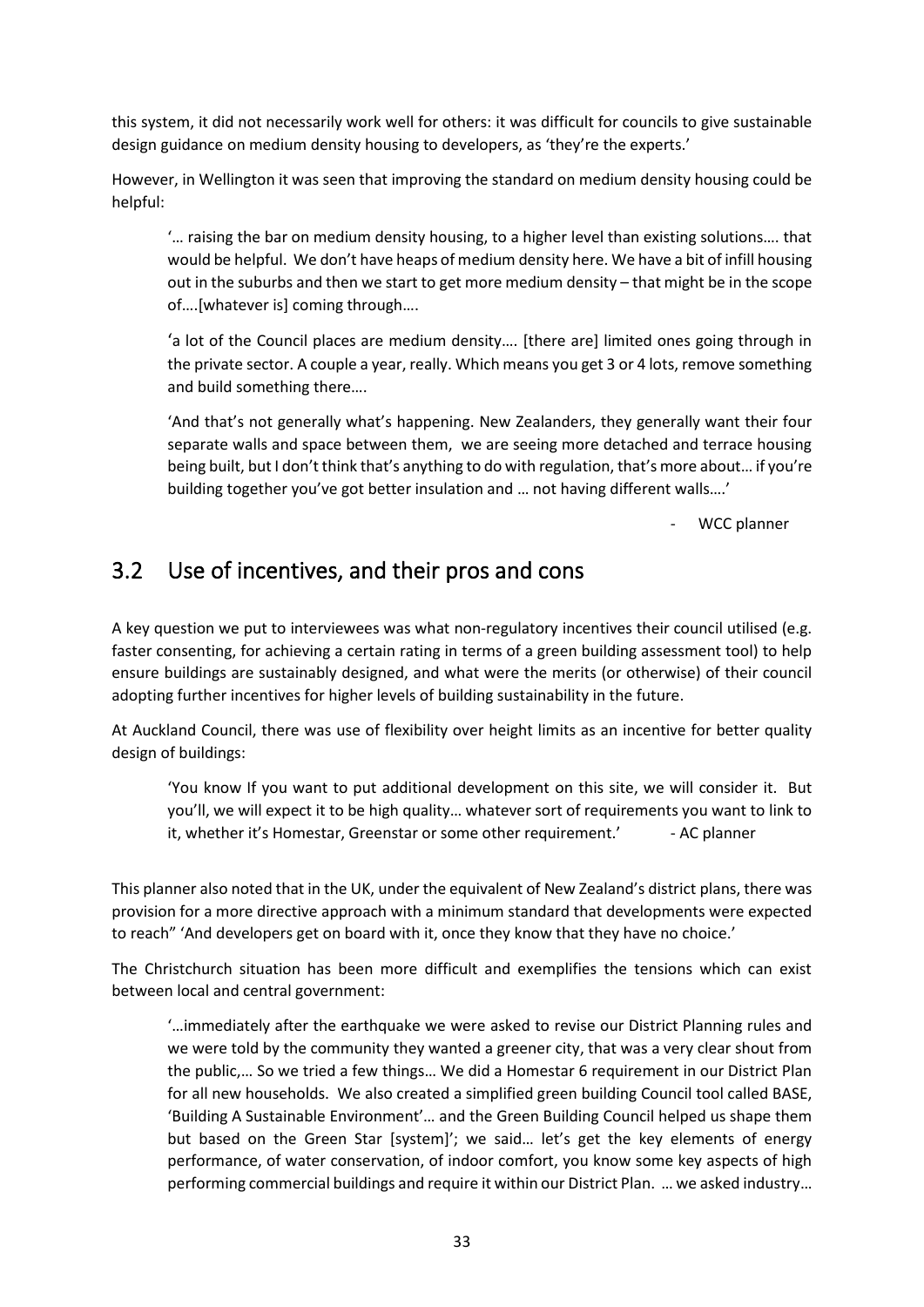this system, it did not necessarily work well for others: it was difficult for councils to give sustainable design guidance on medium density housing to developers, as 'they're the experts.'

However, in Wellington it was seen that improving the standard on medium density housing could be helpful:

> '… raising the bar on medium density housing, to a higher level than existing solutions…. that would be helpful. We don't have heaps of medium density here. We have a bit of infill housing out in the suburbs and then we start to get more medium density – that might be in the scope of….[whatever is] coming through….
>
> 'a lot of the Council places are medium density…. [there are] limited ones going through in the private sector. A couple a year, really. Which means you get 3 or 4 lots, remove something and build something there….
>
> 'And that's not generally what's happening. New Zealanders, they generally want their four separate walls and space between them, we are seeing more detached and terrace housing being built, but I don't think that's anything to do with regulation, that's more about… if you're building together you've got better insulation and … not having different walls….'
>
> - WCC planner

## 3.2 Use of incentives, and their pros and cons

A key question we put to interviewees was what non-regulatory incentives their council utilised (e.g. faster consenting, for achieving a certain rating in terms of a green building assessment tool) to help ensure buildings are sustainably designed, and what were the merits (or otherwise) of their council adopting further incentives for higher levels of building sustainability in the future.

At Auckland Council, there was use of flexibility over height limits as an incentive for better quality design of buildings:

> 'You know If you want to put additional development on this site, we will consider it. But you'll, we will expect it to be high quality… whatever sort of requirements you want to link to it, whether it's Homestar, Greenstar or some other requirement.' - AC planner

This planner also noted that in the UK, under the equivalent of New Zealand's district plans, there was provision for a more directive approach with a minimum standard that developments were expected to reach" 'And developers get on board with it, once they know that they have no choice.'

The Christchurch situation has been more difficult and exemplifies the tensions which can exist between local and central government:

> '…immediately after the earthquake we were asked to revise our District Planning rules and we were told by the community they wanted a greener city, that was a very clear shout from the public,… So we tried a few things… We did a Homestar 6 requirement in our District Plan for all new households. We also created a simplified green building Council tool called BASE, 'Building A Sustainable Environment'… and the Green Building Council helped us shape them but based on the Green Star [system]'; we said… let's get the key elements of energy performance, of water conservation, of indoor comfort, you know some key aspects of high performing commercial buildings and require it within our District Plan. … we asked industry…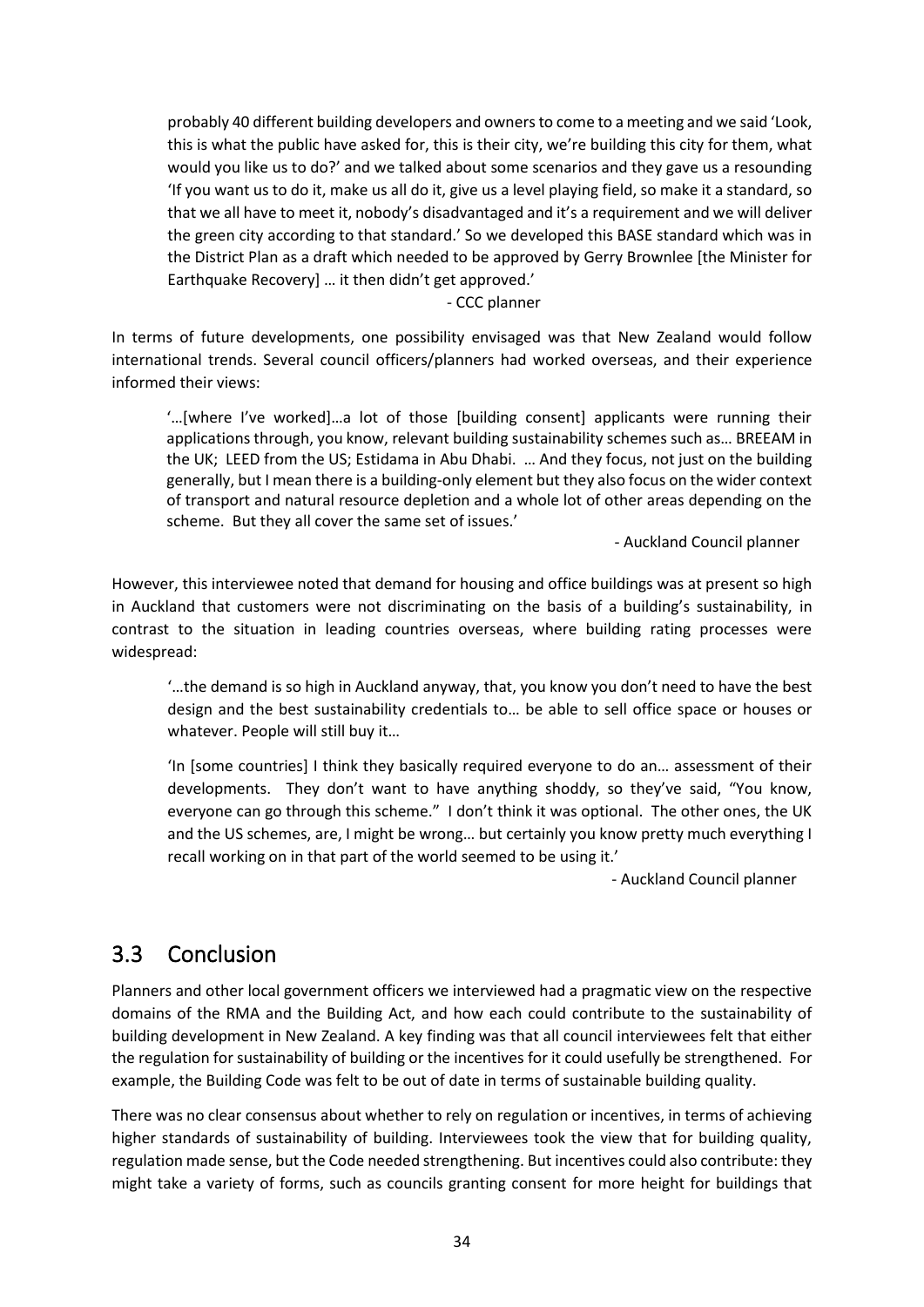probably 40 different building developers and owners to come to a meeting and we said 'Look, this is what the public have asked for, this is their city, we're building this city for them, what would you like us to do?' and we talked about some scenarios and they gave us a resounding 'If you want us to do it, make us all do it, give us a level playing field, so make it a standard, so that we all have to meet it, nobody's disadvantaged and it's a requirement and we will deliver the green city according to that standard.' So we developed this BASE standard which was in the District Plan as a draft which needed to be approved by Gerry Brownlee [the Minister for Earthquake Recovery] … it then didn't get approved.'

- CCC planner

In terms of future developments, one possibility envisaged was that New Zealand would follow international trends. Several council officers/planners had worked overseas, and their experience informed their views:

'…[where I've worked]…a lot of those [building consent] applicants were running their applications through, you know, relevant building sustainability schemes such as… BREEAM in the UK; LEED from the US; Estidama in Abu Dhabi. … And they focus, not just on the building generally, but I mean there is a building-only element but they also focus on the wider context of transport and natural resource depletion and a whole lot of other areas depending on the scheme. But they all cover the same set of issues.'

- Auckland Council planner

However, this interviewee noted that demand for housing and office buildings was at present so high in Auckland that customers were not discriminating on the basis of a building's sustainability, in contrast to the situation in leading countries overseas, where building rating processes were widespread:

'…the demand is so high in Auckland anyway, that, you know you don't need to have the best design and the best sustainability credentials to… be able to sell office space or houses or whatever. People will still buy it…

'In [some countries] I think they basically required everyone to do an… assessment of their developments. They don't want to have anything shoddy, so they've said, "You know, everyone can go through this scheme." I don't think it was optional. The other ones, the UK and the US schemes, are, I might be wrong… but certainly you know pretty much everything I recall working on in that part of the world seemed to be using it.'

- Auckland Council planner

## 3.3 Conclusion

Planners and other local government officers we interviewed had a pragmatic view on the respective domains of the RMA and the Building Act, and how each could contribute to the sustainability of building development in New Zealand. A key finding was that all council interviewees felt that either the regulation for sustainability of building or the incentives for it could usefully be strengthened. For example, the Building Code was felt to be out of date in terms of sustainable building quality.

There was no clear consensus about whether to rely on regulation or incentives, in terms of achieving higher standards of sustainability of building. Interviewees took the view that for building quality, regulation made sense, but the Code needed strengthening. But incentives could also contribute: they might take a variety of forms, such as councils granting consent for more height for buildings that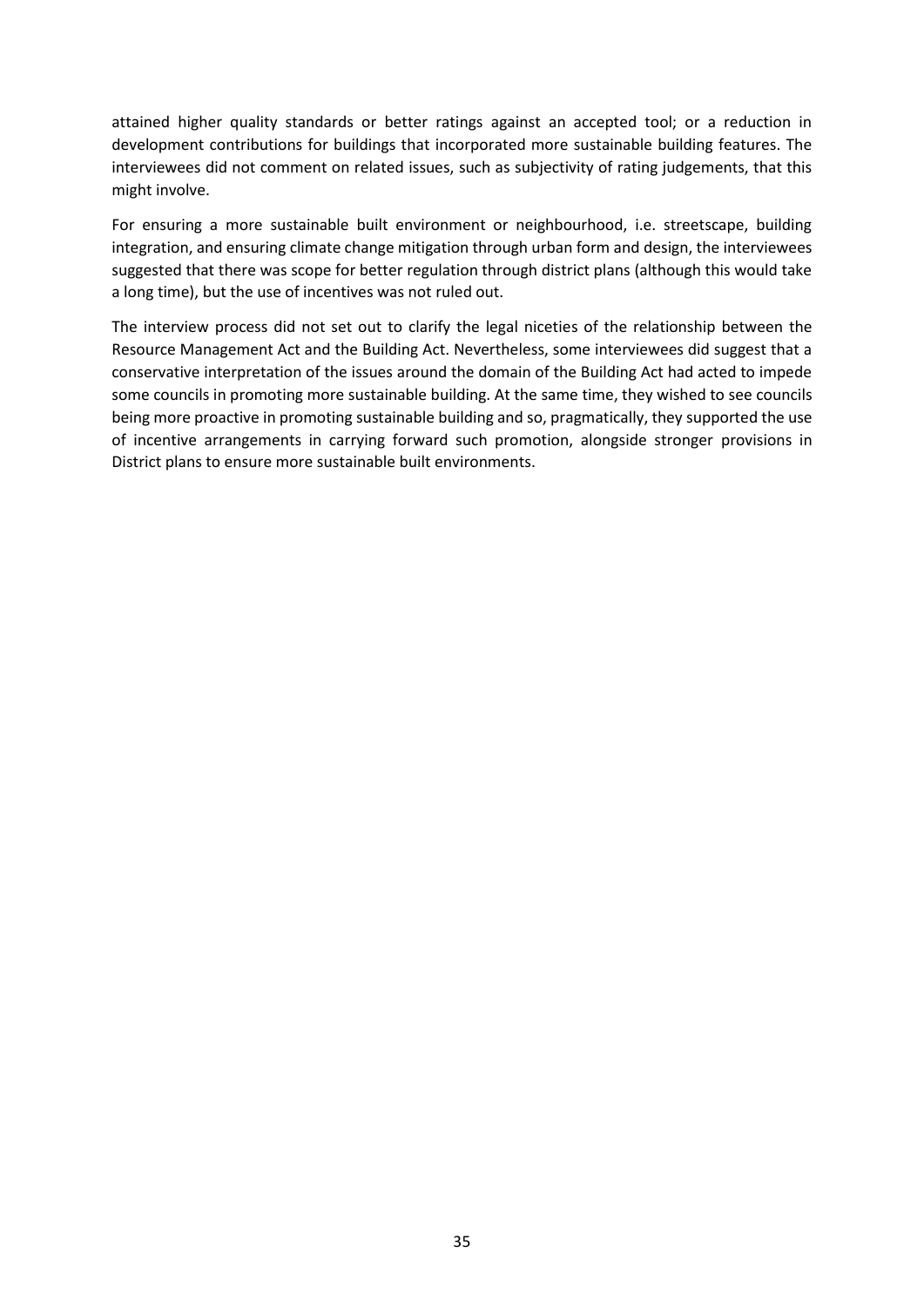attained higher quality standards or better ratings against an accepted tool; or a reduction in development contributions for buildings that incorporated more sustainable building features. The interviewees did not comment on related issues, such as subjectivity of rating judgements, that this might involve.

For ensuring a more sustainable built environment or neighbourhood, i.e. streetscape, building integration, and ensuring climate change mitigation through urban form and design, the interviewees suggested that there was scope for better regulation through district plans (although this would take a long time), but the use of incentives was not ruled out.

The interview process did not set out to clarify the legal niceties of the relationship between the Resource Management Act and the Building Act. Nevertheless, some interviewees did suggest that a conservative interpretation of the issues around the domain of the Building Act had acted to impede some councils in promoting more sustainable building. At the same time, they wished to see councils being more proactive in promoting sustainable building and so, pragmatically, they supported the use of incentive arrangements in carrying forward such promotion, alongside stronger provisions in District plans to ensure more sustainable built environments.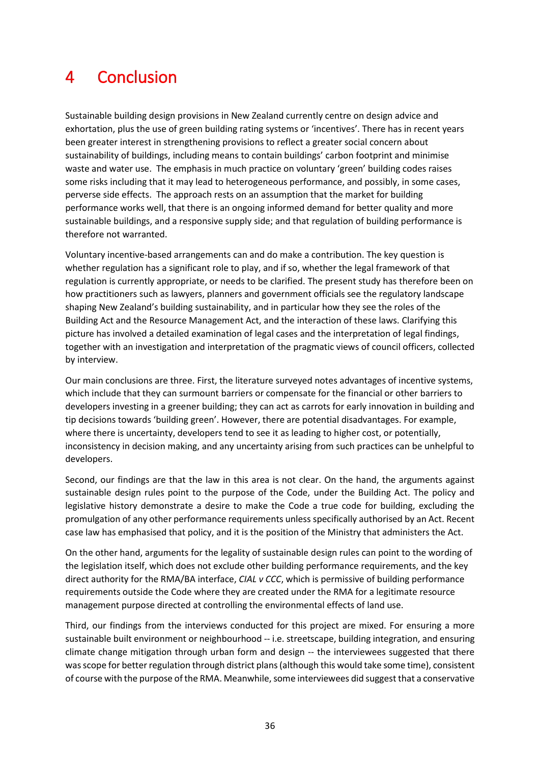# 4 Conclusion

Sustainable building design provisions in New Zealand currently centre on design advice and exhortation, plus the use of green building rating systems or 'incentives'. There has in recent years been greater interest in strengthening provisions to reflect a greater social concern about sustainability of buildings, including means to contain buildings' carbon footprint and minimise waste and water use. The emphasis in much practice on voluntary 'green' building codes raises some risks including that it may lead to heterogeneous performance, and possibly, in some cases, perverse side effects. The approach rests on an assumption that the market for building performance works well, that there is an ongoing informed demand for better quality and more sustainable buildings, and a responsive supply side; and that regulation of building performance is therefore not warranted.

Voluntary incentive-based arrangements can and do make a contribution. The key question is whether regulation has a significant role to play, and if so, whether the legal framework of that regulation is currently appropriate, or needs to be clarified. The present study has therefore been on how practitioners such as lawyers, planners and government officials see the regulatory landscape shaping New Zealand's building sustainability, and in particular how they see the roles of the Building Act and the Resource Management Act, and the interaction of these laws. Clarifying this picture has involved a detailed examination of legal cases and the interpretation of legal findings, together with an investigation and interpretation of the pragmatic views of council officers, collected by interview.

Our main conclusions are three. First, the literature surveyed notes advantages of incentive systems, which include that they can surmount barriers or compensate for the financial or other barriers to developers investing in a greener building; they can act as carrots for early innovation in building and tip decisions towards 'building green'. However, there are potential disadvantages. For example, where there is uncertainty, developers tend to see it as leading to higher cost, or potentially, inconsistency in decision making, and any uncertainty arising from such practices can be unhelpful to developers.

Second, our findings are that the law in this area is not clear. On the hand, the arguments against sustainable design rules point to the purpose of the Code, under the Building Act. The policy and legislative history demonstrate a desire to make the Code a true code for building, excluding the promulgation of any other performance requirements unless specifically authorised by an Act. Recent case law has emphasised that policy, and it is the position of the Ministry that administers the Act.

On the other hand, arguments for the legality of sustainable design rules can point to the wording of the legislation itself, which does not exclude other building performance requirements, and the key direct authority for the RMA/BA interface, *CIAL v CCC*, which is permissive of building performance requirements outside the Code where they are created under the RMA for a legitimate resource management purpose directed at controlling the environmental effects of land use.

Third, our findings from the interviews conducted for this project are mixed. For ensuring a more sustainable built environment or neighbourhood -- i.e. streetscape, building integration, and ensuring climate change mitigation through urban form and design -- the interviewees suggested that there was scope for better regulation through district plans (although this would take some time), consistent of course with the purpose of the RMA. Meanwhile, some interviewees did suggest that a conservative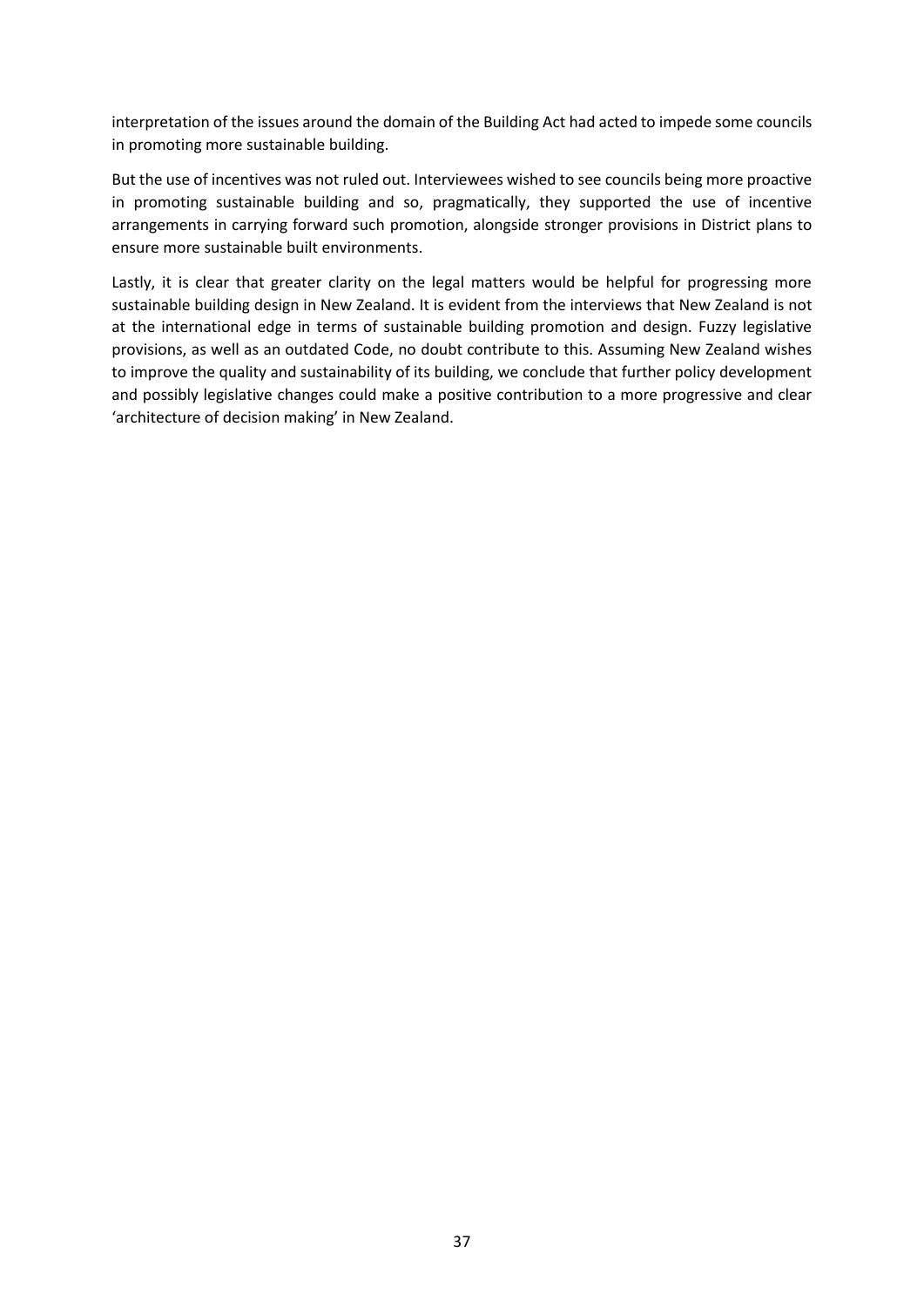interpretation of the issues around the domain of the Building Act had acted to impede some councils in promoting more sustainable building.

But the use of incentives was not ruled out. Interviewees wished to see councils being more proactive in promoting sustainable building and so, pragmatically, they supported the use of incentive arrangements in carrying forward such promotion, alongside stronger provisions in District plans to ensure more sustainable built environments.

Lastly, it is clear that greater clarity on the legal matters would be helpful for progressing more sustainable building design in New Zealand. It is evident from the interviews that New Zealand is not at the international edge in terms of sustainable building promotion and design. Fuzzy legislative provisions, as well as an outdated Code, no doubt contribute to this. Assuming New Zealand wishes to improve the quality and sustainability of its building, we conclude that further policy development and possibly legislative changes could make a positive contribution to a more progressive and clear 'architecture of decision making' in New Zealand.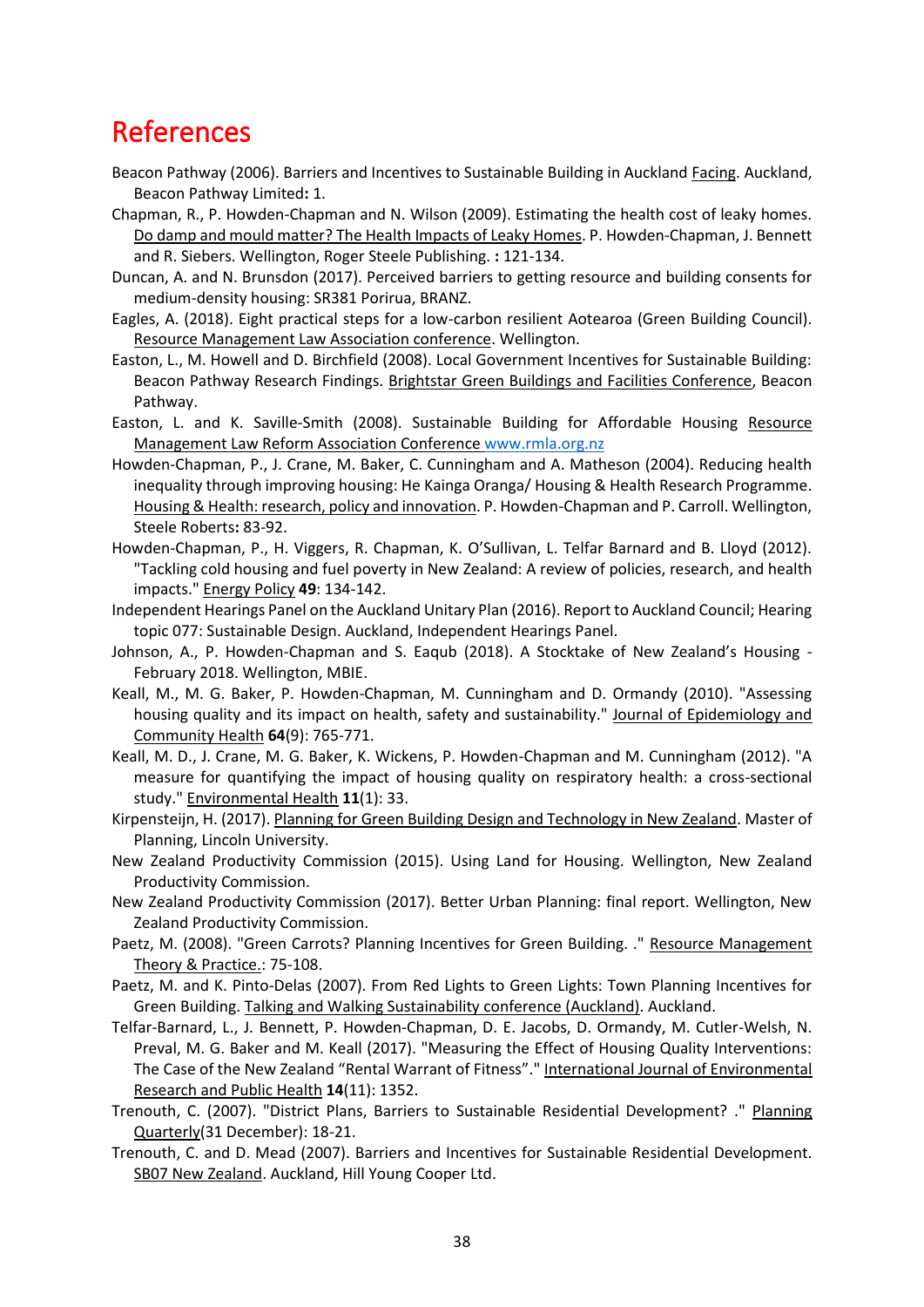# References

Beacon Pathway (2006). Barriers and Incentives to Sustainable Building in Auckland Facing. Auckland, Beacon Pathway Limited**:** 1.

Chapman, R., P. Howden-Chapman and N. Wilson (2009). Estimating the health cost of leaky homes. Do damp and mould matter? The Health Impacts of Leaky Homes. P. Howden-Chapman, J. Bennett and R. Siebers. Wellington, Roger Steele Publishing. **:** 121-134.

Duncan, A. and N. Brunsdon (2017). Perceived barriers to getting resource and building consents for medium-density housing: SR381 Porirua, BRANZ.

Eagles, A. (2018). Eight practical steps for a low-carbon resilient Aotearoa (Green Building Council). Resource Management Law Association conference. Wellington.

Easton, L., M. Howell and D. Birchfield (2008). Local Government Incentives for Sustainable Building: Beacon Pathway Research Findings. Brightstar Green Buildings and Facilities Conference, Beacon Pathway.

Easton, L. and K. Saville-Smith (2008). Sustainable Building for Affordable Housing Resource Management Law Reform Association Conference www.rmla.org.nz

Howden-Chapman, P., J. Crane, M. Baker, C. Cunningham and A. Matheson (2004). Reducing health inequality through improving housing: He Kainga Oranga/ Housing & Health Research Programme. Housing & Health: research, policy and innovation. P. Howden-Chapman and P. Carroll. Wellington, Steele Roberts**:** 83-92.

Howden-Chapman, P., H. Viggers, R. Chapman, K. O'Sullivan, L. Telfar Barnard and B. Lloyd (2012). "Tackling cold housing and fuel poverty in New Zealand: A review of policies, research, and health impacts." Energy Policy **49**: 134-142.

Independent Hearings Panel on the Auckland Unitary Plan (2016). Report to Auckland Council; Hearing topic 077: Sustainable Design. Auckland, Independent Hearings Panel.

Johnson, A., P. Howden-Chapman and S. Eaqub (2018). A Stocktake of New Zealand's Housing - February 2018. Wellington, MBIE.

Keall, M., M. G. Baker, P. Howden-Chapman, M. Cunningham and D. Ormandy (2010). "Assessing housing quality and its impact on health, safety and sustainability." Journal of Epidemiology and Community Health **64**(9): 765-771.

Keall, M. D., J. Crane, M. G. Baker, K. Wickens, P. Howden-Chapman and M. Cunningham (2012). "A measure for quantifying the impact of housing quality on respiratory health: a cross-sectional study." Environmental Health **11**(1): 33.

Kirpensteijn, H. (2017). Planning for Green Building Design and Technology in New Zealand. Master of Planning, Lincoln University.

New Zealand Productivity Commission (2015). Using Land for Housing. Wellington, New Zealand Productivity Commission.

New Zealand Productivity Commission (2017). Better Urban Planning: final report. Wellington, New Zealand Productivity Commission.

Paetz, M. (2008). "Green Carrots? Planning Incentives for Green Building. ." Resource Management Theory & Practice.: 75-108.

Paetz, M. and K. Pinto-Delas (2007). From Red Lights to Green Lights: Town Planning Incentives for Green Building. Talking and Walking Sustainability conference (Auckland). Auckland.

Telfar-Barnard, L., J. Bennett, P. Howden-Chapman, D. E. Jacobs, D. Ormandy, M. Cutler-Welsh, N. Preval, M. G. Baker and M. Keall (2017). "Measuring the Effect of Housing Quality Interventions: The Case of the New Zealand "Rental Warrant of Fitness"." International Journal of Environmental Research and Public Health **14**(11): 1352.

Trenouth, C. (2007). "District Plans, Barriers to Sustainable Residential Development? ." Planning Quarterly(31 December): 18-21.

Trenouth, C. and D. Mead (2007). Barriers and Incentives for Sustainable Residential Development. SB07 New Zealand. Auckland, Hill Young Cooper Ltd.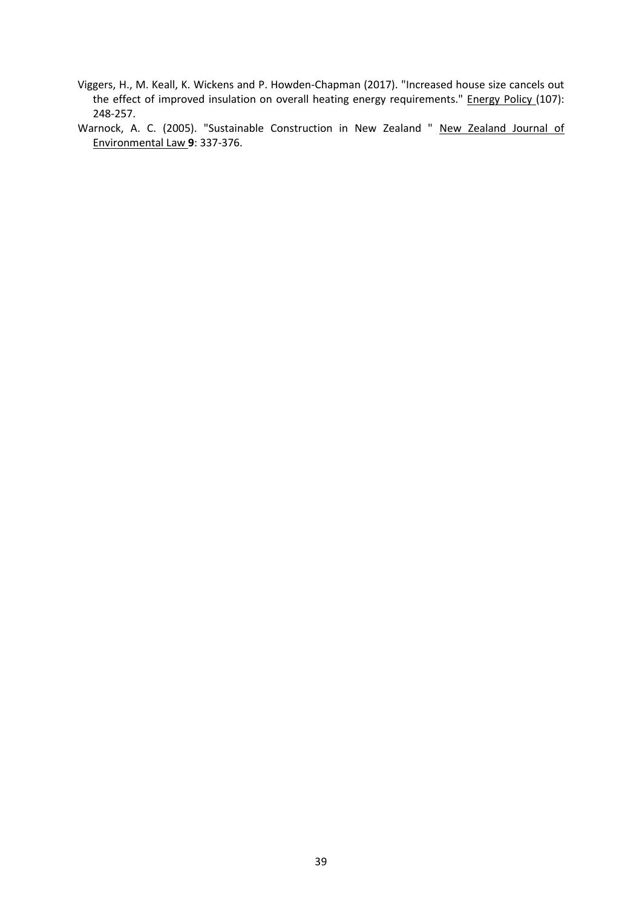Viggers, H., M. Keall, K. Wickens and P. Howden-Chapman (2017). "Increased house size cancels out the effect of improved insulation on overall heating energy requirements." Energy Policy (107): 248-257.

Warnock, A. C. (2005). "Sustainable Construction in New Zealand " New Zealand Journal of Environmental Law **9**: 337-376.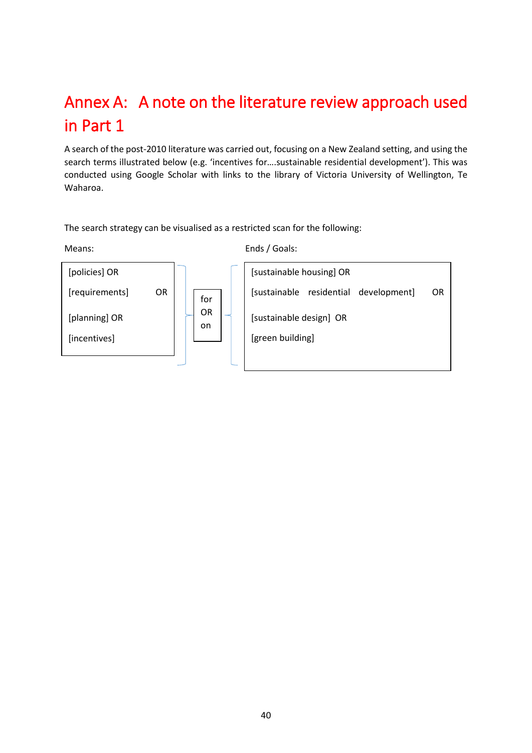# Annex A: A note on the literature review approach used in Part 1

A search of the post-2010 literature was carried out, focusing on a New Zealand setting, and using the search terms illustrated below (e.g. 'incentives for….sustainable residential development'). This was conducted using Google Scholar with links to the library of Victoria University of Wellington, Te Waharoa.

The search strategy can be visualised as a restricted scan for the following:

| Means: | | Ends / Goals: |
|---|---|---|
| [policies] OR<br>[requirements] OR<br>[planning] OR<br>[incentives] | for<br>OR<br>on | [sustainable housing] OR<br>[sustainable residential development] OR<br>[sustainable design] OR<br>[green building] |